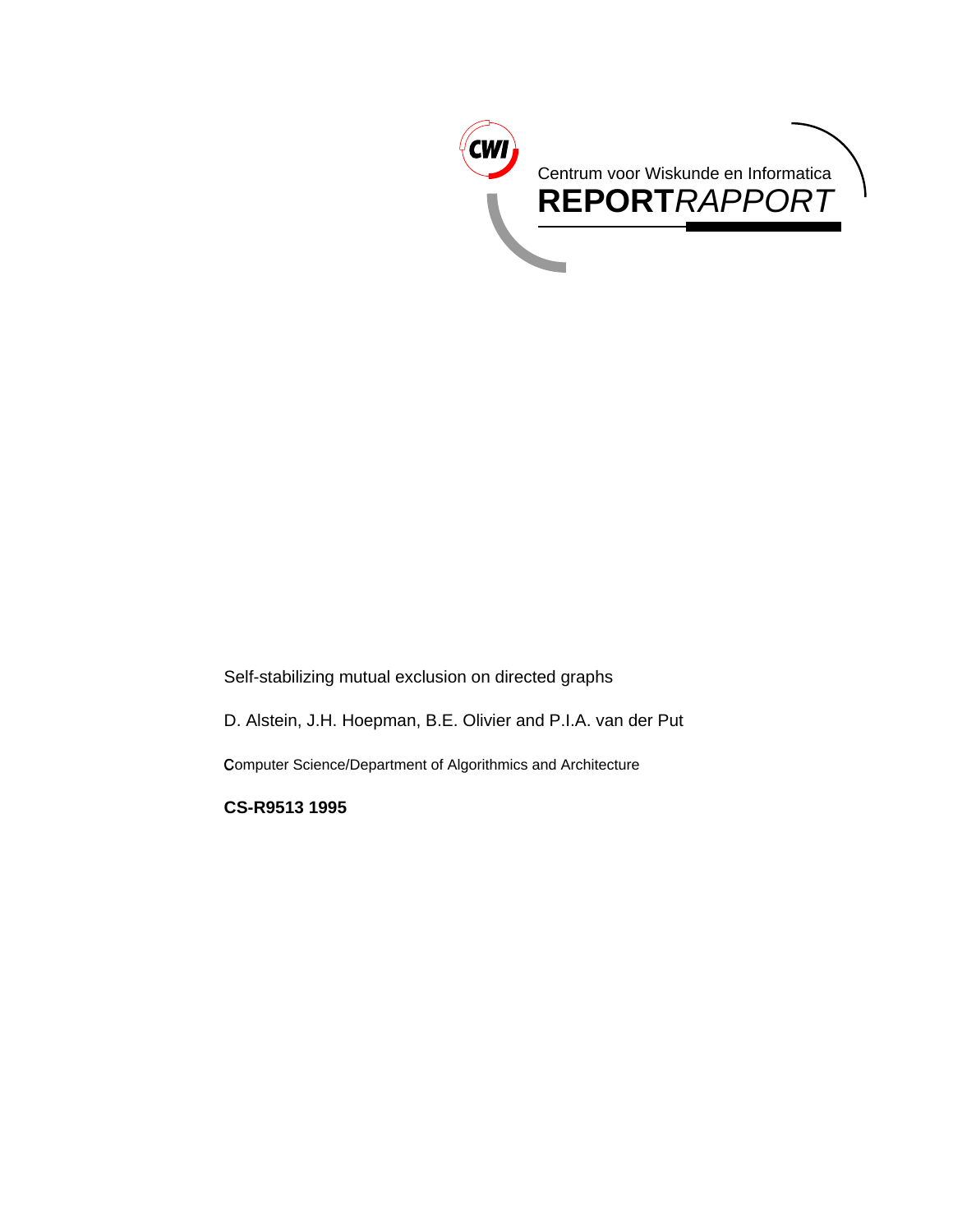Centrum voor Wiskunde en Informatica

**REPORT***RAPPORT*

Self-stabilizing mutual exclusion on directed graphs

D. Alstein, J.H. Hoepman, B.E. Olivier and P.I.A. van der Put

Computer Science/Department of Algorithmics and Architecture

**CS-R9513 1995**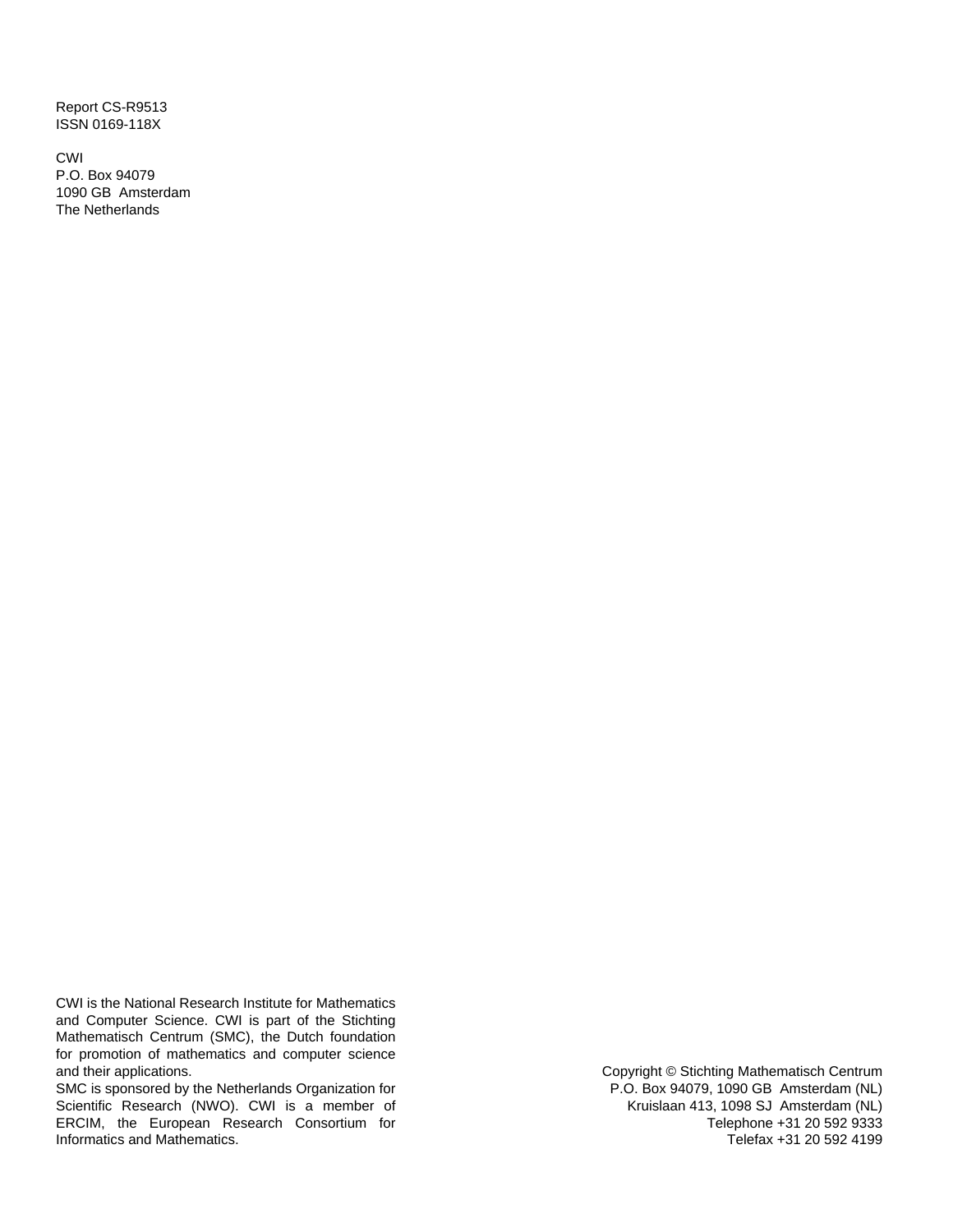Report CS-R9513
ISSN 0169-118X

CWI
P.O. Box 94079
1090 GB Amsterdam
The Netherlands

CWI is the National Research Institute for Mathematics and Computer Science. CWI is part of the Stichting Mathematisch Centrum (SMC), the Dutch foundation for promotion of mathematics and computer science and their applications.
SMC is sponsored by the Netherlands Organization for Scientific Research (NWO). CWI is a member of ERCIM, the European Research Consortium for Informatics and Mathematics.

Copyright © Stichting Mathematisch Centrum
P.O. Box 94079, 1090 GB Amsterdam (NL)
Kruislaan 413, 1098 SJ Amsterdam (NL)
Telephone +31 20 592 9333
Telefax +31 20 592 4199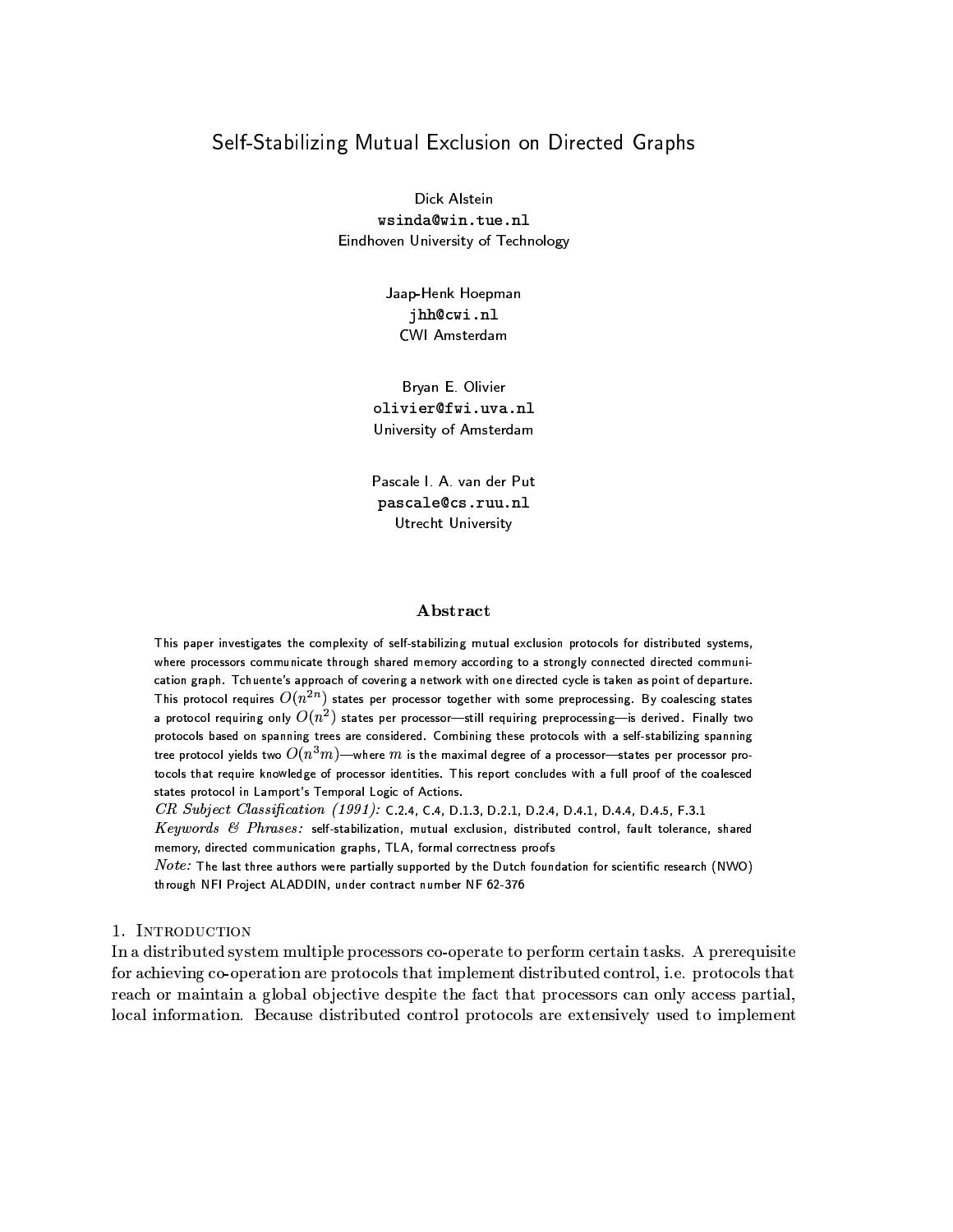# Self-Stabilizing Mutual Exclusion on Directed Graphs

Dick Alstein
wsinda@win.tue.nl
Eindhoven University of Technology

Jaap-Henk Hoepman
jhh@cwi.nl
CWI Amsterdam

Bryan E. Olivier
olivier@fwi.uva.nl
University of Amsterdam

Pascale I. A. van der Put
pascale@cs.ruu.nl
Utrecht University

## Abstract

This paper investigates the complexity of self-stabilizing mutual exclusion protocols for distributed systems, where processors communicate through shared memory according to a strongly connected directed communication graph. Tchuente's approach of covering a network with one directed cycle is taken as point of departure. This protocol requires $O(n^{2n})$ states per processor together with some preprocessing. By coalescing states a protocol requiring only $O(n^2)$ states per processor—still requiring preprocessing—is derived. Finally two protocols based on spanning trees are considered. Combining these protocols with a self-stabilizing spanning tree protocol yields two $O(n^3m)$—where $m$ is the maximal degree of a processor—states per processor protocols that require knowledge of processor identities. This report concludes with a full proof of the coalesced states protocol in Lamport's Temporal Logic of Actions.

*CR Subject Classification (1991):* C.2.4, C.4, D.1.3, D.2.1, D.2.4, D.4.1, D.4.4, D.4.5, F.3.1

*Keywords & Phrases:* self-stabilization, mutual exclusion, distributed control, fault tolerance, shared memory, directed communication graphs, TLA, formal correctness proofs

*Note:* The last three authors were partially supported by the Dutch foundation for scientific research (NWO) through NFI Project ALADDIN, under contract number NF 62-376

## 1. Introduction

In a distributed system multiple processors co-operate to perform certain tasks. A prerequisite for achieving co-operation are protocols that implement distributed control, i.e. protocols that reach or maintain a global objective despite the fact that processors can only access partial, local information. Because distributed control protocols are extensively used to implement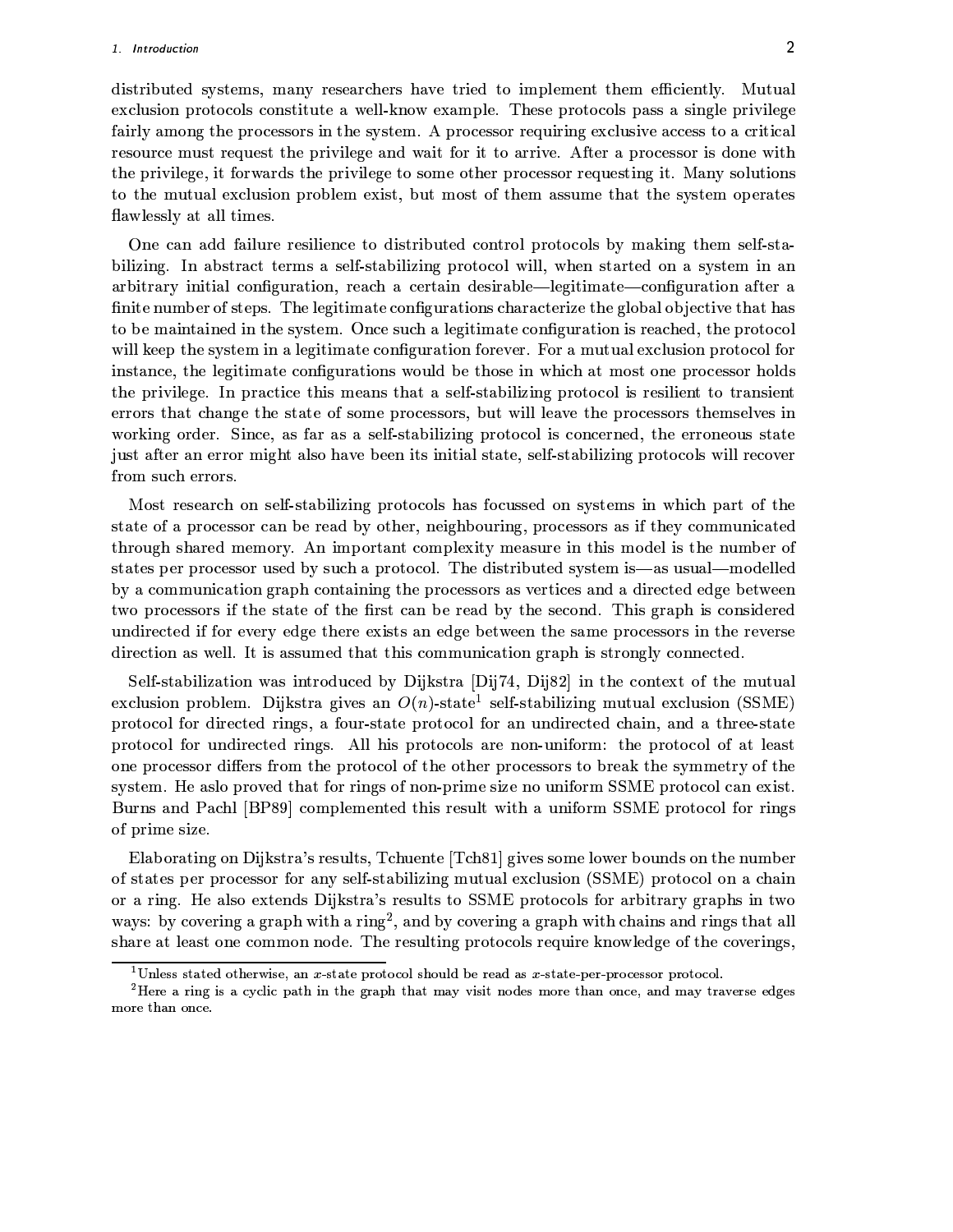distributed systems, many researchers have tried to implement them efficiently. Mutual exclusion protocols constitute a well-know example. These protocols pass a single privilege fairly among the processors in the system. A processor requiring exclusive access to a critical resource must request the privilege and wait for it to arrive. After a processor is done with the privilege, it forwards the privilege to some other processor requesting it. Many solutions to the mutual exclusion problem exist, but most of them assume that the system operates flawlessly at all times.

One can add failure resilience to distributed control protocols by making them self-stabilizing. In abstract terms a self-stabilizing protocol will, when started on a system in an arbitrary initial configuration, reach a certain desirable—legitimate—configuration after a finite number of steps. The legitimate configurations characterize the global objective that has to be maintained in the system. Once such a legitimate configuration is reached, the protocol will keep the system in a legitimate configuration forever. For a mutual exclusion protocol for instance, the legitimate configurations would be those in which at most one processor holds the privilege. In practice this means that a self-stabilizing protocol is resilient to transient errors that change the state of some processors, but will leave the processors themselves in working order. Since, as far as a self-stabilizing protocol is concerned, the erroneous state just after an error might also have been its initial state, self-stabilizing protocols will recover from such errors.

Most research on self-stabilizing protocols has focussed on systems in which part of the state of a processor can be read by other, neighbouring, processors as if they communicated through shared memory. An important complexity measure in this model is the number of states per processor used by such a protocol. The distributed system is—as usual—modelled by a communication graph containing the processors as vertices and a directed edge between two processors if the state of the first can be read by the second. This graph is considered undirected if for every edge there exists an edge between the same processors in the reverse direction as well. It is assumed that this communication graph is strongly connected.

Self-stabilization was introduced by Dijkstra [Dij74, Dij82] in the context of the mutual exclusion problem. Dijkstra gives an $O(n)$-state[1] self-stabilizing mutual exclusion (SSME) protocol for directed rings, a four-state protocol for an undirected chain, and a three-state protocol for undirected rings. All his protocols are non-uniform: the protocol of at least one processor differs from the protocol of the other processors to break the symmetry of the system. He aslo proved that for rings of non-prime size no uniform SSME protocol can exist. Burns and Pachl [BP89] complemented this result with a uniform SSME protocol for rings of prime size.

Elaborating on Dijkstra's results, Tchuente [Tch81] gives some lower bounds on the number of states per processor for any self-stabilizing mutual exclusion (SSME) protocol on a chain or a ring. He also extends Dijkstra's results to SSME protocols for arbitrary graphs in two ways: by covering a graph with a ring[2], and by covering a graph with chains and rings that all share at least one common node. The resulting protocols require knowledge of the coverings,

[1] Unless stated otherwise, an $x$-state protocol should be read as $x$-state-per-processor protocol.

[2] Here a ring is a cyclic path in the graph that may visit nodes more than once, and may traverse edges more than once.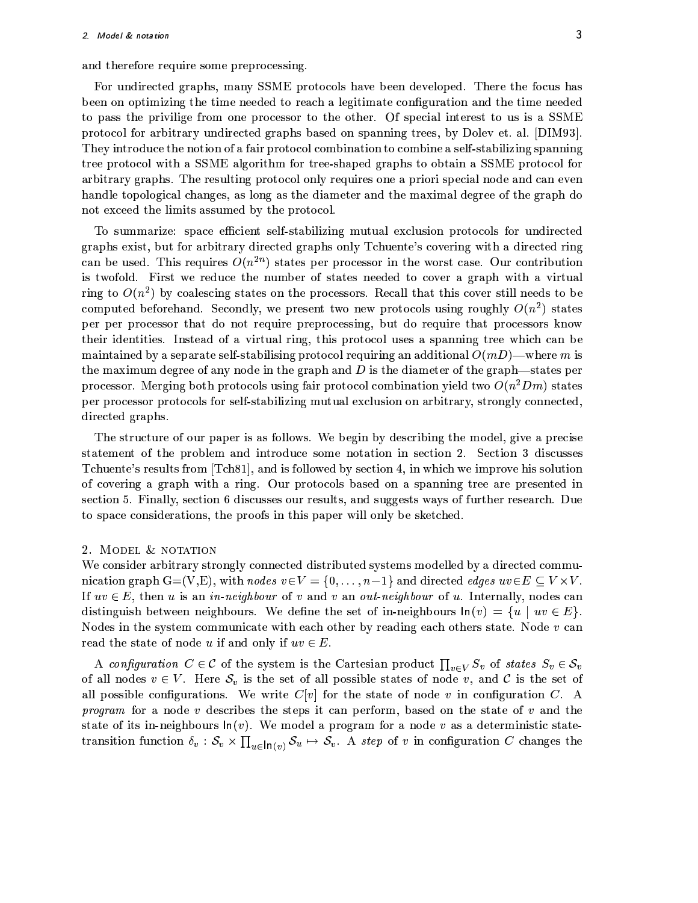and therefore require some preprocessing.

For undirected graphs, many SSME protocols have been developed. There the focus has been on optimizing the time needed to reach a legitimate configuration and the time needed to pass the privilige from one processor to the other. Of special interest to us is a SSME protocol for arbitrary undirected graphs based on spanning trees, by Dolev et. al. [DIM93]. They introduce the notion of a fair protocol combination to combine a self-stabilizing spanning tree protocol with a SSME algorithm for tree-shaped graphs to obtain a SSME protocol for arbitrary graphs. The resulting protocol only requires one a priori special node and can even handle topological changes, as long as the diameter and the maximal degree of the graph do not exceed the limits assumed by the protocol.

To summarize: space efficient self-stabilizing mutual exclusion protocols for undirected graphs exist, but for arbitrary directed graphs only Tchuente's covering with a directed ring can be used. This requires $O(n^{2n})$ states per processor in the worst case. Our contribution is twofold. First we reduce the number of states needed to cover a graph with a virtual ring to $O(n^2)$ by coalescing states on the processors. Recall that this cover still needs to be computed beforehand. Secondly, we present two new protocols using roughly $O(n^2)$ states per per processor that do not require preprocessing, but do require that processors know their identities. Instead of a virtual ring, this protocol uses a spanning tree which can be maintained by a separate self-stabilising protocol requiring an additional $O(mD)$—where $m$ is the maximum degree of any node in the graph and $D$ is the diameter of the graph—states per processor. Merging both protocols using fair protocol combination yield two $O(n^2Dm)$ states per processor protocols for self-stabilizing mutual exclusion on arbitrary, strongly connected, directed graphs.

The structure of our paper is as follows. We begin by describing the model, give a precise statement of the problem and introduce some notation in section 2. Section 3 discusses Tchuente's results from [Tch81], and is followed by section 4, in which we improve his solution of covering a graph with a ring. Our protocols based on a spanning tree are presented in section 5. Finally, section 6 discusses our results, and suggests ways of further research. Due to space considerations, the proofs in this paper will only be sketched.

## 2. Model & notation

We consider arbitrary strongly connected distributed systems modelled by a directed communication graph G=(V,E), with *nodes* $v \in V = \{0, \ldots, n-1\}$ and directed *edges* $uv \in E \subseteq V \times V$. If $uv \in E$, then $u$ is an *in-neighbour* of $v$ and $v$ an *out-neighbour* of $u$. Internally, nodes can distinguish between neighbours. We define the set of in-neighbours $\mathsf{In}(v) = \{u \mid uv \in E\}$. Nodes in the system communicate with each other by reading each others state. Node $v$ can read the state of node $u$ if and only if $uv \in E$.

A *configuration* $C \in \mathcal{C}$ of the system is the Cartesian product $\prod_{v \in V} S_v$ of *states* $S_v \in \mathcal{S}_v$ of all nodes $v \in V$. Here $\mathcal{S}_v$ is the set of all possible states of node $v$, and $\mathcal{C}$ is the set of all possible configurations. We write $C[v]$ for the state of node $v$ in configuration $C$. A *program* for a node $v$ describes the steps it can perform, based on the state of $v$ and the state of its in-neighbours $\mathsf{In}(v)$. We model a program for a node $v$ as a deterministic state-transition function $\delta_v : \mathcal{S}_v \times \prod_{u \in \mathsf{In}(v)} \mathcal{S}_u \mapsto \mathcal{S}_v$. A *step* of $v$ in configuration $C$ changes the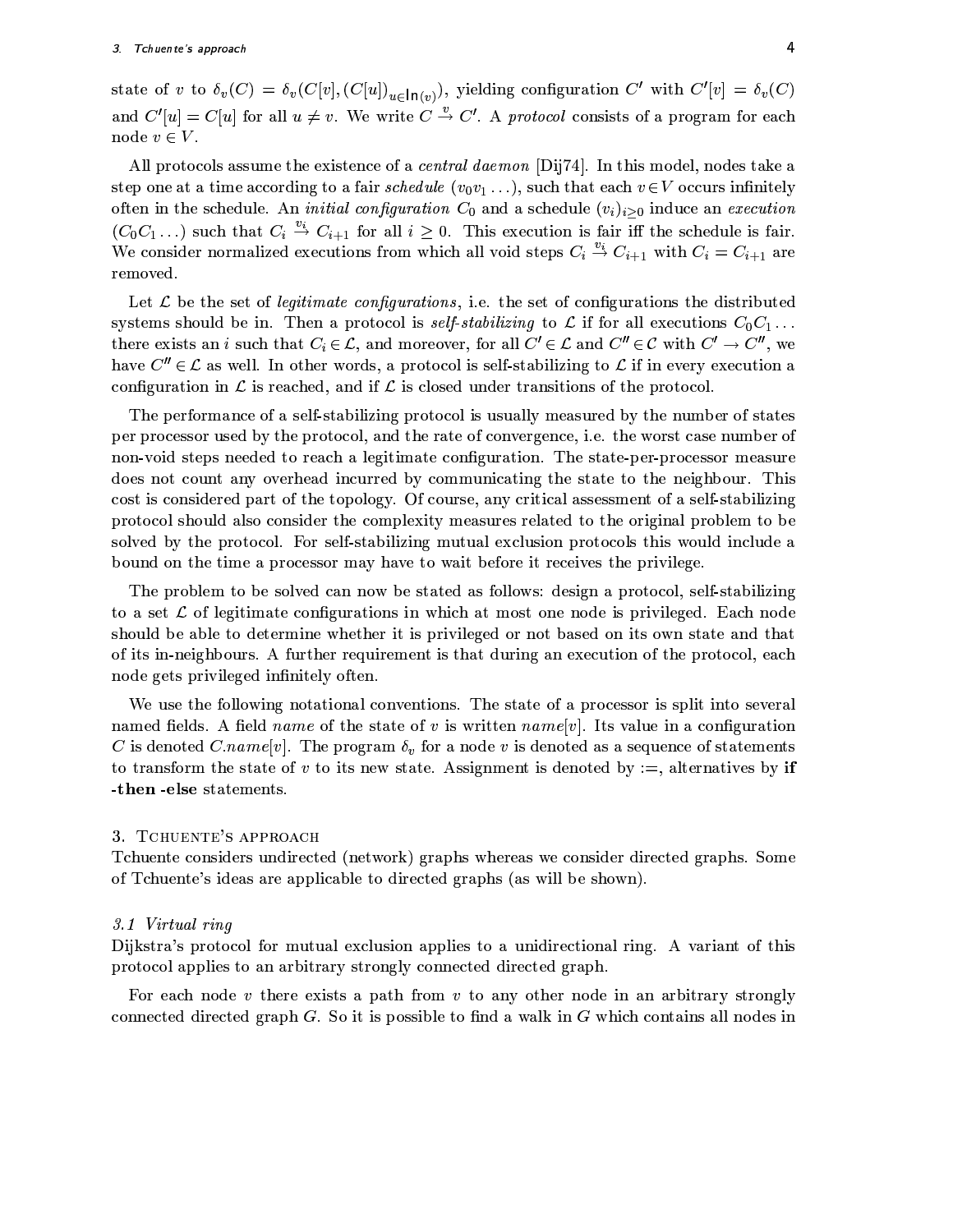state of $v$ to $\delta_v(C) = \delta_v(C[v], (C[u])_{u \in \mathsf{In}(v)})$, yielding configuration $C'$ with $C'[v] = \delta_v(C)$ and $C'[u] = C[u]$ for all $u \neq v$. We write $C \xrightarrow{v} C'$. A *protocol* consists of a program for each node $v \in V$.

All protocols assume the existence of a *central daemon* [Dij74]. In this model, nodes take a step one at a time according to a fair *schedule* $(v_0 v_1 \ldots)$, such that each $v \in V$ occurs infinitely often in the schedule. An *initial configuration* $C_0$ and a schedule $(v_i)_{i \geq 0}$ induce an *execution* $(C_0 C_1 \ldots)$ such that $C_i \xrightarrow{v_i} C_{i+1}$ for all $i \geq 0$. This execution is fair iff the schedule is fair. We consider normalized executions from which all void steps $C_i \xrightarrow{v_i} C_{i+1}$ with $C_i = C_{i+1}$ are removed.

Let $\mathcal{L}$ be the set of *legitimate configurations*, i.e. the set of configurations the distributed systems should be in. Then a protocol is *self-stabilizing* to $\mathcal{L}$ if for all executions $C_0 C_1 \ldots$ there exists an $i$ such that $C_i \in \mathcal{L}$, and moreover, for all $C' \in \mathcal{L}$ and $C'' \in \mathcal{C}$ with $C' \to C''$, we have $C'' \in \mathcal{L}$ as well. In other words, a protocol is self-stabilizing to $\mathcal{L}$ if in every execution a configuration in $\mathcal{L}$ is reached, and if $\mathcal{L}$ is closed under transitions of the protocol.

The performance of a self-stabilizing protocol is usually measured by the number of states per processor used by the protocol, and the rate of convergence, i.e. the worst case number of non-void steps needed to reach a legitimate configuration. The state-per-processor measure does not count any overhead incurred by communicating the state to the neighbour. This cost is considered part of the topology. Of course, any critical assessment of a self-stabilizing protocol should also consider the complexity measures related to the original problem to be solved by the protocol. For self-stabilizing mutual exclusion protocols this would include a bound on the time a processor may have to wait before it receives the privilege.

The problem to be solved can now be stated as follows: design a protocol, self-stabilizing to a set $\mathcal{L}$ of legitimate configurations in which at most one node is privileged. Each node should be able to determine whether it is privileged or not based on its own state and that of its in-neighbours. A further requirement is that during an execution of the protocol, each node gets privileged infinitely often.

We use the following notational conventions. The state of a processor is split into several named fields. A field *name* of the state of $v$ is written $name[v]$. Its value in a configuration $C$ is denoted $C.name[v]$. The program $\delta_v$ for a node $v$ is denoted as a sequence of statements to transform the state of $v$ to its new state. Assignment is denoted by $:=$, alternatives by **if -then -else** statements.

## 3. Tchuente's approach

Tchuente considers undirected (network) graphs whereas we consider directed graphs. Some of Tchuente's ideas are applicable to directed graphs (as will be shown).

### 3.1 Virtual ring

Dijkstra's protocol for mutual exclusion applies to a unidirectional ring. A variant of this protocol applies to an arbitrary strongly connected directed graph.

For each node $v$ there exists a path from $v$ to any other node in an arbitrary strongly connected directed graph $G$. So it is possible to find a walk in $G$ which contains all nodes in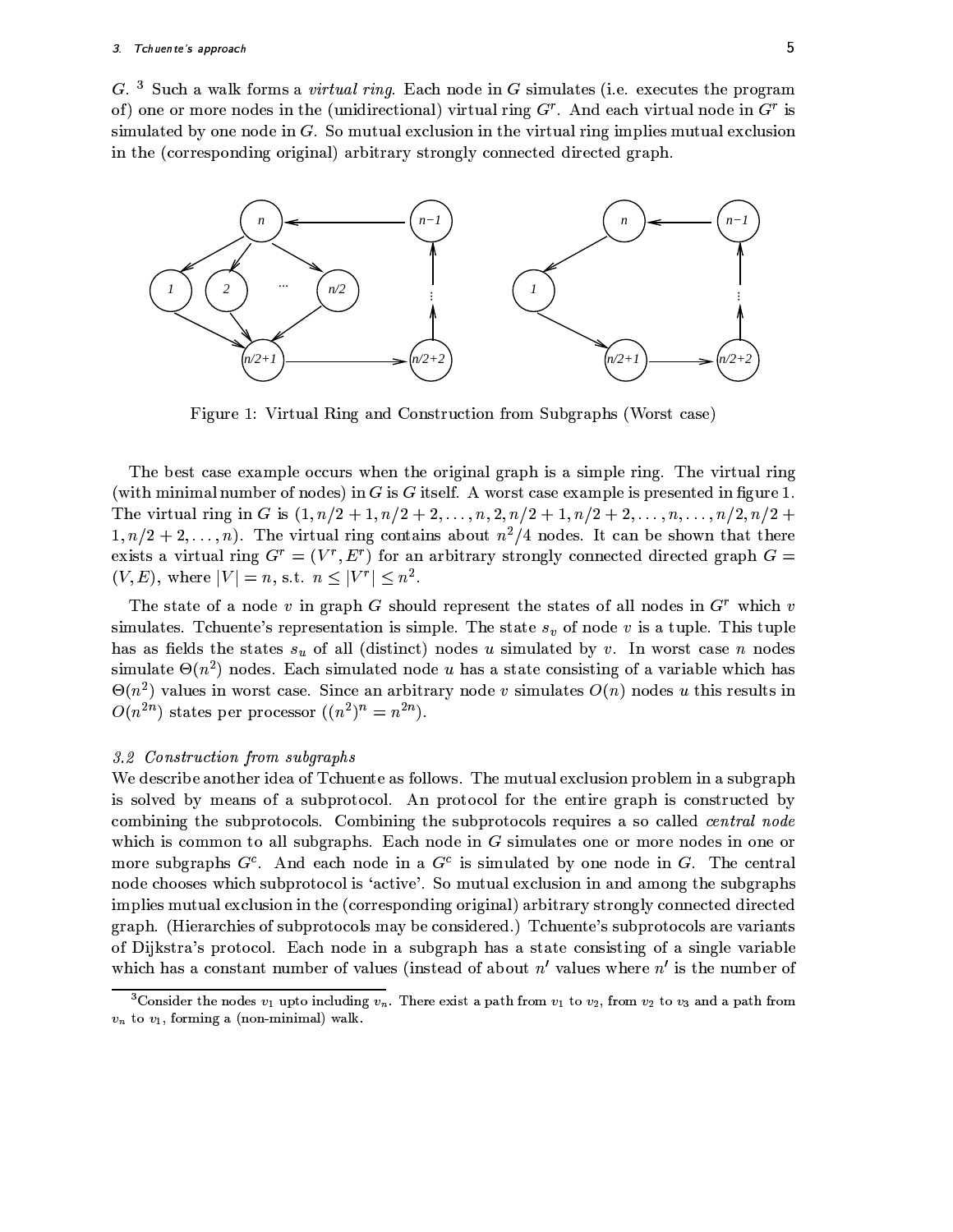$G$. [3] Such a walk forms a *virtual ring*. Each node in $G$ simulates (i.e. executes the program of) one or more nodes in the (unidirectional) virtual ring $G^r$. And each virtual node in $G^r$ is simulated by one node in $G$. So mutual exclusion in the virtual ring implies mutual exclusion in the (corresponding original) arbitrary strongly connected directed graph.

Figure 1: Virtual Ring and Construction from Subgraphs (Worst case)

The best case example occurs when the original graph is a simple ring. The virtual ring (with minimal number of nodes) in $G$ is $G$ itself. A worst case example is presented in figure 1. The virtual ring in $G$ is $(1, n/2+1, n/2+2, \ldots, n, 2, n/2+1, n/2+2, \ldots, n, \ldots, n/2, n/2+1, n/2+2, \ldots, n)$. The virtual ring contains about $n^2/4$ nodes. It can be shown that there exists a virtual ring $G^r = (V^r, E^r)$ for an arbitrary strongly connected directed graph $G = (V, E)$, where $|V| = n$, s.t. $n \leq |V^r| \leq n^2$.

The state of a node $v$ in graph $G$ should represent the states of all nodes in $G^r$ which $v$ simulates. Tchuente's representation is simple. The state $s_v$ of node $v$ is a tuple. This tuple has as fields the states $s_u$ of all (distinct) nodes $u$ simulated by $v$. In worst case $n$ nodes simulate $\Theta(n^2)$ nodes. Each simulated node $u$ has a state consisting of a variable which has $\Theta(n^2)$ values in worst case. Since an arbitrary node $v$ simulates $O(n)$ nodes $u$ this results in $O(n^{2n})$ states per processor ($(n^2)^n = n^{2n}$).

### 3.2 Construction from subgraphs

We describe another idea of Tchuente as follows. The mutual exclusion problem in a subgraph is solved by means of a subprotocol. An protocol for the entire graph is constructed by combining the subprotocols. Combining the subprotocols requires a so called *central node* which is common to all subgraphs. Each node in $G$ simulates one or more nodes in one or more subgraphs $G^c$. And each node in a $G^c$ is simulated by one node in $G$. The central node chooses which subprotocol is 'active'. So mutual exclusion in and among the subgraphs implies mutual exclusion in the (corresponding original) arbitrary strongly connected directed graph. (Hierarchies of subprotocols may be considered.) Tchuente's subprotocols are variants of Dijkstra's protocol. Each node in a subgraph has a state consisting of a single variable which has a constant number of values (instead of about $n'$ values where $n'$ is the number of

[3] Consider the nodes $v_1$ upto including $v_n$. There exist a path from $v_1$ to $v_2$, from $v_2$ to $v_3$ and a path from $v_n$ to $v_1$, forming a (non-minimal) walk.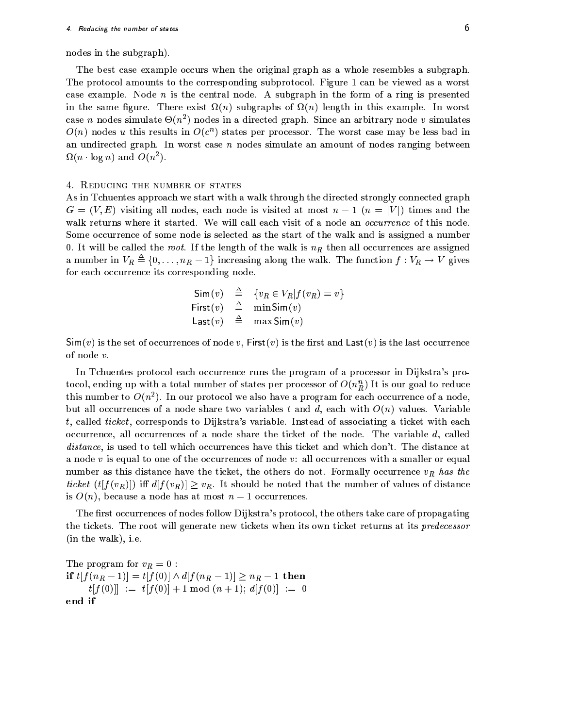nodes in the subgraph).

The best case example occurs when the original graph as a whole resembles a subgraph. The protocol amounts to the corresponding subprotocol. Figure 1 can be viewed as a worst case example. Node $n$ is the central node. A subgraph in the form of a ring is presented in the same figure. There exist $\Omega(n)$ subgraphs of $\Omega(n)$ length in this example. In worst case $n$ nodes simulate $\Theta(n^2)$ nodes in a directed graph. Since an arbitrary node $v$ simulates $O(n)$ nodes $u$ this results in $O(c^n)$ states per processor. The worst case may be less bad in an undirected graph. In worst case $n$ nodes simulate an amount of nodes ranging between $\Omega(n \cdot \log n)$ and $O(n^2)$.

## 4. Reducing the number of states

As in Tchuentes approach we start with a walk through the directed strongly connected graph $G = (V, E)$ visiting all nodes, each node is visited at most $n - 1$ ($n = |V|$) times and the walk returns where it started. We will call each visit of a node an *occurrence* of this node. Some occurrence of some node is selected as the start of the walk and is assigned a number 0. It will be called the *root*. If the length of the walk is $n_R$ then all occurrences are assigned a number in $V_R \triangleq \{0, \ldots, n_R - 1\}$ increasing along the walk. The function $f : V_R \to V$ gives for each occurrence its corresponding node.

$$
\begin{aligned}
\mathsf{Sim}(v) &\triangleq \{v_R \in V_R | f(v_R) = v\} \\
\mathsf{First}(v) &\triangleq \min \mathsf{Sim}(v) \\
\mathsf{Last}(v) &\triangleq \max \mathsf{Sim}(v)
\end{aligned}
$$

$\mathsf{Sim}(v)$ is the set of occurrences of node $v$, $\mathsf{First}(v)$ is the first and $\mathsf{Last}(v)$ is the last occurrence of node $v$.

In Tchuentes protocol each occurrence runs the program of a processor in Dijkstra's protocol, ending up with a total number of states per processor of $O(n_R^n)$ It is our goal to reduce this number to $O(n^2)$. In our protocol we also have a program for each occurrence of a node, but all occurrences of a node share two variables $t$ and $d$, each with $O(n)$ values. Variable $t$, called *ticket*, corresponds to Dijkstra's variable. Instead of associating a ticket with each occurrence, all occurrences of a node share the ticket of the node. The variable $d$, called *distance*, is used to tell which occurrences have this ticket and which don't. The distance at a node $v$ is equal to one of the occurrences of node $v$: all occurrences with a smaller or equal number as this distance have the ticket, the others do not. Formally occurrence $v_R$ *has the ticket* ($t[f(v_R)]$) iff $d[f(v_R)] \geq v_R$. It should be noted that the number of values of distance is $O(n)$, because a node has at most $n - 1$ occurrences.

The first occurrences of nodes follow Dijkstra's protocol, the others take care of propagating the tickets. The root will generate new tickets when its own ticket returns at its *predecessor* (in the walk), i.e.

The program for $v_R = 0$ :
**if** $t[f(n_R - 1)] = t[f(0)] \wedge d[f(n_R - 1)] \geq n_R - 1$ **then**
    $t[f(0)] \;:=\; t[f(0)] + 1 \bmod (n + 1);\; d[f(0)] \;:=\; 0$
**end if**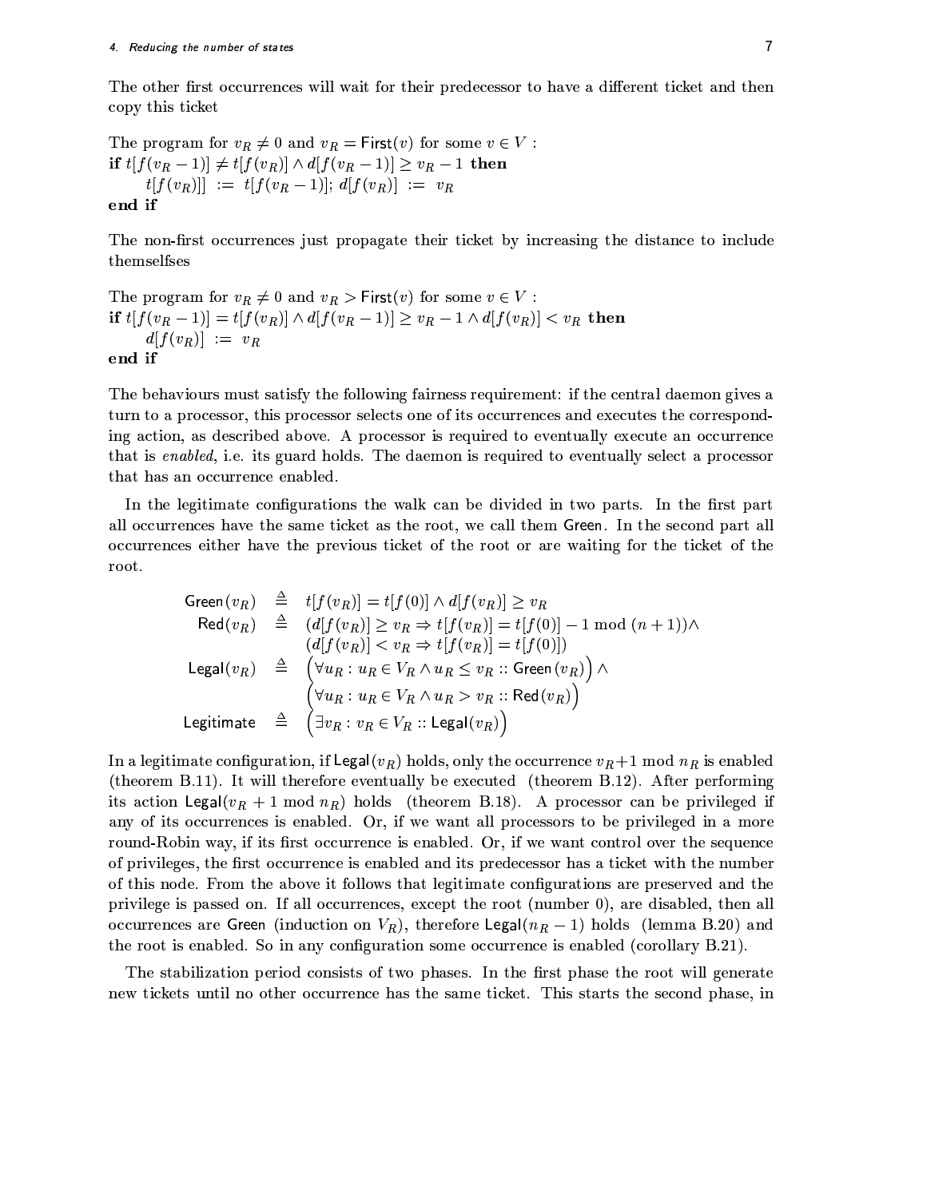The other first occurrences will wait for their predecessor to have a different ticket and then copy this ticket

The program for $v_R \neq 0$ and $v_R = \mathsf{First}(v)$ for some $v \in V$ :

**if** $t[f(v_R - 1)] \neq t[f(v_R)] \wedge d[f(v_R - 1)] \geq v_R - 1$ **then**
    $t[f(v_R)]] := t[f(v_R - 1)]$; $d[f(v_R)] := v_R$
**end if**

The non-first occurrences just propagate their ticket by increasing the distance to include themselfses

The program for $v_R \neq 0$ and $v_R > \mathsf{First}(v)$ for some $v \in V$ :

**if** $t[f(v_R - 1)] = t[f(v_R)] \wedge d[f(v_R - 1)] \geq v_R - 1 \wedge d[f(v_R)] < v_R$ **then**
    $d[f(v_R)] := v_R$
**end if**

The behaviours must satisfy the following fairness requirement: if the central daemon gives a turn to a processor, this processor selects one of its occurrences and executes the corresponding action, as described above. A processor is required to eventually execute an occurrence that is *enabled*, i.e. its guard holds. The daemon is required to eventually select a processor that has an occurrence enabled.

In the legitimate configurations the walk can be divided in two parts. In the first part all occurrences have the same ticket as the root, we call them Green. In the second part all occurrences either have the previous ticket of the root or are waiting for the ticket of the root.

$$
\begin{aligned}
\mathsf{Green}(v_R) &\triangleq t[f(v_R)] = t[f(0)] \wedge d[f(v_R)] \geq v_R \\
\mathsf{Red}(v_R) &\triangleq (d[f(v_R)] \geq v_R \Rightarrow t[f(v_R)] = t[f(0)] - 1 \bmod (n+1)) \wedge \\
&\quad\; (d[f(v_R)] < v_R \Rightarrow t[f(v_R)] = t[f(0)]) \\
\mathsf{Legal}(v_R) &\triangleq \Big(\forall u_R : u_R \in V_R \wedge u_R \leq v_R :: \mathsf{Green}(v_R)\Big) \wedge \\
&\quad\; \Big(\forall u_R : u_R \in V_R \wedge u_R > v_R :: \mathsf{Red}(v_R)\Big) \\
\mathsf{Legitimate} &\triangleq \Big(\exists v_R : v_R \in V_R :: \mathsf{Legal}(v_R)\Big)
\end{aligned}
$$

In a legitimate configuration, if $\mathsf{Legal}(v_R)$ holds, only the occurrence $v_R + 1 \bmod n_R$ is enabled (theorem B.11). It will therefore eventually be executed (theorem B.12). After performing its action $\mathsf{Legal}(v_R + 1 \bmod n_R)$ holds (theorem B.18). A processor can be privileged if any of its occurrences is enabled. Or, if we want all processors to be privileged in a more round-Robin way, if its first occurrence is enabled. Or, if we want control over the sequence of privileges, the first occurrence is enabled and its predecessor has a ticket with the number of this node. From the above it follows that legitimate configurations are preserved and the privilege is passed on. If all occurrences, except the root (number 0), are disabled, then all occurrences are Green (induction on $V_R$), therefore $\mathsf{Legal}(n_R - 1)$ holds (lemma B.20) and the root is enabled. So in any configuration some occurrence is enabled (corollary B.21).

The stabilization period consists of two phases. In the first phase the root will generate new tickets until no other occurrence has the same ticket. This starts the second phase, in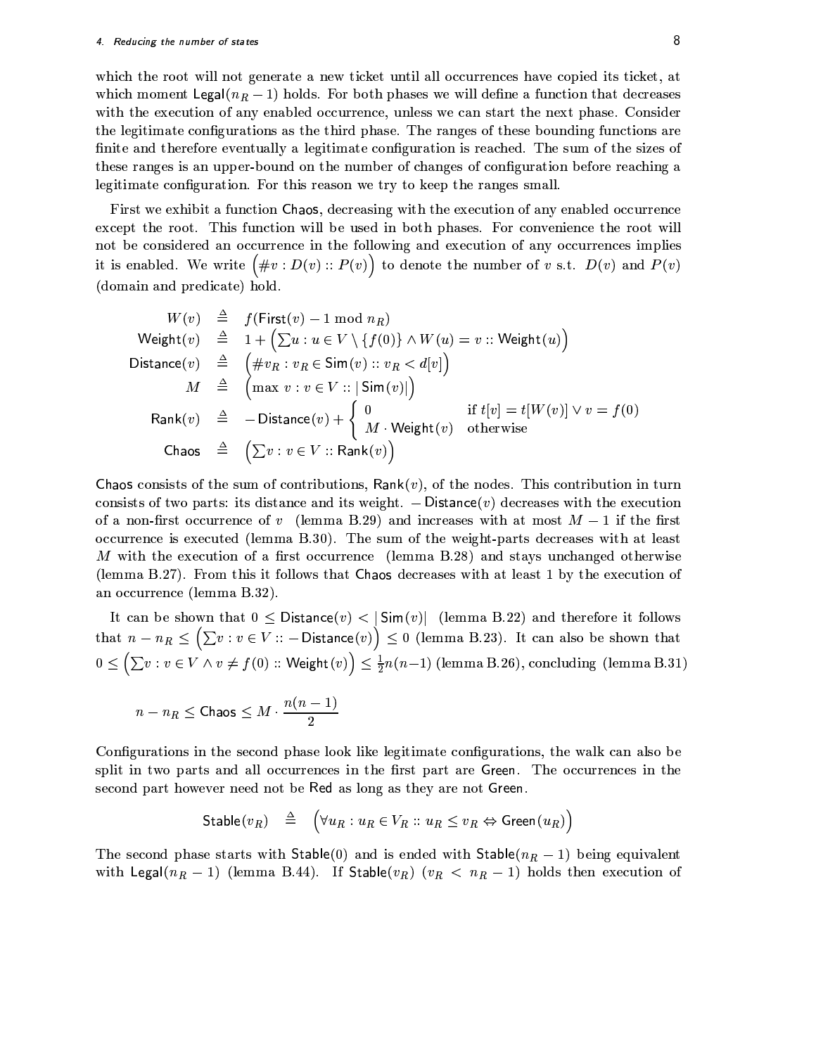which the root will not generate a new ticket until all occurrences have copied its ticket, at which moment $\mathsf{Legal}(n_R - 1)$ holds. For both phases we will define a function that decreases with the execution of any enabled occurrence, unless we can start the next phase. Consider the legitimate configurations as the third phase. The ranges of these bounding functions are finite and therefore eventually a legitimate configuration is reached. The sum of the sizes of these ranges is an upper-bound on the number of changes of configuration before reaching a legitimate configuration. For this reason we try to keep the ranges small.

First we exhibit a function $\mathsf{Chaos}$, decreasing with the execution of any enabled occurrence except the root. This function will be used in both phases. For convenience the root will not be considered an occurrence in the following and execution of any occurrences implies it is enabled. We write $\left(\#v : D(v) :: P(v)\right)$ to denote the number of $v$ s.t. $D(v)$ and $P(v)$ (domain and predicate) hold.

$$
\begin{aligned}
W(v) &\triangleq f(\mathsf{First}(v) - 1 \bmod n_R) \\
\mathsf{Weight}(v) &\triangleq 1 + \left(\textstyle\sum u : u \in V \setminus \{f(0)\} \wedge W(u) = v :: \mathsf{Weight}(u)\right) \\
\mathsf{Distance}(v) &\triangleq \left(\#v_R : v_R \in \mathsf{Sim}(v) :: v_R < d[v]\right) \\
M &\triangleq \left(\max\, v : v \in V :: |\,\mathsf{Sim}(v)|\right) \\
\mathsf{Rank}(v) &\triangleq -\mathsf{Distance}(v) + \begin{cases} 0 & \text{if } t[v] = t[W(v)] \vee v = f(0) \\ M \cdot \mathsf{Weight}(v) & \text{otherwise} \end{cases} \\
\mathsf{Chaos} &\triangleq \left(\textstyle\sum v : v \in V :: \mathsf{Rank}(v)\right)
\end{aligned}
$$

$\mathsf{Chaos}$ consists of the sum of contributions, $\mathsf{Rank}(v)$, of the nodes. This contribution in turn consists of two parts: its distance and its weight. $-\mathsf{Distance}(v)$ decreases with the execution of a non-first occurrence of $v$ (lemma B.29) and increases with at most $M-1$ if the first occurrence is executed (lemma B.30). The sum of the weight-parts decreases with at least $M$ with the execution of a first occurrence (lemma B.28) and stays unchanged otherwise (lemma B.27). From this it follows that $\mathsf{Chaos}$ decreases with at least 1 by the execution of an occurrence (lemma B.32).

It can be shown that $0 \leq \mathsf{Distance}(v) < |\,\mathsf{Sim}(v)|$ (lemma B.22) and therefore it follows that $n - n_R \leq \left(\sum v : v \in V :: -\mathsf{Distance}(v)\right) \leq 0$ (lemma B.23). It can also be shown that $0 \leq \left(\sum v : v \in V \wedge v \neq f(0) :: \mathsf{Weight}(v)\right) \leq \frac{1}{2}n(n-1)$ (lemma B.26), concluding (lemma B.31)

$$
n - n_R \leq \mathsf{Chaos} \leq M \cdot \frac{n(n-1)}{2}
$$

Configurations in the second phase look like legitimate configurations, the walk can also be split in two parts and all occurrences in the first part are $\mathsf{Green}$. The occurrences in the second part however need not be $\mathsf{Red}$ as long as they are not $\mathsf{Green}$.

$$
\mathsf{Stable}(v_R) \quad \triangleq \quad \left(\forall u_R : u_R \in V_R :: u_R \leq v_R \Leftrightarrow \mathsf{Green}(u_R)\right)
$$

The second phase starts with $\mathsf{Stable}(0)$ and is ended with $\mathsf{Stable}(n_R - 1)$ being equivalent with $\mathsf{Legal}(n_R - 1)$ (lemma B.44). If $\mathsf{Stable}(v_R)$ $(v_R < n_R - 1)$ holds then execution of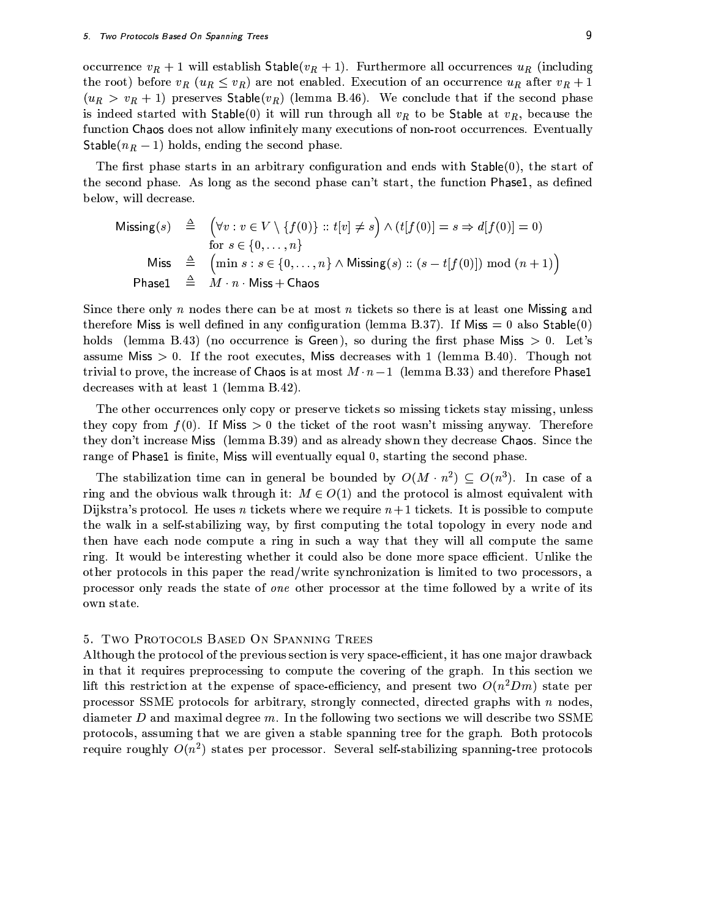occurrence $v_R + 1$ will establish $\mathsf{Stable}(v_R + 1)$. Furthermore all occurrences $u_R$ (including the root) before $v_R$ ($u_R \leq v_R$) are not enabled. Execution of an occurrence $u_R$ after $v_R + 1$ ($u_R > v_R + 1$) preserves $\mathsf{Stable}(v_R)$ (lemma B.46). We conclude that if the second phase is indeed started with $\mathsf{Stable}(0)$ it will run through all $v_R$ to be $\mathsf{Stable}$ at $v_R$, because the function $\mathsf{Chaos}$ does not allow infinitely many executions of non-root occurrences. Eventually $\mathsf{Stable}(n_R - 1)$ holds, ending the second phase.

The first phase starts in an arbitrary configuration and ends with $\mathsf{Stable}(0)$, the start of the second phase. As long as the second phase can't start, the function $\mathsf{Phase1}$, as defined below, will decrease.

$$
\begin{aligned}
\mathsf{Missing}(s) &\triangleq \Big(\forall v : v \in V \setminus \{f(0)\} :: t[v] \neq s\Big) \wedge (t[f(0)] = s \Rightarrow d[f(0)] = 0) \\
&\quad\;\text{for } s \in \{0, \ldots, n\} \\
\mathsf{Miss} &\triangleq \Big(\min s : s \in \{0, \ldots, n\} \wedge \mathsf{Missing}(s) :: (s - t[f(0)]) \bmod (n+1)\Big) \\
\mathsf{Phase1} &\triangleq M \cdot n \cdot \mathsf{Miss} + \mathsf{Chaos}
\end{aligned}
$$

Since there only $n$ nodes there can be at most $n$ tickets so there is at least one $\mathsf{Missing}$ and therefore $\mathsf{Miss}$ is well defined in any configuration (lemma B.37). If $\mathsf{Miss} = 0$ also $\mathsf{Stable}(0)$ holds (lemma B.43) (no occurrence is $\mathsf{Green}$), so during the first phase $\mathsf{Miss} > 0$. Let's assume $\mathsf{Miss} > 0$. If the root executes, $\mathsf{Miss}$ decreases with 1 (lemma B.40). Though not trivial to prove, the increase of $\mathsf{Chaos}$ is at most $M \cdot n - 1$ (lemma B.33) and therefore $\mathsf{Phase1}$ decreases with at least 1 (lemma B.42).

The other occurrences only copy or preserve tickets so missing tickets stay missing, unless they copy from $f(0)$. If $\mathsf{Miss} > 0$ the ticket of the root wasn't missing anyway. Therefore they don't increase $\mathsf{Miss}$ (lemma B.39) and as already shown they decrease $\mathsf{Chaos}$. Since the range of $\mathsf{Phase1}$ is finite, $\mathsf{Miss}$ will eventually equal 0, starting the second phase.

The stabilization time can in general be bounded by $O(M \cdot n^2) \subseteq O(n^3)$. In case of a ring and the obvious walk through it: $M \in O(1)$ and the protocol is almost equivalent with Dijkstra's protocol. He uses $n$ tickets where we require $n+1$ tickets. It is possible to compute the walk in a self-stabilizing way, by first computing the total topology in every node and then have each node compute a ring in such a way that they will all compute the same ring. It would be interesting whether it could also be done more space efficient. Unlike the other protocols in this paper the read/write synchronization is limited to two processors, a processor only reads the state of *one* other processor at the time followed by a write of its own state.

## 5. Two Protocols Based On Spanning Trees

Although the protocol of the previous section is very space-efficient, it has one major drawback in that it requires preprocessing to compute the covering of the graph. In this section we lift this restriction at the expense of space-efficiency, and present two $O(n^2 D m)$ state per processor SSME protocols for arbitrary, strongly connected, directed graphs with $n$ nodes, diameter $D$ and maximal degree $m$. In the following two sections we will describe two SSME protocols, assuming that we are given a stable spanning tree for the graph. Both protocols require roughly $O(n^2)$ states per processor. Several self-stabilizing spanning-tree protocols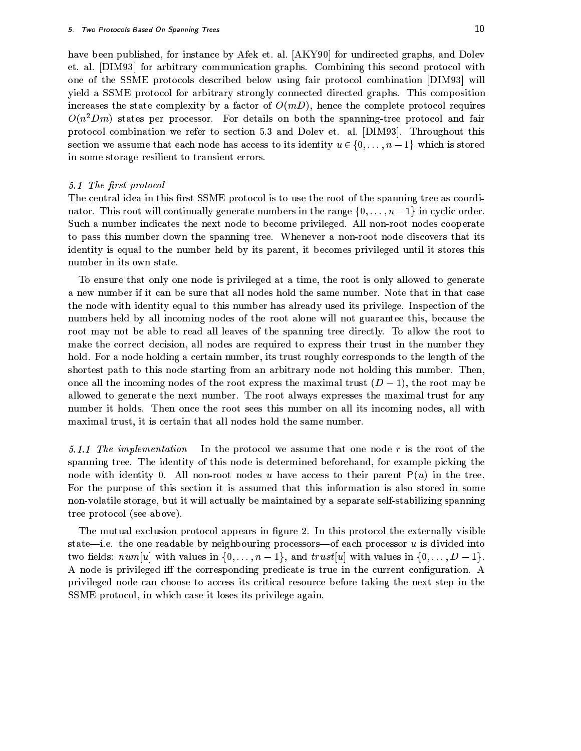have been published, for instance by Afek et. al. [AKY90] for undirected graphs, and Dolev et. al. [DIM93] for arbitrary communication graphs. Combining this second protocol with one of the SSME protocols described below using fair protocol combination [DIM93] will yield a SSME protocol for arbitrary strongly connected directed graphs. This composition increases the state complexity by a factor of $O(mD)$, hence the complete protocol requires $O(n^2Dm)$ states per processor. For details on both the spanning-tree protocol and fair protocol combination we refer to section 5.3 and Dolev et. al. [DIM93]. Throughout this section we assume that each node has access to its identity $u \in \{0, \ldots, n-1\}$ which is stored in some storage resilient to transient errors.

### *5.1 The first protocol*

The central idea in this first SSME protocol is to use the root of the spanning tree as coordinator. This root will continually generate numbers in the range $\{0, \ldots, n-1\}$ in cyclic order. Such a number indicates the next node to become privileged. All non-root nodes cooperate to pass this number down the spanning tree. Whenever a non-root node discovers that its identity is equal to the number held by its parent, it becomes privileged until it stores this number in its own state.

To ensure that only one node is privileged at a time, the root is only allowed to generate a new number if it can be sure that all nodes hold the same number. Note that in that case the node with identity equal to this number has already used its privilege. Inspection of the numbers held by all incoming nodes of the root alone will not guarantee this, because the root may not be able to read all leaves of the spanning tree directly. To allow the root to make the correct decision, all nodes are required to express their trust in the number they hold. For a node holding a certain number, its trust roughly corresponds to the length of the shortest path to this node starting from an arbitrary node not holding this number. Then, once all the incoming nodes of the root express the maximal trust $(D-1)$, the root may be allowed to generate the next number. The root always expresses the maximal trust for any number it holds. Then once the root sees this number on all its incoming nodes, all with maximal trust, it is certain that all nodes hold the same number.

*5.1.1 The implementation* In the protocol we assume that one node $r$ is the root of the spanning tree. The identity of this node is determined beforehand, for example picking the node with identity 0. All non-root nodes $u$ have access to their parent $\mathsf{P}(u)$ in the tree. For the purpose of this section it is assumed that this information is also stored in some non-volatile storage, but it will actually be maintained by a separate self-stabilizing spanning tree protocol (see above).

The mutual exclusion protocol appears in figure 2. In this protocol the externally visible state—i.e. the one readable by neighbouring processors—of each processor $u$ is divided into two fields: $num[u]$ with values in $\{0, \ldots, n-1\}$, and $trust[u]$ with values in $\{0, \ldots, D-1\}$. A node is privileged iff the corresponding predicate is true in the current configuration. A privileged node can choose to access its critical resource before taking the next step in the SSME protocol, in which case it loses its privilege again.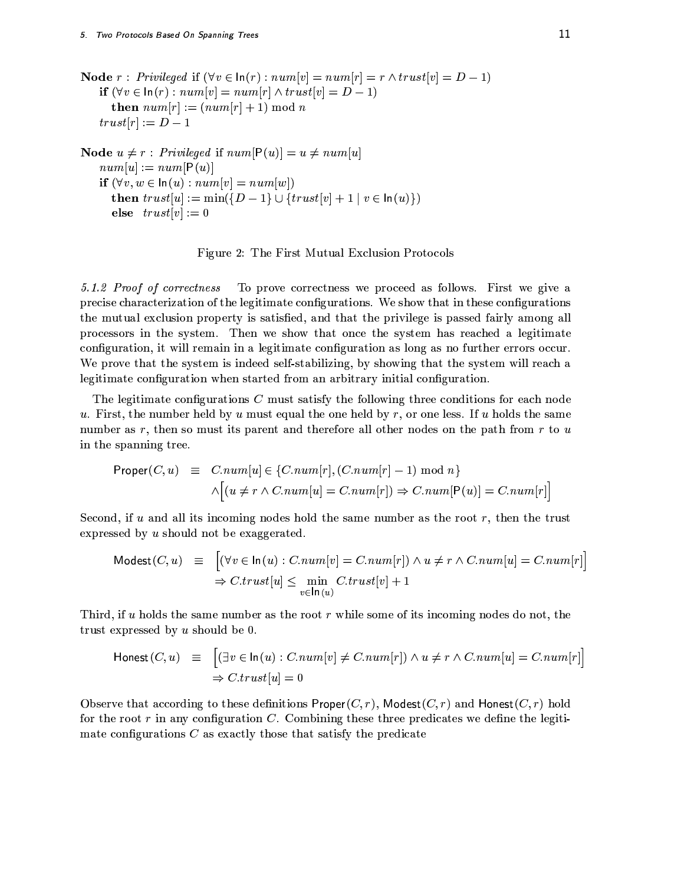**Node** $r$ : *Privileged* if $(\forall v \in \mathsf{In}(r) : num[v] = num[r] = r \wedge trust[v] = D-1)$
  **if** $(\forall v \in \mathsf{In}(r) : num[v] = num[r] \wedge trust[v] = D-1)$
    **then** $num[r] := (num[r]+1) \bmod n$
  $trust[r] := D-1$

**Node** $u \neq r$ : *Privileged* if $num[\mathsf{P}(u)] = u \neq num[u]$
  $num[u] := num[\mathsf{P}(u)]$
  **if** $(\forall v, w \in \mathsf{In}(u) : num[v] = num[w])$
    **then** $trust[u] := \min(\{D-1\} \cup \{trust[v]+1 \mid v \in \mathsf{In}(u)\})$
    **else** $trust[v] := 0$

Figure 2: The First Mutual Exclusion Protocols

*5.1.2 Proof of correctness* To prove correctness we proceed as follows. First we give a precise characterization of the legitimate configurations. We show that in these configurations the mutual exclusion property is satisfied, and that the privilege is passed fairly among all processors in the system. Then we show that once the system has reached a legitimate configuration, it will remain in a legitimate configuration as long as no further errors occur. We prove that the system is indeed self-stabilizing, by showing that the system will reach a legitimate configuration when started from an arbitrary initial configuration.

The legitimate configurations $C$ must satisfy the following three conditions for each node $u$. First, the number held by $u$ must equal the one held by $r$, or one less. If $u$ holds the same number as $r$, then so must its parent and therefore all other nodes on the path from $r$ to $u$ in the spanning tree.

$$\begin{aligned}\mathsf{Proper}(C,u) \;\equiv\;& C.num[u] \in \{C.num[r], (C.num[r]-1) \bmod n\} \\ & \wedge\Big[(u \neq r \wedge C.num[u] = C.num[r]) \Rightarrow C.num[\mathsf{P}(u)] = C.num[r]\Big]\end{aligned}$$

Second, if $u$ and all its incoming nodes hold the same number as the root $r$, then the trust expressed by $u$ should not be exaggerated.

$$\begin{aligned}\mathsf{Modest}(C,u) \;\equiv\;& \Big[(\forall v \in \mathsf{In}(u) : C.num[v] = C.num[r]) \wedge u \neq r \wedge C.num[u] = C.num[r]\Big] \\ & \Rightarrow C.trust[u] \leq \min_{v \in \mathsf{In}(u)} C.trust[v] + 1\end{aligned}$$

Third, if $u$ holds the same number as the root $r$ while some of its incoming nodes do not, the trust expressed by $u$ should be 0.

$$\begin{aligned}\mathsf{Honest}(C,u) \;\equiv\;& \Big[(\exists v \in \mathsf{In}(u) : C.num[v] \neq C.num[r]) \wedge u \neq r \wedge C.num[u] = C.num[r]\Big] \\ & \Rightarrow C.trust[u] = 0\end{aligned}$$

Observe that according to these definitions $\mathsf{Proper}(C,r)$, $\mathsf{Modest}(C,r)$ and $\mathsf{Honest}(C,r)$ hold for the root $r$ in any configuration $C$. Combining these three predicates we define the legitimate configurations $C$ as exactly those that satisfy the predicate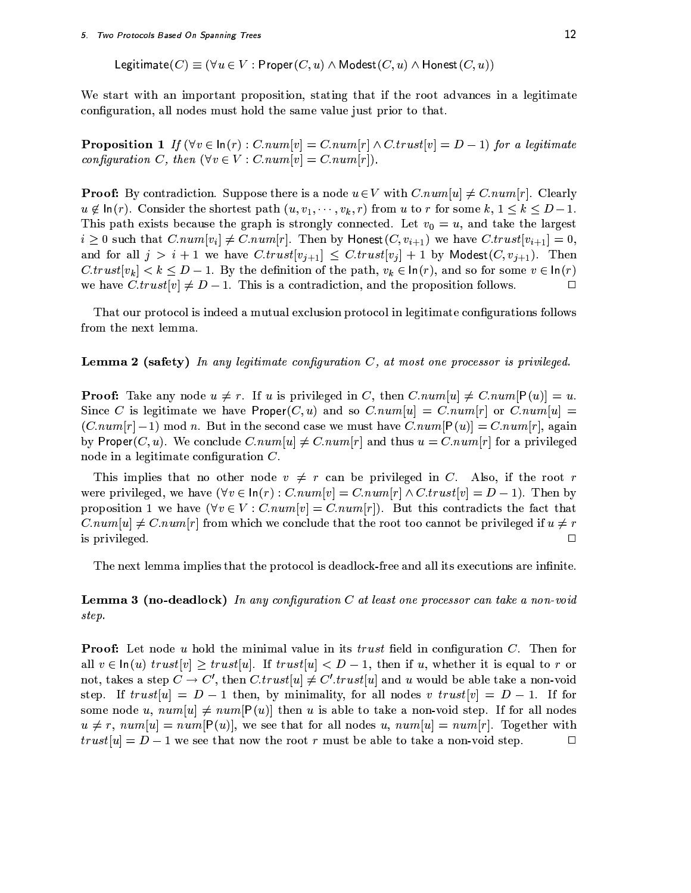$$\mathsf{Legitimate}(C) \equiv (\forall u \in V : \mathsf{Proper}(C,u) \wedge \mathsf{Modest}(C,u) \wedge \mathsf{Honest}(C,u))$$

We start with an important proposition, stating that if the root advances in a legitimate configuration, all nodes must hold the same value just prior to that.

**Proposition 1** *If* $(\forall v \in \mathsf{In}(r) : C.num[v] = C.num[r] \wedge C.trust[v] = D-1)$ *for a legitimate configuration* $C$*, then* $(\forall v \in V : C.num[v] = C.num[r])$.

**Proof:** By contradiction. Suppose there is a node $u \in V$ with $C.num[u] \neq C.num[r]$. Clearly $u \notin \mathsf{In}(r)$. Consider the shortest path $(u, v_1, \cdots, v_k, r)$ from $u$ to $r$ for some $k$, $1 \leq k \leq D-1$. This path exists because the graph is strongly connected. Let $v_0 = u$, and take the largest $i \geq 0$ such that $C.num[v_i] \neq C.num[r]$. Then by $\mathsf{Honest}(C, v_{i+1})$ we have $C.trust[v_{i+1}] = 0$, and for all $j > i+1$ we have $C.trust[v_{j+1}] \leq C.trust[v_j] + 1$ by $\mathsf{Modest}(C, v_{j+1})$. Then $C.trust[v_k] < k \leq D-1$. By the definition of the path, $v_k \in \mathsf{In}(r)$, and so for some $v \in \mathsf{In}(r)$ we have $C.trust[v] \neq D-1$. This is a contradiction, and the proposition follows. □

That our protocol is indeed a mutual exclusion protocol in legitimate configurations follows from the next lemma.

**Lemma 2 (safety)** *In any legitimate configuration* $C$*, at most one processor is privileged.*

**Proof:** Take any node $u \neq r$. If $u$ is privileged in $C$, then $C.num[u] \neq C.num[\mathsf{P}(u)] = u$. Since $C$ is legitimate we have $\mathsf{Proper}(C, u)$ and so $C.num[u] = C.num[r]$ or $C.num[u] = (C.num[r]-1) \bmod n$. But in the second case we must have $C.num[\mathsf{P}(u)] = C.num[r]$, again by $\mathsf{Proper}(C, u)$. We conclude $C.num[u] \neq C.num[r]$ and thus $u = C.num[r]$ for a privileged node in a legitimate configuration $C$.

This implies that no other node $v \neq r$ can be privileged in $C$. Also, if the root $r$ were privileged, we have $(\forall v \in \mathsf{In}(r) : C.num[v] = C.num[r] \wedge C.trust[v] = D-1)$. Then by proposition 1 we have $(\forall v \in V : C.num[v] = C.num[r])$. But this contradicts the fact that $C.num[u] \neq C.num[r]$ from which we conclude that the root too cannot be privileged if $u \neq r$ is privileged. □

The next lemma implies that the protocol is deadlock-free and all its executions are infinite.

**Lemma 3 (no-deadlock)** *In any configuration* $C$ *at least one processor can take a non-void step.*

**Proof:** Let node $u$ hold the minimal value in its *trust* field in configuration $C$. Then for all $v \in \mathsf{In}(u)$ $trust[v] \geq trust[u]$. If $trust[u] < D-1$, then if $u$, whether it is equal to $r$ or not, takes a step $C \to C'$, then $C.trust[u] \neq C'.trust[u]$ and $u$ would be able take a non-void step. If $trust[u] = D-1$ then, by minimality, for all nodes $v$ $trust[v] = D-1$. If for some node $u$, $num[u] \neq num[\mathsf{P}(u)]$ then $u$ is able to take a non-void step. If for all nodes $u \neq r$, $num[u] = num[\mathsf{P}(u)]$, we see that for all nodes $u$, $num[u] = num[r]$. Together with $trust[u] = D-1$ we see that now the root $r$ must be able to take a non-void step. □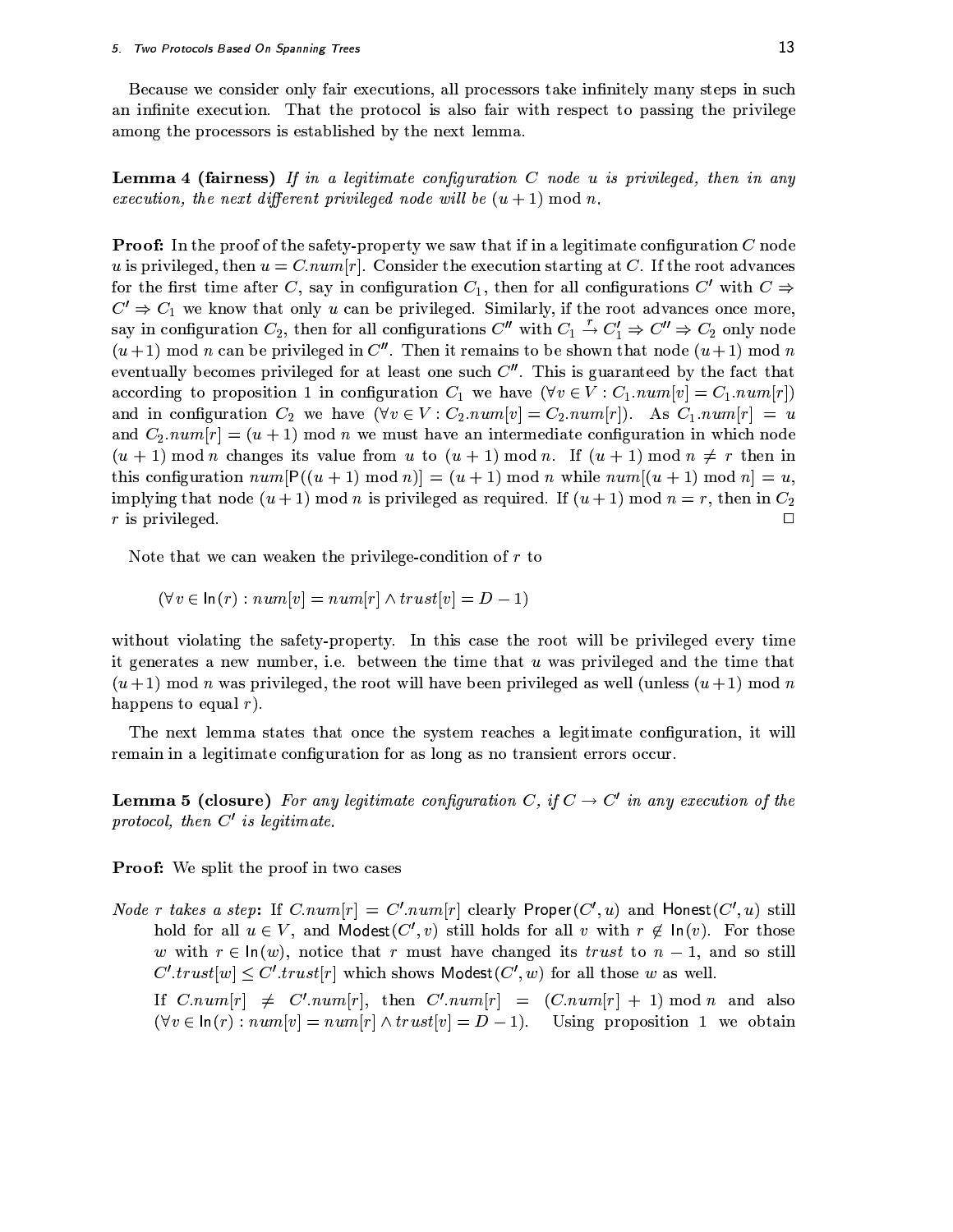Because we consider only fair executions, all processors take infinitely many steps in such an infinite execution. That the protocol is also fair with respect to passing the privilege among the processors is established by the next lemma.

**Lemma 4 (fairness)** *If in a legitimate configuration $C$ node $u$ is privileged, then in any execution, the next different privileged node will be $(u+1) \bmod n$.*

**Proof:** In the proof of the safety-property we saw that if in a legitimate configuration $C$ node $u$ is privileged, then $u = C.num[r]$. Consider the execution starting at $C$. If the root advances for the first time after $C$, say in configuration $C_1$, then for all configurations $C'$ with $C \Rightarrow C' \Rightarrow C_1$ we know that only $u$ can be privileged. Similarly, if the root advances once more, say in configuration $C_2$, then for all configurations $C''$ with $C_1 \xrightarrow{r} C_1' \Rightarrow C'' \Rightarrow C_2$ only node $(u+1) \bmod n$ can be privileged in $C''$. Then it remains to be shown that node $(u+1) \bmod n$ eventually becomes privileged for at least one such $C''$. This is guaranteed by the fact that according to proposition 1 in configuration $C_1$ we have $(\forall v \in V : C_1.num[v] = C_1.num[r])$ and in configuration $C_2$ we have $(\forall v \in V : C_2.num[v] = C_2.num[r])$. As $C_1.num[r] = u$ and $C_2.num[r] = (u+1) \bmod n$ we must have an intermediate configuration in which node $(u+1) \bmod n$ changes its value from $u$ to $(u+1) \bmod n$. If $(u+1) \bmod n \neq r$ then in this configuration $num[\mathsf{P}((u+1) \bmod n)] = (u+1) \bmod n$ while $num[(u+1) \bmod n] = u$, implying that node $(u+1) \bmod n$ is privileged as required. If $(u+1) \bmod n = r$, then in $C_2$ $r$ is privileged. □

Note that we can weaken the privilege-condition of $r$ to

$$(\forall v \in \mathsf{In}(r) : num[v] = num[r] \wedge trust[v] = D - 1)$$

without violating the safety-property. In this case the root will be privileged every time it generates a new number, i.e. between the time that $u$ was privileged and the time that $(u+1) \bmod n$ was privileged, the root will have been privileged as well (unless $(u+1) \bmod n$ happens to equal $r$).

The next lemma states that once the system reaches a legitimate configuration, it will remain in a legitimate configuration for as long as no transient errors occur.

**Lemma 5 (closure)** *For any legitimate configuration $C$, if $C \to C'$ in any execution of the protocol, then $C'$ is legitimate.*

**Proof:** We split the proof in two cases

*Node $r$ takes a step*: If $C.num[r] = C'.num[r]$ clearly $\mathsf{Proper}(C', u)$ and $\mathsf{Honest}(C', u)$ still hold for all $u \in V$, and $\mathsf{Modest}(C', v)$ still holds for all $v$ with $r \notin \mathsf{In}(v)$. For those $w$ with $r \in \mathsf{In}(w)$, notice that $r$ must have changed its $trust$ to $n-1$, and so still $C'.trust[w] \leq C'.trust[r]$ which shows $\mathsf{Modest}(C', w)$ for all those $w$ as well.

If $C.num[r] \neq C'.num[r]$, then $C'.num[r] = (C.num[r] + 1) \bmod n$ and also $(\forall v \in \mathsf{In}(r) : num[v] = num[r] \wedge trust[v] = D - 1)$. Using proposition 1 we obtain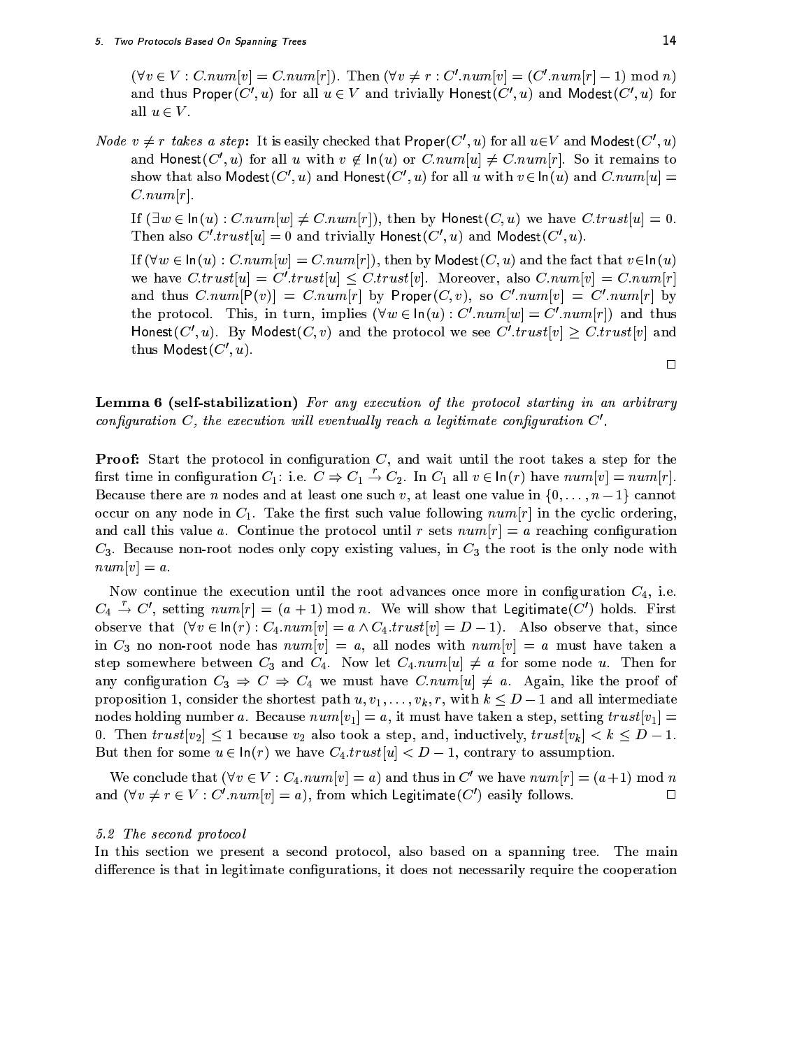$(\forall v \in V : C.num[v] = C.num[r])$. Then $(\forall v \neq r : C'.num[v] = (C'.num[r] - 1) \bmod n)$ and thus $\mathsf{Proper}(C', u)$ for all $u \in V$ and trivially $\mathsf{Honest}(C', u)$ and $\mathsf{Modest}(C', u)$ for all $u \in V$.

*Node $v \neq r$ takes a step*: It is easily checked that $\mathsf{Proper}(C', u)$ for all $u \in V$ and $\mathsf{Modest}(C', u)$ and $\mathsf{Honest}(C', u)$ for all $u$ with $v \notin \mathsf{In}(u)$ or $C.num[u] \neq C.num[r]$. So it remains to show that also $\mathsf{Modest}(C', u)$ and $\mathsf{Honest}(C', u)$ for all $u$ with $v \in \mathsf{In}(u)$ and $C.num[u] = C.num[r]$.

If $(\exists w \in \mathsf{In}(u) : C.num[w] \neq C.num[r])$, then by $\mathsf{Honest}(C, u)$ we have $C.trust[u] = 0$. Then also $C'.trust[u] = 0$ and trivially $\mathsf{Honest}(C', u)$ and $\mathsf{Modest}(C', u)$.

If $(\forall w \in \mathsf{In}(u) : C.num[w] = C.num[r])$, then by $\mathsf{Modest}(C, u)$ and the fact that $v \in \mathsf{In}(u)$ we have $C.trust[u] = C'.trust[u] \leq C.trust[v]$. Moreover, also $C.num[v] = C.num[r]$ and thus $C.num[\mathsf{P}(v)] = C.num[r]$ by $\mathsf{Proper}(C, v)$, so $C'.num[v] = C'.num[r]$ by the protocol. This, in turn, implies $(\forall w \in \mathsf{In}(u) : C'.num[w] = C'.num[r])$ and thus $\mathsf{Honest}(C', u)$. By $\mathsf{Modest}(C, v)$ and the protocol we see $C'.trust[v] \geq C.trust[v]$ and thus $\mathsf{Modest}(C', u)$.

□

**Lemma 6 (self-stabilization)** *For any execution of the protocol starting in an arbitrary configuration $C$, the execution will eventually reach a legitimate configuration $C'$.*

**Proof:** Start the protocol in configuration $C$, and wait until the root takes a step for the first time in configuration $C_1$: i.e. $C \Rightarrow C_1 \xrightarrow{r} C_2$. In $C_1$ all $v \in \mathsf{In}(r)$ have $num[v] = num[r]$. Because there are $n$ nodes and at least one such $v$, at least one value in $\{0, \ldots, n-1\}$ cannot occur on any node in $C_1$. Take the first such value following $num[r]$ in the cyclic ordering, and call this value $a$. Continue the protocol until $r$ sets $num[r] = a$ reaching configuration $C_3$. Because non-root nodes only copy existing values, in $C_3$ the root is the only node with $num[v] = a$.

Now continue the execution until the root advances once more in configuration $C_4$, i.e. $C_4 \xrightarrow{r} C'$, setting $num[r] = (a+1) \bmod n$. We will show that $\mathsf{Legitimate}(C')$ holds. First observe that $(\forall v \in \mathsf{In}(r) : C_4.num[v] = a \wedge C_4.trust[v] = D - 1)$. Also observe that, since in $C_3$ no non-root node has $num[v] = a$, all nodes with $num[v] = a$ must have taken a step somewhere between $C_3$ and $C_4$. Now let $C_4.num[u] \neq a$ for some node $u$. Then for any configuration $C_3 \Rightarrow C \Rightarrow C_4$ we must have $C.num[u] \neq a$. Again, like the proof of proposition 1, consider the shortest path $u, v_1, \ldots, v_k, r$, with $k \leq D - 1$ and all intermediate nodes holding number $a$. Because $num[v_1] = a$, it must have taken a step, setting $trust[v_1] = 0$. Then $trust[v_2] \leq 1$ because $v_2$ also took a step, and, inductively, $trust[v_k] < k \leq D - 1$. But then for some $u \in \mathsf{In}(r)$ we have $C_4.trust[u] < D - 1$, contrary to assumption.

We conclude that $(\forall v \in V : C_4.num[v] = a)$ and thus in $C'$ we have $num[r] = (a+1) \bmod n$ and $(\forall v \neq r \in V : C'.num[v] = a)$, from which $\mathsf{Legitimate}(C')$ easily follows. □

### 5.2 The second protocol

In this section we present a second protocol, also based on a spanning tree. The main difference is that in legitimate configurations, it does not necessarily require the cooperation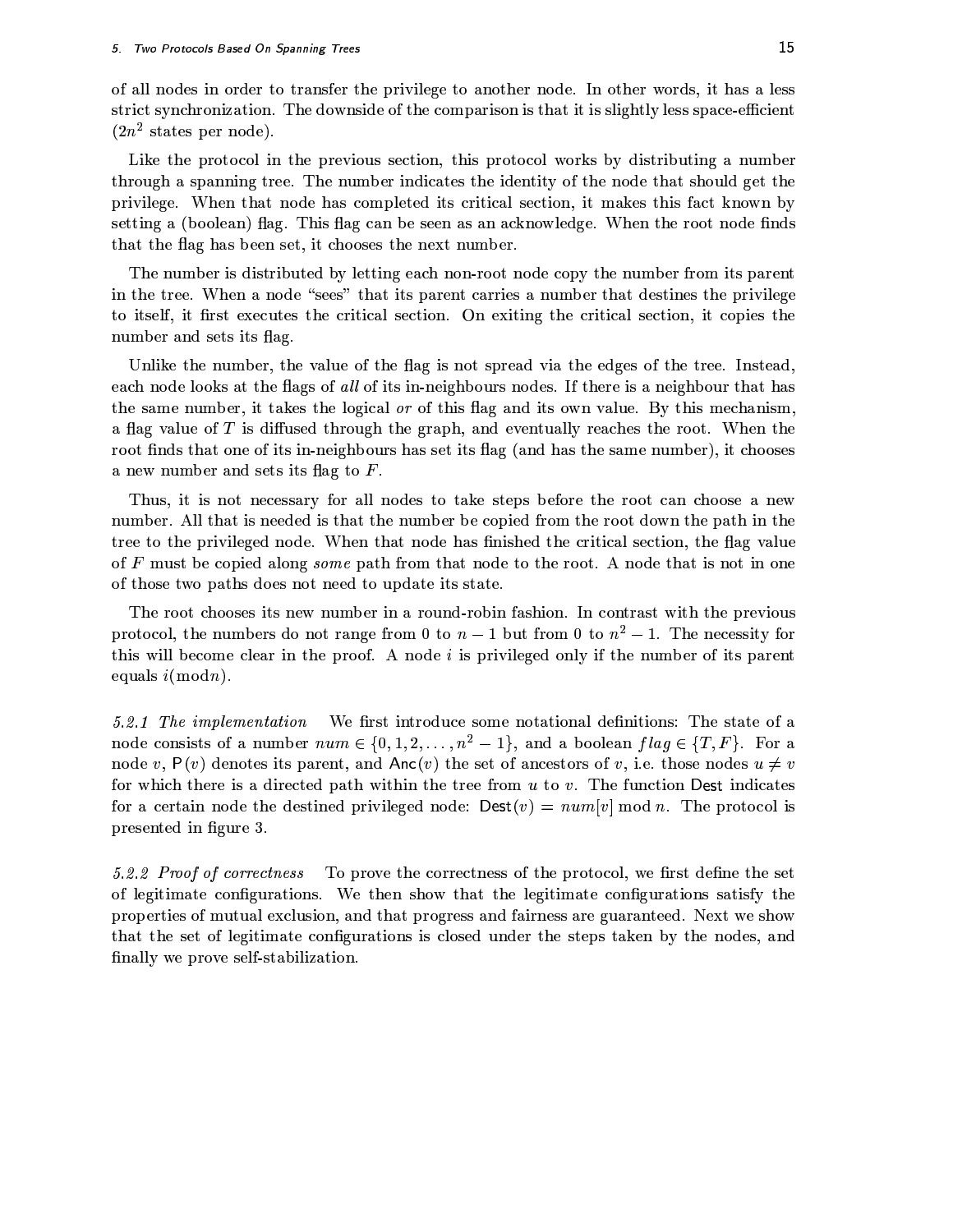of all nodes in order to transfer the privilege to another node. In other words, it has a less strict synchronization. The downside of the comparison is that it is slightly less space-efficient ($2n^2$ states per node).

Like the protocol in the previous section, this protocol works by distributing a number through a spanning tree. The number indicates the identity of the node that should get the privilege. When that node has completed its critical section, it makes this fact known by setting a (boolean) flag. This flag can be seen as an acknowledge. When the root node finds that the flag has been set, it chooses the next number.

The number is distributed by letting each non-root node copy the number from its parent in the tree. When a node "sees" that its parent carries a number that destines the privilege to itself, it first executes the critical section. On exiting the critical section, it copies the number and sets its flag.

Unlike the number, the value of the flag is not spread via the edges of the tree. Instead, each node looks at the flags of *all* of its in-neighbours nodes. If there is a neighbour that has the same number, it takes the logical *or* of this flag and its own value. By this mechanism, a flag value of $T$ is diffused through the graph, and eventually reaches the root. When the root finds that one of its in-neighbours has set its flag (and has the same number), it chooses a new number and sets its flag to $F$.

Thus, it is not necessary for all nodes to take steps before the root can choose a new number. All that is needed is that the number be copied from the root down the path in the tree to the privileged node. When that node has finished the critical section, the flag value of $F$ must be copied along *some* path from that node to the root. A node that is not in one of those two paths does not need to update its state.

The root chooses its new number in a round-robin fashion. In contrast with the previous protocol, the numbers do not range from 0 to $n-1$ but from 0 to $n^2-1$. The necessity for this will become clear in the proof. A node $i$ is privileged only if the number of its parent equals $i(\text{mod} n)$.

*5.2.1 The implementation* We first introduce some notational definitions: The state of a node consists of a number $num \in \{0, 1, 2, \ldots, n^2-1\}$, and a boolean $flag \in \{T, F\}$. For a node $v$, $\mathsf{P}(v)$ denotes its parent, and $\mathsf{Anc}(v)$ the set of ancestors of $v$, i.e. those nodes $u \neq v$ for which there is a directed path within the tree from $u$ to $v$. The function $\mathsf{Dest}$ indicates for a certain node the destined privileged node: $\mathsf{Dest}(v) = num[v] \bmod n$. The protocol is presented in figure 3.

*5.2.2 Proof of correctness* To prove the correctness of the protocol, we first define the set of legitimate configurations. We then show that the legitimate configurations satisfy the properties of mutual exclusion, and that progress and fairness are guaranteed. Next we show that the set of legitimate configurations is closed under the steps taken by the nodes, and finally we prove self-stabilization.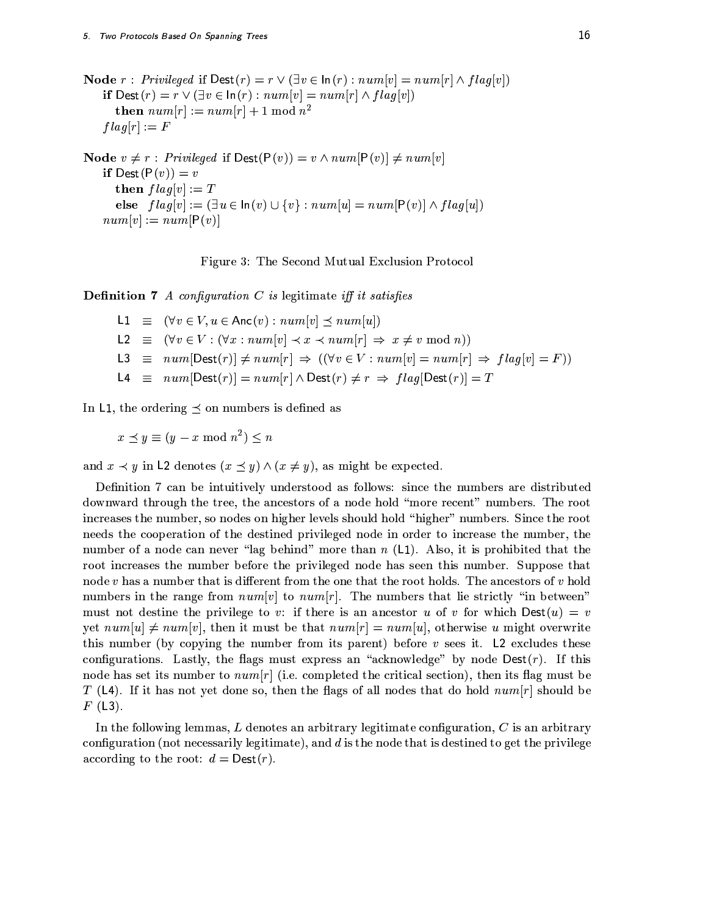**Node** $r$ : *Privileged* if $\mathsf{Dest}(r) = r \vee (\exists v \in \mathsf{In}(r) : num[v] = num[r] \wedge flag[v])$
  **if** $\mathsf{Dest}(r) = r \vee (\exists v \in \mathsf{In}(r) : num[v] = num[r] \wedge flag[v])$
    **then** $num[r] := num[r] + 1 \bmod n^2$
  $flag[r] := F$

**Node** $v \neq r$ : *Privileged* if $\mathsf{Dest}(\mathsf{P}(v)) = v \wedge num[\mathsf{P}(v)] \neq num[v]$
  **if** $\mathsf{Dest}(\mathsf{P}(v)) = v$
    **then** $flag[v] := T$
    **else** $flag[v] := (\exists u \in \mathsf{In}(v) \cup \{v\} : num[u] = num[\mathsf{P}(v)] \wedge flag[u])$
  $num[v] := num[\mathsf{P}(v)]$

Figure 3: The Second Mutual Exclusion Protocol

**Definition 7** *A configuration $C$ is* legitimate *iff it satisfies*

$$\mathsf{L1} \equiv (\forall v \in V, u \in \mathsf{Anc}(v) : num[v] \preceq num[u])$$
$$\mathsf{L2} \equiv (\forall v \in V : (\forall x : num[v] \prec x \prec num[r] \Rightarrow x \neq v \bmod n))$$
$$\mathsf{L3} \equiv num[\mathsf{Dest}(r)] \neq num[r] \Rightarrow ((\forall v \in V : num[v] = num[r] \Rightarrow flag[v] = F))$$
$$\mathsf{L4} \equiv num[\mathsf{Dest}(r)] = num[r] \wedge \mathsf{Dest}(r) \neq r \Rightarrow flag[\mathsf{Dest}(r)] = T$$

In L1, the ordering $\preceq$ on numbers is defined as

$$x \preceq y \equiv (y - x \bmod n^2) \leq n$$

and $x \prec y$ in L2 denotes $(x \preceq y) \wedge (x \neq y)$, as might be expected.

Definition 7 can be intuitively understood as follows: since the numbers are distributed downward through the tree, the ancestors of a node hold "more recent" numbers. The root increases the number, so nodes on higher levels should hold "higher" numbers. Since the root needs the cooperation of the destined privileged node in order to increase the number, the number of a node can never "lag behind" more than $n$ (L1). Also, it is prohibited that the root increases the number before the privileged node has seen this number. Suppose that node $v$ has a number that is different from the one that the root holds. The ancestors of $v$ hold numbers in the range from $num[v]$ to $num[r]$. The numbers that lie strictly "in between" must not destine the privilege to $v$: if there is an ancestor $u$ of $v$ for which $\mathsf{Dest}(u) = v$ yet $num[u] \neq num[v]$, then it must be that $num[r] = num[u]$, otherwise $u$ might overwrite this number (by copying the number from its parent) before $v$ sees it. L2 excludes these configurations. Lastly, the flags must express an "acknowledge" by node $\mathsf{Dest}(r)$. If this node has set its number to $num[r]$ (i.e. completed the critical section), then its flag must be $T$ (L4). If it has not yet done so, then the flags of all nodes that do hold $num[r]$ should be $F$ (L3).

In the following lemmas, $L$ denotes an arbitrary legitimate configuration, $C$ is an arbitrary configuration (not necessarily legitimate), and $d$ is the node that is destined to get the privilege according to the root: $d = \mathsf{Dest}(r)$.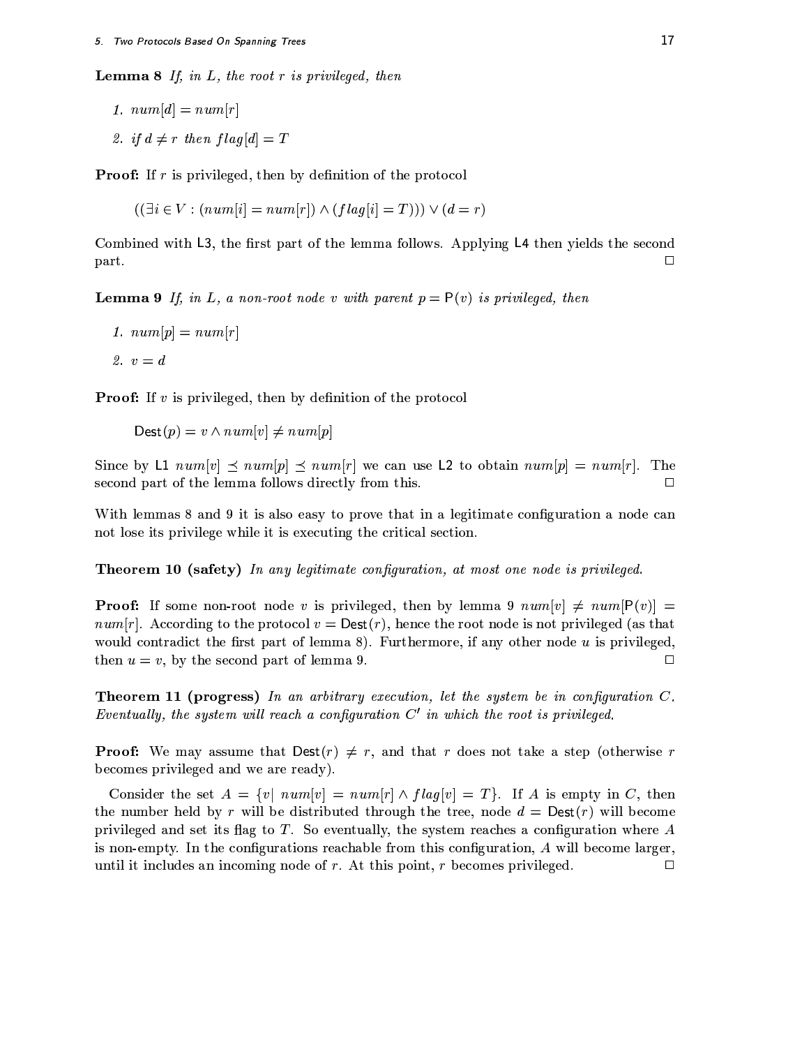**Lemma 8** *If, in $L$, the root $r$ is privileged, then*

1. $num[d] = num[r]$
2. *if* $d \neq r$ *then* $flag[d] = T$

**Proof:** If $r$ is privileged, then by definition of the protocol

$$((\exists i \in V : (num[i] = num[r]) \wedge (flag[i] = T))) \vee (d = r)$$

Combined with L3, the first part of the lemma follows. Applying L4 then yields the second part. □

**Lemma 9** *If, in $L$, a non-root node $v$ with parent $p = \mathsf{P}(v)$ is privileged, then*

1. $num[p] = num[r]$
2. $v = d$

**Proof:** If $v$ is privileged, then by definition of the protocol

$$\mathsf{Dest}(p) = v \wedge num[v] \neq num[p]$$

Since by L1 $num[v] \preceq num[p] \preceq num[r]$ we can use L2 to obtain $num[p] = num[r]$. The second part of the lemma follows directly from this. □

With lemmas 8 and 9 it is also easy to prove that in a legitimate configuration a node can not lose its privilege while it is executing the critical section.

**Theorem 10 (safety)** *In any legitimate configuration, at most one node is privileged.*

**Proof:** If some non-root node $v$ is privileged, then by lemma 9 $num[v] \neq num[\mathsf{P}(v)] = num[r]$. According to the protocol $v = \mathsf{Dest}(r)$, hence the root node is not privileged (as that would contradict the first part of lemma 8). Furthermore, if any other node $u$ is privileged, then $u = v$, by the second part of lemma 9. □

**Theorem 11 (progress)** *In an arbitrary execution, let the system be in configuration $C$. Eventually, the system will reach a configuration $C'$ in which the root is privileged.*

**Proof:** We may assume that $\mathsf{Dest}(r) \neq r$, and that $r$ does not take a step (otherwise $r$ becomes privileged and we are ready).

Consider the set $A = \{v | \; num[v] = num[r] \wedge flag[v] = T\}$. If $A$ is empty in $C$, then the number held by $r$ will be distributed through the tree, node $d = \mathsf{Dest}(r)$ will become privileged and set its flag to $T$. So eventually, the system reaches a configuration where $A$ is non-empty. In the configurations reachable from this configuration, $A$ will become larger, until it includes an incoming node of $r$. At this point, $r$ becomes privileged. □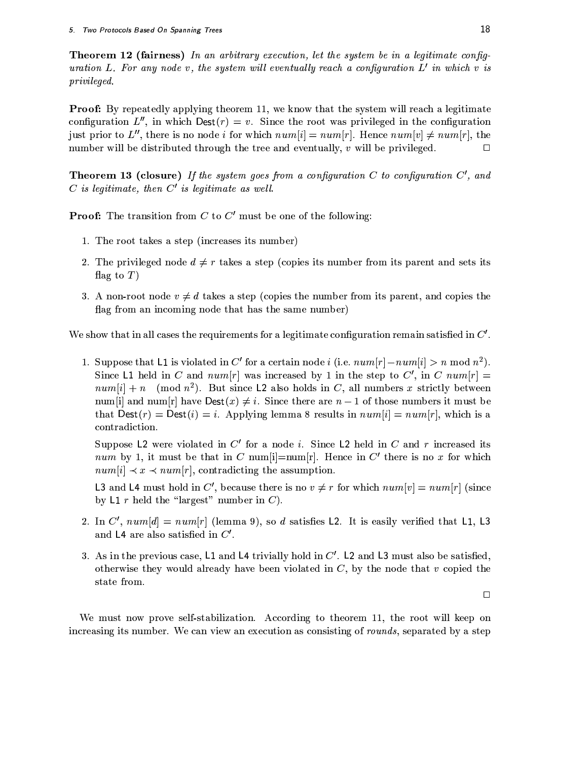**Theorem 12 (fairness)** *In an arbitrary execution, let the system be in a legitimate configuration $L$. For any node $v$, the system will eventually reach a configuration $L'$ in which $v$ is privileged.*

**Proof:** By repeatedly applying theorem 11, we know that the system will reach a legitimate configuration $L''$, in which $\mathsf{Dest}(r) = v$. Since the root was privileged in the configuration just prior to $L''$, there is no node $i$ for which $num[i] = num[r]$. Hence $num[v] \neq num[r]$, the number will be distributed through the tree and eventually, $v$ will be privileged. □

**Theorem 13 (closure)** *If the system goes from a configuration $C$ to configuration $C'$, and $C$ is legitimate, then $C'$ is legitimate as well.*

**Proof:** The transition from $C$ to $C'$ must be one of the following:

1. The root takes a step (increases its number)
2. The privileged node $d \neq r$ takes a step (copies its number from its parent and sets its flag to $T$)
3. A non-root node $v \neq d$ takes a step (copies the number from its parent, and copies the flag from an incoming node that has the same number)

We show that in all cases the requirements for a legitimate configuration remain satisfied in $C'$.

1. Suppose that L1 is violated in $C'$ for a certain node $i$ (i.e. $num[r] - num[i] > n \bmod n^2$). Since L1 held in $C$ and $num[r]$ was increased by 1 in the step to $C'$, in $C$ $num[r] = num[i] + n \pmod{n^2}$. But since L2 also holds in $C$, all numbers $x$ strictly between num[i] and num[r] have $\mathsf{Dest}(x) \neq i$. Since there are $n - 1$ of those numbers it must be that $\mathsf{Dest}(r) = \mathsf{Dest}(i) = i$. Applying lemma 8 results in $num[i] = num[r]$, which is a contradiction.

   Suppose L2 were violated in $C'$ for a node $i$. Since L2 held in $C$ and $r$ increased its $num$ by 1, it must be that in $C$ num[i]=num[r]. Hence in $C'$ there is no $x$ for which $num[i] \prec x \prec num[r]$, contradicting the assumption.

   L3 and L4 must hold in $C'$, because there is no $v \neq r$ for which $num[v] = num[r]$ (since by L1 $r$ held the "largest" number in $C$).

2. In $C'$, $num[d] = num[r]$ (lemma 9), so $d$ satisfies L2. It is easily verified that L1, L3 and L4 are also satisfied in $C'$.

3. As in the previous case, L1 and L4 trivially hold in $C'$. L2 and L3 must also be satisfied, otherwise they would already have been violated in $C$, by the node that $v$ copied the state from.

□

We must now prove self-stabilization. According to theorem 11, the root will keep on increasing its number. We can view an execution as consisting of *rounds*, separated by a step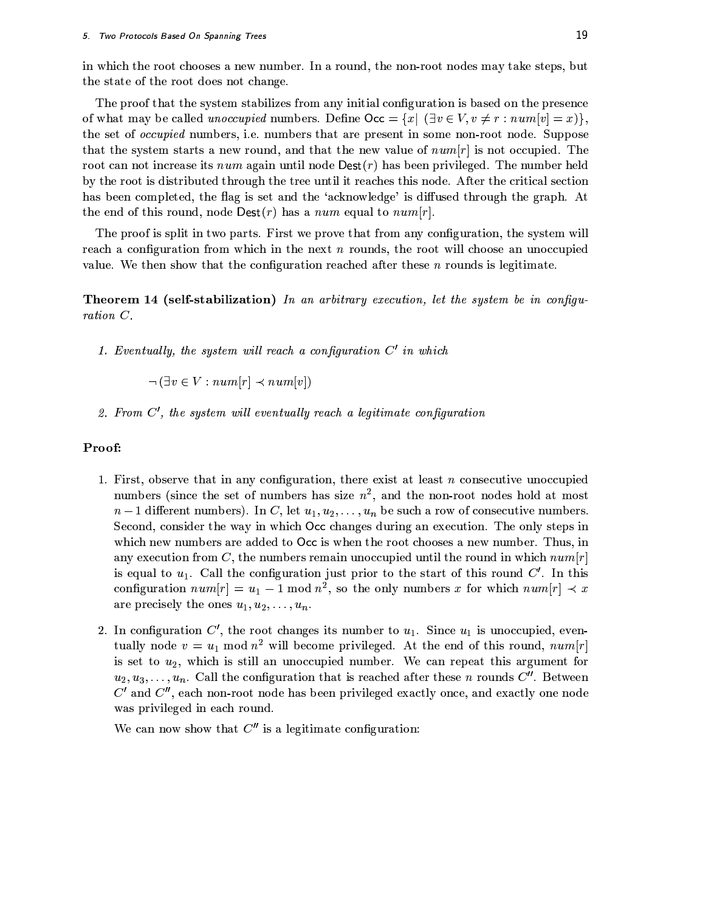in which the root chooses a new number. In a round, the non-root nodes may take steps, but the state of the root does not change.

The proof that the system stabilizes from any initial configuration is based on the presence of what may be called *unoccupied* numbers. Define $\mathsf{Occ} = \{x \mid (\exists v \in V, v \neq r : num[v] = x)\}$, the set of *occupied* numbers, i.e. numbers that are present in some non-root node. Suppose that the system starts a new round, and that the new value of $num[r]$ is not occupied. The root can not increase its $num$ again until node $\mathsf{Dest}(r)$ has been privileged. The number held by the root is distributed through the tree until it reaches this node. After the critical section has been completed, the flag is set and the 'acknowledge' is diffused through the graph. At the end of this round, node $\mathsf{Dest}(r)$ has a $num$ equal to $num[r]$.

The proof is split in two parts. First we prove that from any configuration, the system will reach a configuration from which in the next $n$ rounds, the root will choose an unoccupied value. We then show that the configuration reached after these $n$ rounds is legitimate.

**Theorem 14 (self-stabilization)** *In an arbitrary execution, let the system be in configuration $C$.*

1. *Eventually, the system will reach a configuration $C'$ in which*

   $$\neg(\exists v \in V : num[r] \prec num[v])$$

2. *From $C'$, the system will eventually reach a legitimate configuration*

**Proof:**

1. First, observe that in any configuration, there exist at least $n$ consecutive unoccupied numbers (since the set of numbers has size $n^2$, and the non-root nodes hold at most $n-1$ different numbers). In $C$, let $u_1, u_2, \ldots, u_n$ be such a row of consecutive numbers. Second, consider the way in which $\mathsf{Occ}$ changes during an execution. The only steps in which new numbers are added to $\mathsf{Occ}$ is when the root chooses a new number. Thus, in any execution from $C$, the numbers remain unoccupied until the round in which $num[r]$ is equal to $u_1$. Call the configuration just prior to the start of this round $C'$. In this configuration $num[r] = u_1 - 1 \bmod n^2$, so the only numbers $x$ for which $num[r] \prec x$ are precisely the ones $u_1, u_2, \ldots, u_n$.

2. In configuration $C'$, the root changes its number to $u_1$. Since $u_1$ is unoccupied, eventually node $v = u_1 \bmod n^2$ will become privileged. At the end of this round, $num[r]$ is set to $u_2$, which is still an unoccupied number. We can repeat this argument for $u_2, u_3, \ldots, u_n$. Call the configuration that is reached after these $n$ rounds $C''$. Between $C'$ and $C''$, each non-root node has been privileged exactly once, and exactly one node was privileged in each round.

   We can now show that $C''$ is a legitimate configuration: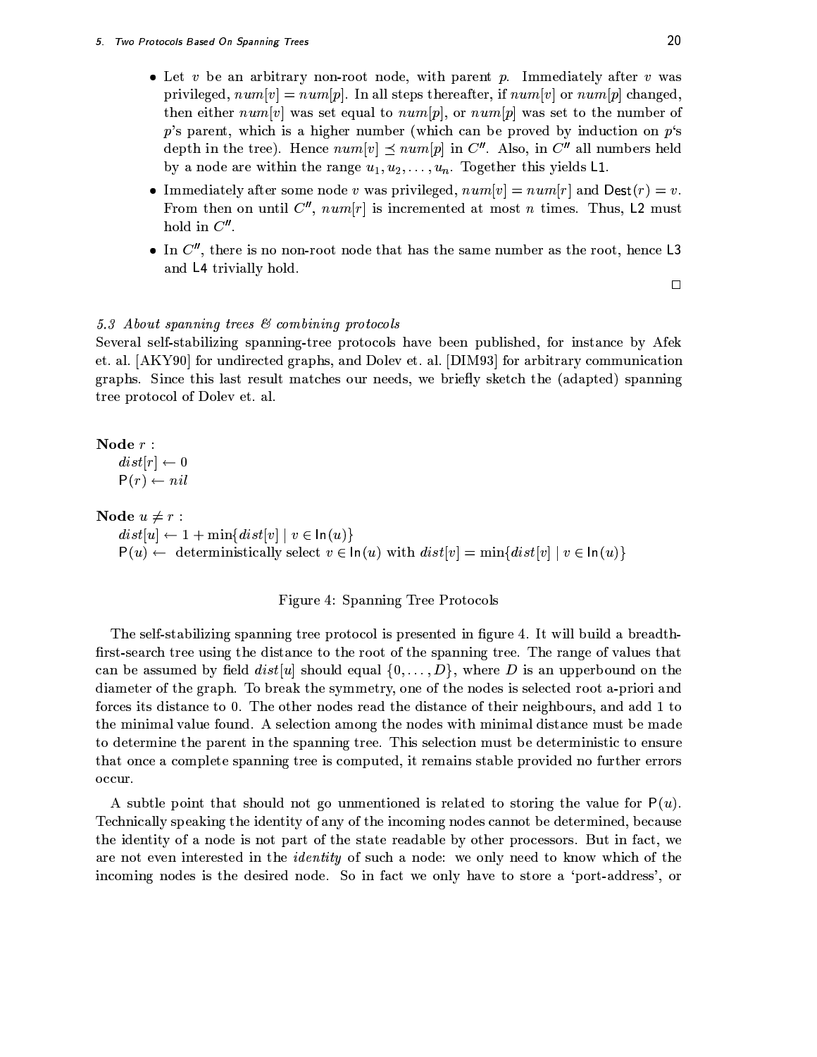- Let $v$ be an arbitrary non-root node, with parent $p$. Immediately after $v$ was privileged, $num[v] = num[p]$. In all steps thereafter, if $num[v]$ or $num[p]$ changed, then either $num[v]$ was set equal to $num[p]$, or $num[p]$ was set to the number of $p$'s parent, which is a higher number (which can be proved by induction on $p$'s depth in the tree). Hence $num[v] \preceq num[p]$ in $C''$. Also, in $C''$ all numbers held by a node are within the range $u_1, u_2, \ldots, u_n$. Together this yields L1.
- Immediately after some node $v$ was privileged, $num[v] = num[r]$ and $\mathsf{Dest}(r) = v$. From then on until $C''$, $num[r]$ is incremented at most $n$ times. Thus, L2 must hold in $C''$.
- In $C''$, there is no non-root node that has the same number as the root, hence L3 and L4 trivially hold.

□

*5.3 About spanning trees & combining protocols*

Several self-stabilizing spanning-tree protocols have been published, for instance by Afek et. al. [AKY90] for undirected graphs, and Dolev et. al. [DIM93] for arbitrary communication graphs. Since this last result matches our needs, we briefly sketch the (adapted) spanning tree protocol of Dolev et. al.

**Node** $r$ :
$dist[r] \leftarrow 0$
$\mathsf{P}(r) \leftarrow nil$

**Node** $u \neq r$ :
$dist[u] \leftarrow 1 + \min\{dist[v] \mid v \in \mathsf{In}(u)\}$
$\mathsf{P}(u) \leftarrow$ deterministically select $v \in \mathsf{In}(u)$ with $dist[v] = \min\{dist[v] \mid v \in \mathsf{In}(u)\}$

Figure 4: Spanning Tree Protocols

The self-stabilizing spanning tree protocol is presented in figure 4. It will build a breadth-first-search tree using the distance to the root of the spanning tree. The range of values that can be assumed by field $dist[u]$ should equal $\{0, \ldots, D\}$, where $D$ is an upperbound on the diameter of the graph. To break the symmetry, one of the nodes is selected root a-priori and forces its distance to 0. The other nodes read the distance of their neighbours, and add 1 to the minimal value found. A selection among the nodes with minimal distance must be made to determine the parent in the spanning tree. This selection must be deterministic to ensure that once a complete spanning tree is computed, it remains stable provided no further errors occur.

A subtle point that should not go unmentioned is related to storing the value for $\mathsf{P}(u)$. Technically speaking the identity of any of the incoming nodes cannot be determined, because the identity of a node is not part of the state readable by other processors. But in fact, we are not even interested in the *identity* of such a node: we only need to know which of the incoming nodes is the desired node. So in fact we only have to store a 'port-address', or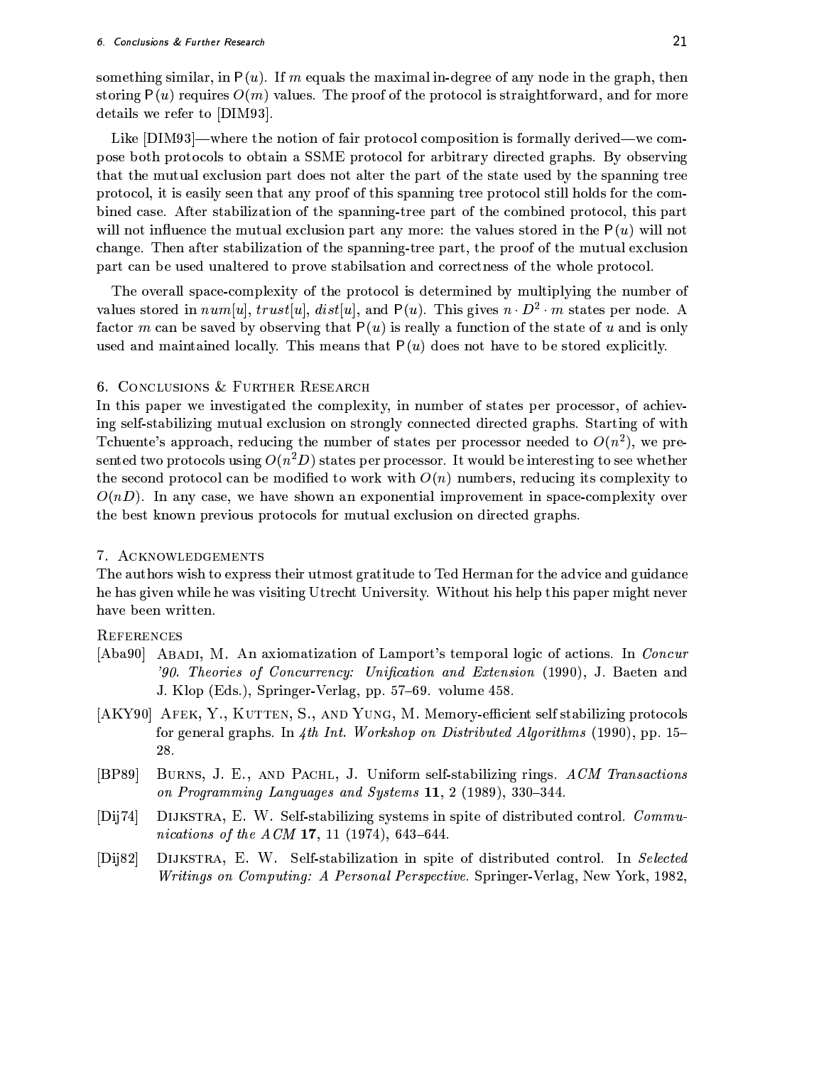something similar, in $\mathsf{P}(u)$. If $m$ equals the maximal in-degree of any node in the graph, then storing $\mathsf{P}(u)$ requires $O(m)$ values. The proof of the protocol is straightforward, and for more details we refer to [DIM93].

Like [DIM93]—where the notion of fair protocol composition is formally derived—we compose both protocols to obtain a SSME protocol for arbitrary directed graphs. By observing that the mutual exclusion part does not alter the part of the state used by the spanning tree protocol, it is easily seen that any proof of this spanning tree protocol still holds for the combined case. After stabilization of the spanning-tree part of the combined protocol, this part will not influence the mutual exclusion part any more: the values stored in the $\mathsf{P}(u)$ will not change. Then after stabilization of the spanning-tree part, the proof of the mutual exclusion part can be used unaltered to prove stabilsation and correctness of the whole protocol.

The overall space-complexity of the protocol is determined by multiplying the number of values stored in $num[u]$, $trust[u]$, $dist[u]$, and $\mathsf{P}(u)$. This gives $n \cdot D^2 \cdot m$ states per node. A factor $m$ can be saved by observing that $\mathsf{P}(u)$ is really a function of the state of $u$ and is only used and maintained locally. This means that $\mathsf{P}(u)$ does not have to be stored explicitly.

## 6. Conclusions & Further Research

In this paper we investigated the complexity, in number of states per processor, of achieving self-stabilizing mutual exclusion on strongly connected directed graphs. Starting of with Tchuente's approach, reducing the number of states per processor needed to $O(n^2)$, we presented two protocols using $O(n^2 D)$ states per processor. It would be interesting to see whether the second protocol can be modified to work with $O(n)$ numbers, reducing its complexity to $O(nD)$. In any case, we have shown an exponential improvement in space-complexity over the best known previous protocols for mutual exclusion on directed graphs.

## 7. Acknowledgements

The authors wish to express their utmost gratitude to Ted Herman for the advice and guidance he has given while he was visiting Utrecht University. Without his help this paper might never have been written.

## References

[Aba90] Abadi, M. An axiomatization of Lamport's temporal logic of actions. In *Concur '90. Theories of Concurrency: Unification and Extension* (1990), J. Baeten and J. Klop (Eds.), Springer-Verlag, pp. 57–69. volume 458.

[AKY90] Afek, Y., Kutten, S., and Yung, M. Memory-efficient self stabilizing protocols for general graphs. In *4th Int. Workshop on Distributed Algorithms* (1990), pp. 15–28.

[BP89] Burns, J. E., and Pachl, J. Uniform self-stabilizing rings. *ACM Transactions on Programming Languages and Systems* **11**, 2 (1989), 330–344.

[Dij74] Dijkstra, E. W. Self-stabilizing systems in spite of distributed control. *Communications of the ACM* **17**, 11 (1974), 643–644.

[Dij82] Dijkstra, E. W. Self-stabilization in spite of distributed control. In *Selected Writings on Computing: A Personal Perspective.* Springer-Verlag, New York, 1982,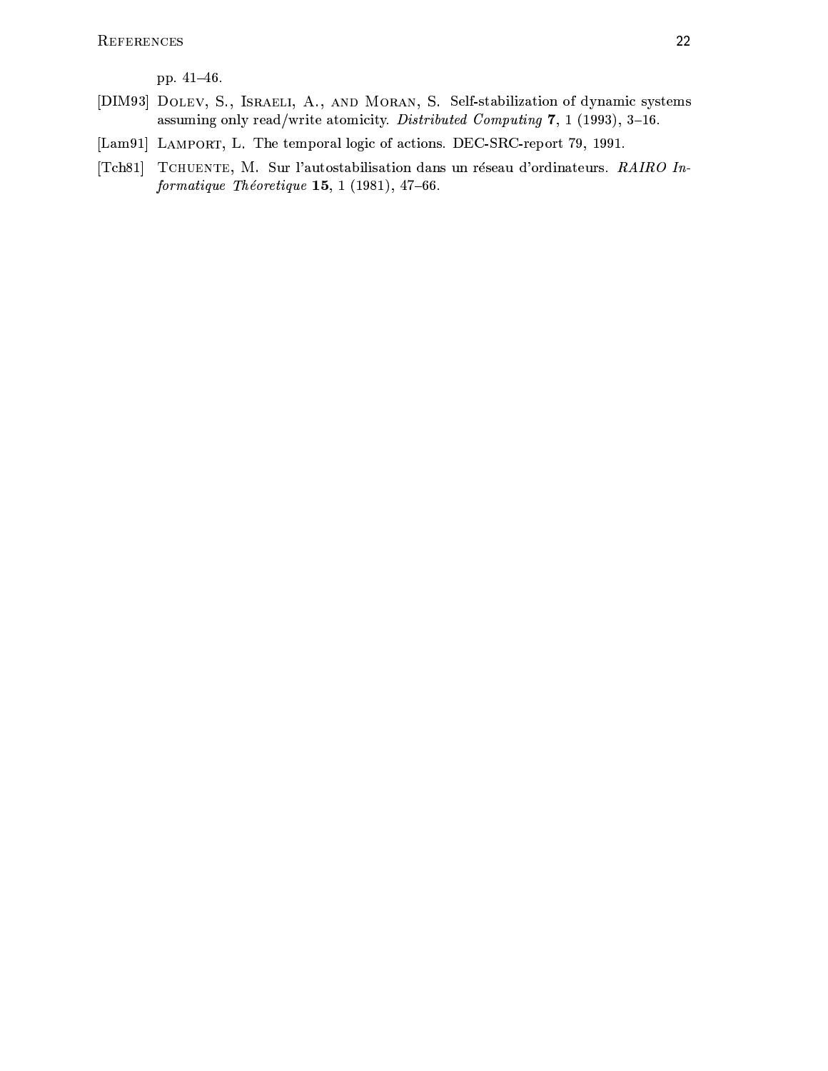pp. 41–46.

[DIM93] Dolev, S., Israeli, A., and Moran, S. Self-stabilization of dynamic systems assuming only read/write atomicity. *Distributed Computing* **7**, 1 (1993), 3–16.

[Lam91] Lamport, L. The temporal logic of actions. DEC-SRC-report 79, 1991.

[Tch81] Tchuente, M. Sur l'autostabilisation dans un réseau d'ordinateurs. *RAIRO Informatique Théoretique* **15**, 1 (1981), 47–66.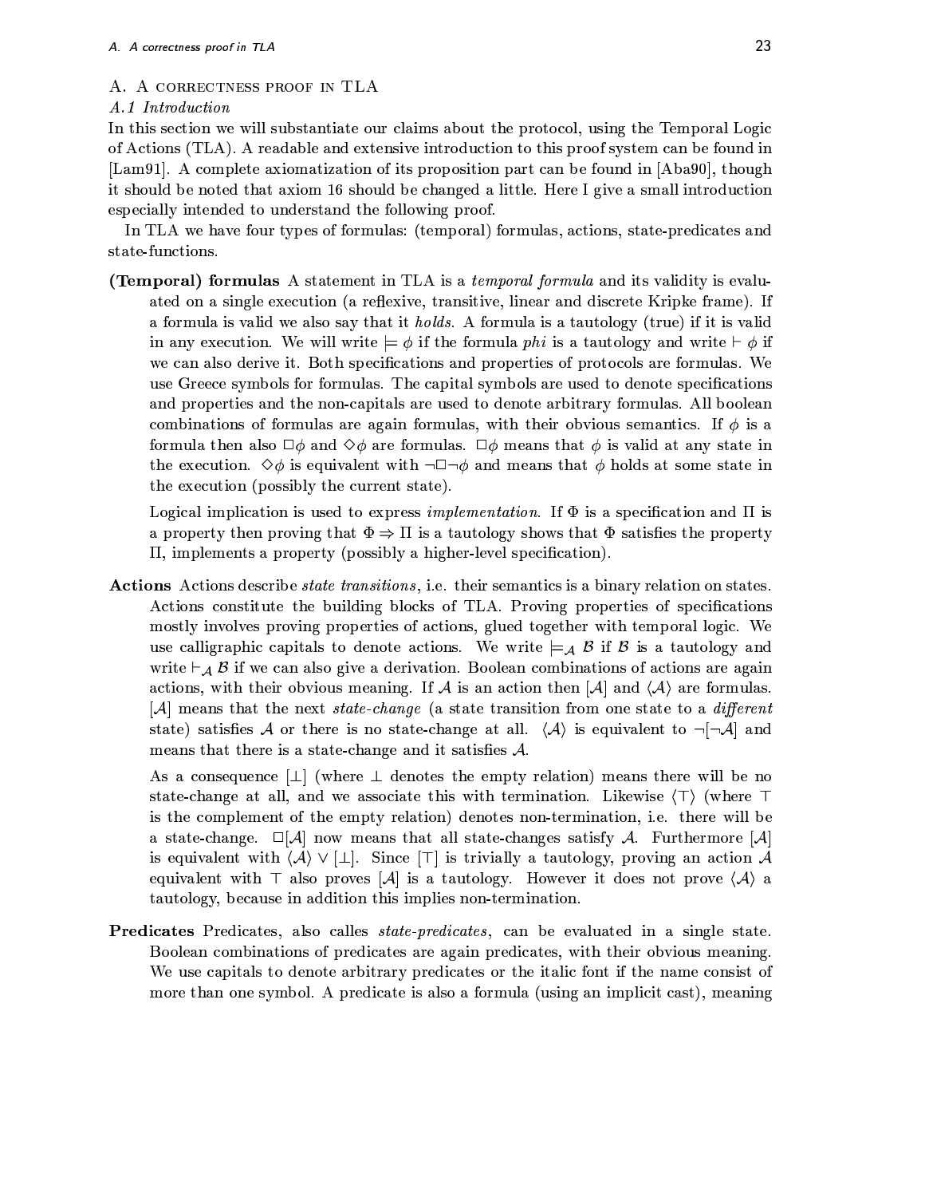# A. A CORRECTNESS PROOF IN TLA

## A.1 Introduction

In this section we will substantiate our claims about the protocol, using the Temporal Logic of Actions (TLA). A readable and extensive introduction to this proof system can be found in [Lam91]. A complete axiomatization of its proposition part can be found in [Aba90], though it should be noted that axiom 16 should be changed a little. Here I give a small introduction especially intended to understand the following proof.

In TLA we have four types of formulas: (temporal) formulas, actions, state-predicates and state-functions.

**(Temporal) formulas** A statement in TLA is a *temporal formula* and its validity is evaluated on a single execution (a reflexive, transitive, linear and discrete Kripke frame). If a formula is valid we also say that it *holds*. A formula is a tautology (true) if it is valid in any execution. We will write $\models \phi$ if the formula *phi* is a tautology and write $\vdash \phi$ if we can also derive it. Both specifications and properties of protocols are formulas. We use Greece symbols for formulas. The capital symbols are used to denote specifications and properties and the non-capitals are used to denote arbitrary formulas. All boolean combinations of formulas are again formulas, with their obvious semantics. If $\phi$ is a formula then also $\Box\phi$ and $\Diamond\phi$ are formulas. $\Box\phi$ means that $\phi$ is valid at any state in the execution. $\Diamond\phi$ is equivalent with $\neg\Box\neg\phi$ and means that $\phi$ holds at some state in the execution (possibly the current state).

Logical implication is used to express *implementation*. If $\Phi$ is a specification and $\Pi$ is a property then proving that $\Phi \Rightarrow \Pi$ is a tautology shows that $\Phi$ satisfies the property $\Pi$, implements a property (possibly a higher-level specification).

**Actions** Actions describe *state transitions*, i.e. their semantics is a binary relation on states. Actions constitute the building blocks of TLA. Proving properties of specifications mostly involves proving properties of actions, glued together with temporal logic. We use calligraphic capitals to denote actions. We write $\models_{\mathcal{A}} \mathcal{B}$ if $\mathcal{B}$ is a tautology and write $\vdash_{\mathcal{A}} \mathcal{B}$ if we can also give a derivation. Boolean combinations of actions are again actions, with their obvious meaning. If $\mathcal{A}$ is an action then $[\mathcal{A}]$ and $\langle\mathcal{A}\rangle$ are formulas. $[\mathcal{A}]$ means that the next *state-change* (a state transition from one state to a *different* state) satisfies $\mathcal{A}$ or there is no state-change at all. $\langle\mathcal{A}\rangle$ is equivalent to $\neg[\neg\mathcal{A}]$ and means that there is a state-change and it satisfies $\mathcal{A}$.

As a consequence $[\bot]$ (where $\bot$ denotes the empty relation) means there will be no state-change at all, and we associate this with termination. Likewise $\langle\top\rangle$ (where $\top$ is the complement of the empty relation) denotes non-termination, i.e. there will be a state-change. $\Box[\mathcal{A}]$ now means that all state-changes satisfy $\mathcal{A}$. Furthermore $[\mathcal{A}]$ is equivalent with $\langle\mathcal{A}\rangle \vee [\bot]$. Since $[\top]$ is trivially a tautology, proving an action $\mathcal{A}$ equivalent with $\top$ also proves $[\mathcal{A}]$ is a tautology. However it does not prove $\langle\mathcal{A}\rangle$ a tautology, because in addition this implies non-termination.

**Predicates** Predicates, also calles *state-predicates*, can be evaluated in a single state. Boolean combinations of predicates are again predicates, with their obvious meaning. We use capitals to denote arbitrary predicates or the italic font if the name consist of more than one symbol. A predicate is also a formula (using an implicit cast), meaning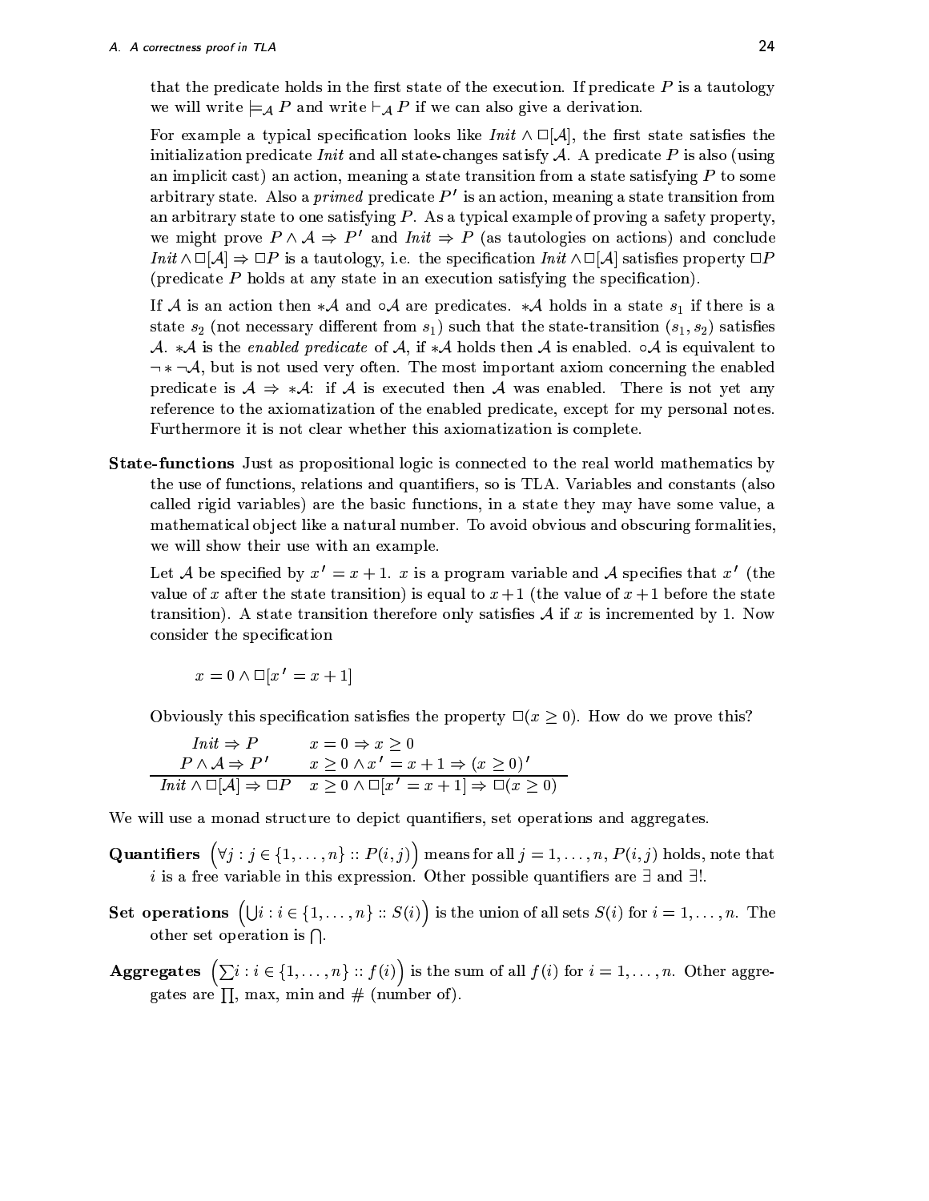that the predicate holds in the first state of the execution. If predicate $P$ is a tautology we will write $\models_{\mathcal{A}} P$ and write $\vdash_{\mathcal{A}} P$ if we can also give a derivation.

For example a typical specification looks like $\mathit{Init} \wedge \Box[\mathcal{A}]$, the first state satisfies the initialization predicate *Init* and all state-changes satisfy $\mathcal{A}$. A predicate $P$ is also (using an implicit cast) an action, meaning a state transition from a state satisfying $P$ to some arbitrary state. Also a *primed* predicate $P'$ is an action, meaning a state transition from an arbitrary state to one satisfying $P$. As a typical example of proving a safety property, we might prove $P \wedge \mathcal{A} \Rightarrow P'$ and $\mathit{Init} \Rightarrow P$ (as tautologies on actions) and conclude $\mathit{Init} \wedge \Box[\mathcal{A}] \Rightarrow \Box P$ is a tautology, i.e. the specification $\mathit{Init} \wedge \Box[\mathcal{A}]$ satisfies property $\Box P$ (predicate $P$ holds at any state in an execution satisfying the specification).

If $\mathcal{A}$ is an action then $*\mathcal{A}$ and $\circ\mathcal{A}$ are predicates. $*\mathcal{A}$ holds in a state $s_1$ if there is a state $s_2$ (not necessary different from $s_1$) such that the state-transition $(s_1, s_2)$ satisfies $\mathcal{A}$. $*\mathcal{A}$ is the *enabled predicate* of $\mathcal{A}$, if $*\mathcal{A}$ holds then $\mathcal{A}$ is enabled. $\circ\mathcal{A}$ is equivalent to $\neg * \neg\mathcal{A}$, but is not used very often. The most important axiom concerning the enabled predicate is $\mathcal{A} \Rightarrow *\mathcal{A}$: if $\mathcal{A}$ is executed then $\mathcal{A}$ was enabled. There is not yet any reference to the axiomatization of the enabled predicate, except for my personal notes. Furthermore it is not clear whether this axiomatization is complete.

**State-functions** Just as propositional logic is connected to the real world mathematics by the use of functions, relations and quantifiers, so is TLA. Variables and constants (also called rigid variables) are the basic functions, in a state they may have some value, a mathematical object like a natural number. To avoid obvious and obscuring formalities, we will show their use with an example.

Let $\mathcal{A}$ be specified by $x' = x + 1$. $x$ is a program variable and $\mathcal{A}$ specifies that $x'$ (the value of $x$ after the state transition) is equal to $x+1$ (the value of $x+1$ before the state transition). A state transition therefore only satisfies $\mathcal{A}$ if $x$ is incremented by 1. Now consider the specification

$$x = 0 \wedge \Box[x' = x + 1]$$

Obviously this specification satisfies the property $\Box(x \geq 0)$. How do we prove this?

$$\begin{array}{ll}
\mathit{Init} \Rightarrow P & x = 0 \Rightarrow x \geq 0 \\
P \wedge \mathcal{A} \Rightarrow P' & x \geq 0 \wedge x' = x + 1 \Rightarrow (x \geq 0)' \\
\hline
\mathit{Init} \wedge \Box[\mathcal{A}] \Rightarrow \Box P & x \geq 0 \wedge \Box[x' = x + 1] \Rightarrow \Box(x \geq 0)
\end{array}$$

We will use a monad structure to depict quantifiers, set operations and aggregates.

**Quantifiers** $\Big(\forall j : j \in \{1, \ldots, n\} :: P(i,j)\Big)$ means for all $j = 1, \ldots, n$, $P(i,j)$ holds, note that $i$ is a free variable in this expression. Other possible quantifiers are $\exists$ and $\exists!$.

**Set operations** $\Big(\bigcup i : i \in \{1, \ldots, n\} :: S(i)\Big)$ is the union of all sets $S(i)$ for $i = 1, \ldots, n$. The other set operation is $\bigcap$.

**Aggregates** $\Big(\sum i : i \in \{1, \ldots, n\} :: f(i)\Big)$ is the sum of all $f(i)$ for $i = 1, \ldots, n$. Other aggregates are $\prod$, max, min and $\#$ (number of).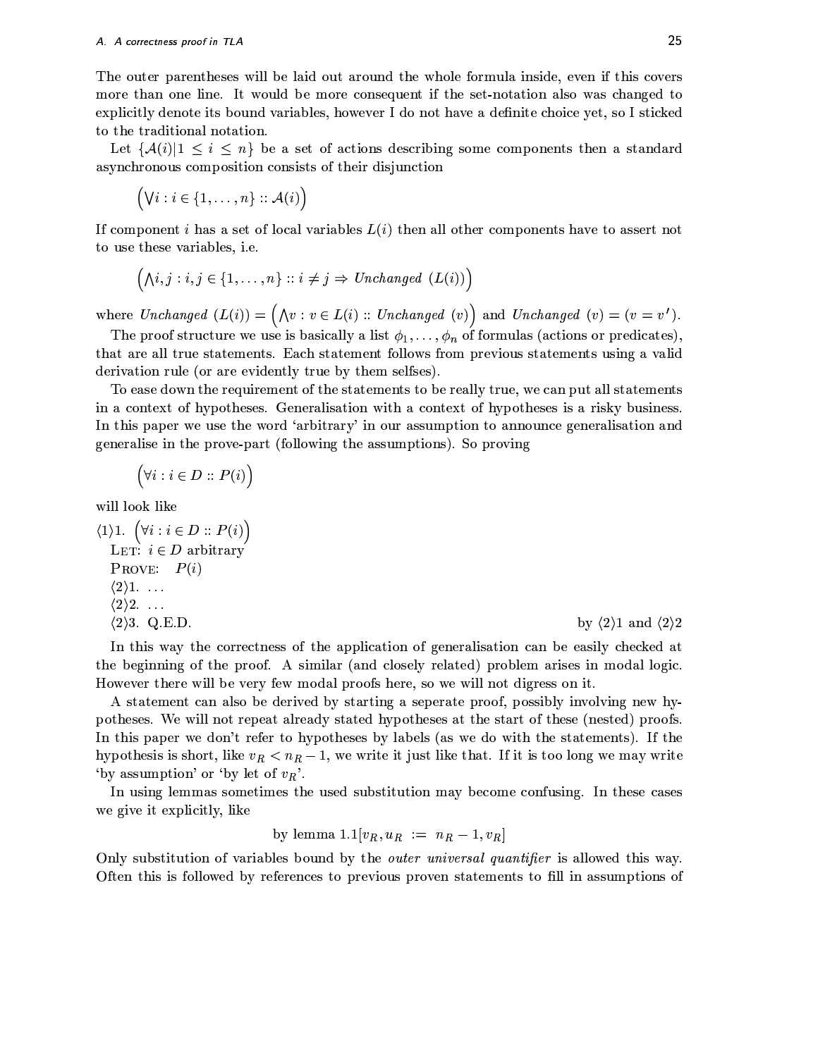The outer parentheses will be laid out around the whole formula inside, even if this covers more than one line. It would be more consequent if the set-notation also was changed to explicitly denote its bound variables, however I do not have a definite choice yet, so I sticked to the traditional notation.

Let $\{\mathcal{A}(i) | 1 \leq i \leq n\}$ be a set of actions describing some components then a standard asynchronous composition consists of their disjunction

$$\Big(\bigvee i : i \in \{1, \ldots, n\} :: \mathcal{A}(i)\Big)$$

If component $i$ has a set of local variables $L(i)$ then all other components have to assert not to use these variables, i.e.

$$\Big(\bigwedge i, j : i, j \in \{1, \ldots, n\} :: i \neq j \Rightarrow \mathit{Unchanged}\ (L(i))\Big)$$

where $\mathit{Unchanged}\ (L(i)) = \Big(\bigwedge v : v \in L(i) :: \mathit{Unchanged}\ (v)\Big)$ and $\mathit{Unchanged}\ (v) = (v = v')$.

The proof structure we use is basically a list $\phi_1, \ldots, \phi_n$ of formulas (actions or predicates), that are all true statements. Each statement follows from previous statements using a valid derivation rule (or are evidently true by them selfses).

To ease down the requirement of the statements to be really true, we can put all statements in a context of hypotheses. Generalisation with a context of hypotheses is a risky business. In this paper we use the word 'arbitrary' in our assumption to announce generalisation and generalise in the prove-part (following the assumptions). So proving

$$\Big(\forall i : i \in D :: P(i)\Big)$$

will look like

$\langle 1 \rangle 1.$ $\Big(\forall i : i \in D :: P(i)\Big)$
  LET: $i \in D$ arbitrary
  PROVE: $P(i)$
  $\langle 2 \rangle 1.$ …
  $\langle 2 \rangle 2.$ …
  $\langle 2 \rangle 3.$ Q.E.D.  by $\langle 2 \rangle 1$ and $\langle 2 \rangle 2$

In this way the correctness of the application of generalisation can be easily checked at the beginning of the proof. A similar (and closely related) problem arises in modal logic. However there will be very few modal proofs here, so we will not digress on it.

A statement can also be derived by starting a seperate proof, possibly involving new hypotheses. We will not repeat already stated hypotheses at the start of these (nested) proofs. In this paper we don't refer to hypotheses by labels (as we do with the statements). If the hypothesis is short, like $v_R < n_R - 1$, we write it just like that. If it is too long we may write 'by assumption' or 'by let of $v_R$'.

In using lemmas sometimes the used substitution may become confusing. In these cases we give it explicitly, like

by lemma $1.1[v_R, u_R := n_R - 1, v_R]$

Only substitution of variables bound by the *outer universal quantifier* is allowed this way. Often this is followed by references to previous proven statements to fill in assumptions of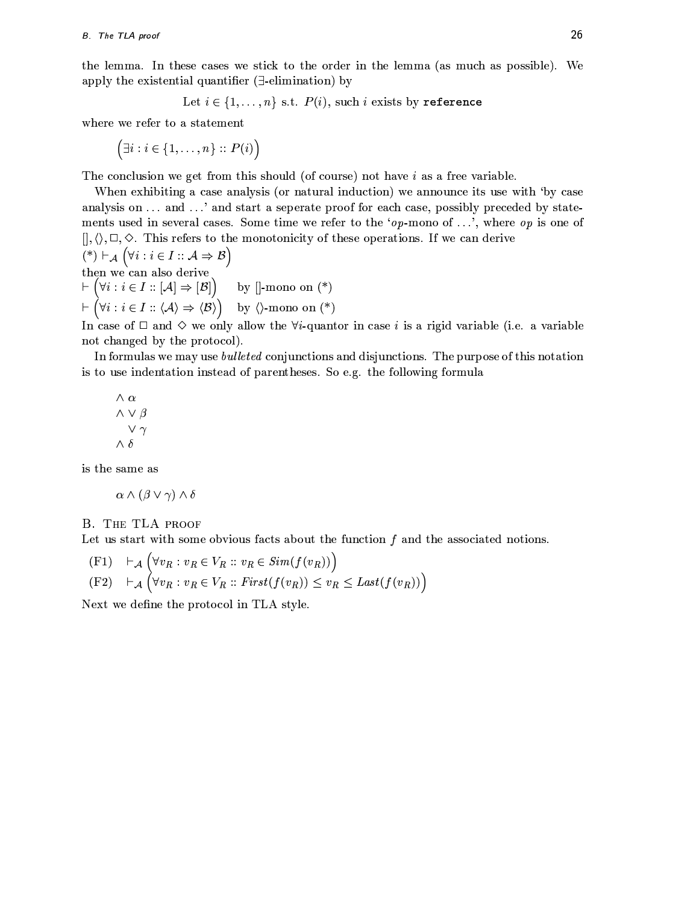the lemma. In these cases we stick to the order in the lemma (as much as possible). We apply the existential quantifier ($\exists$-elimination) by

$$\text{Let } i \in \{1,\ldots,n\} \text{ s.t. } P(i)\text{, such } i \text{ exists by } \texttt{reference}$$

where we refer to a statement

$$\Big(\exists i : i \in \{1,\ldots,n\} :: P(i)\Big)$$

The conclusion we get from this should (of course) not have $i$ as a free variable.

When exhibiting a case analysis (or natural induction) we announce its use with 'by case analysis on ... and ...' and start a seperate proof for each case, possibly preceded by statements used in several cases. Some time we refer to the '$op$-mono of ...', where $op$ is one of $[], \langle\rangle, \Box, \Diamond$. This refers to the monotonicity of these operations. If we can derive

$(*) \vdash_{\mathcal{A}} \Big(\forall i : i \in I :: \mathcal{A} \Rightarrow \mathcal{B}\Big)$

then we can also derive

$\vdash \Big(\forall i : i \in I :: [\mathcal{A}] \Rightarrow [\mathcal{B}]\Big)$ by $[]$-mono on (*)

$\vdash \Big(\forall i : i \in I :: \langle\mathcal{A}\rangle \Rightarrow \langle\mathcal{B}\rangle\Big)$ by $\langle\rangle$-mono on (*)

In case of $\Box$ and $\Diamond$ we only allow the $\forall i$-quantor in case $i$ is a rigid variable (i.e. a variable not changed by the protocol).

In formulas we may use *bulleted* conjunctions and disjunctions. The purpose of this notation is to use indentation instead of parentheses. So e.g. the following formula

$$\begin{array}{l} \wedge\ \alpha \\ \wedge\ \vee\ \beta \\ \quad\ \vee\ \gamma \\ \wedge\ \delta \end{array}$$

is the same as

$$\alpha \wedge (\beta \vee \gamma) \wedge \delta$$

## B. The TLA proof

Let us start with some obvious facts about the function $f$ and the associated notions.

(F1) $\vdash_{\mathcal{A}} \Big(\forall v_R : v_R \in V_R :: v_R \in \mathit{Sim}(f(v_R))\Big)$

(F2) $\vdash_{\mathcal{A}} \Big(\forall v_R : v_R \in V_R :: \mathit{First}(f(v_R)) \leq v_R \leq \mathit{Last}(f(v_R))\Big)$

Next we define the protocol in TLA style.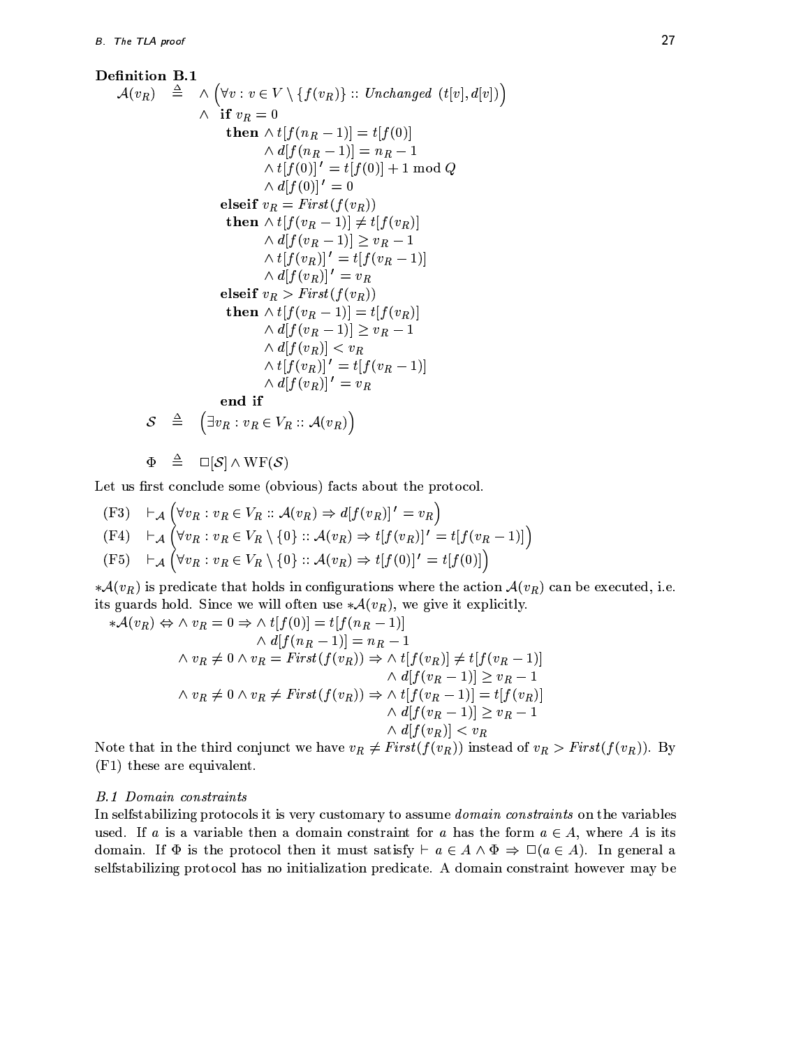**Definition B.1**

$$
\begin{array}{lll}
\mathcal{A}(v_R) & \triangleq & \wedge \left(\forall v : v \in V \setminus \{f(v_R)\} :: \mathit{Unchanged}\ (t[v], d[v])\right) \\
& & \wedge\ \textbf{if } v_R = 0 \\
& & \quad\ \textbf{then} \wedge t[f(n_R - 1)] = t[f(0)] \\
& & \quad\quad\quad\ \ \wedge d[f(n_R - 1)] = n_R - 1 \\
& & \quad\quad\quad\ \ \wedge t[f(0)]' = t[f(0)] + 1 \bmod Q \\
& & \quad\quad\quad\ \ \wedge d[f(0)]' = 0 \\
& & \quad \textbf{elseif } v_R = \mathit{First}(f(v_R)) \\
& & \quad\ \textbf{then} \wedge t[f(v_R - 1)] \neq t[f(v_R)] \\
& & \quad\quad\quad\ \ \wedge d[f(v_R - 1)] \geq v_R - 1 \\
& & \quad\quad\quad\ \ \wedge t[f(v_R)]' = t[f(v_R - 1)] \\
& & \quad\quad\quad\ \ \wedge d[f(v_R)]' = v_R \\
& & \quad \textbf{elseif } v_R > \mathit{First}(f(v_R)) \\
& & \quad\ \textbf{then} \wedge t[f(v_R - 1)] = t[f(v_R)] \\
& & \quad\quad\quad\ \ \wedge d[f(v_R - 1)] \geq v_R - 1 \\
& & \quad\quad\quad\ \ \wedge d[f(v_R)] < v_R \\
& & \quad\quad\quad\ \ \wedge t[f(v_R)]' = t[f(v_R - 1)] \\
& & \quad\quad\quad\ \ \wedge d[f(v_R)]' = v_R \\
& & \quad \textbf{end if}
\end{array}
$$

$$\mathcal{S} \triangleq \left(\exists v_R : v_R \in V_R :: \mathcal{A}(v_R)\right)$$

$$\Phi \triangleq \Box[\mathcal{S}] \wedge \mathrm{WF}(\mathcal{S})$$

Let us first conclude some (obvious) facts about the protocol.

(F3) $\vdash_{\mathcal{A}} \left(\forall v_R : v_R \in V_R :: \mathcal{A}(v_R) \Rightarrow d[f(v_R)]' = v_R\right)$

(F4) $\vdash_{\mathcal{A}} \left(\forall v_R : v_R \in V_R \setminus \{0\} :: \mathcal{A}(v_R) \Rightarrow t[f(v_R)]' = t[f(v_R - 1)]\right)$

(F5) $\vdash_{\mathcal{A}} \left(\forall v_R : v_R \in V_R \setminus \{0\} :: \mathcal{A}(v_R) \Rightarrow t[f(0)]' = t[f(0)]\right)$

$*\mathcal{A}(v_R)$ is predicate that holds in configurations where the action $\mathcal{A}(v_R)$ can be executed, i.e. its guards hold. Since we will often use $*\mathcal{A}(v_R)$, we give it explicitly.

$$
\begin{array}{ll}
*\mathcal{A}(v_R) \Leftrightarrow & \wedge\ v_R = 0 \Rightarrow \wedge\ t[f(0)] = t[f(n_R - 1)] \\
& \qquad\qquad\quad\ \wedge\ d[f(n_R - 1)] = n_R - 1 \\
& \wedge\ v_R \neq 0 \wedge v_R = \mathit{First}(f(v_R)) \Rightarrow \wedge\ t[f(v_R)] \neq t[f(v_R - 1)] \\
& \qquad\qquad\qquad\qquad\qquad\qquad\quad\ \wedge\ d[f(v_R - 1)] \geq v_R - 1 \\
& \wedge\ v_R \neq 0 \wedge v_R \neq \mathit{First}(f(v_R)) \Rightarrow \wedge\ t[f(v_R - 1)] = t[f(v_R)] \\
& \qquad\qquad\qquad\qquad\qquad\qquad\quad\ \wedge\ d[f(v_R - 1)] \geq v_R - 1 \\
& \qquad\qquad\qquad\qquad\qquad\qquad\quad\ \wedge\ d[f(v_R)] < v_R
\end{array}
$$

Note that in the third conjunct we have $v_R \neq \mathit{First}(f(v_R))$ instead of $v_R > \mathit{First}(f(v_R))$. By (F1) these are equivalent.

### B.1 Domain constraints

In selfstabilizing protocols it is very customary to assume *domain constraints* on the variables used. If $a$ is a variable then a domain constraint for $a$ has the form $a \in A$, where $A$ is its domain. If $\Phi$ is the protocol then it must satisfy $\vdash a \in A \wedge \Phi \Rightarrow \Box(a \in A)$. In general a selfstabilizing protocol has no initialization predicate. A domain constraint however may be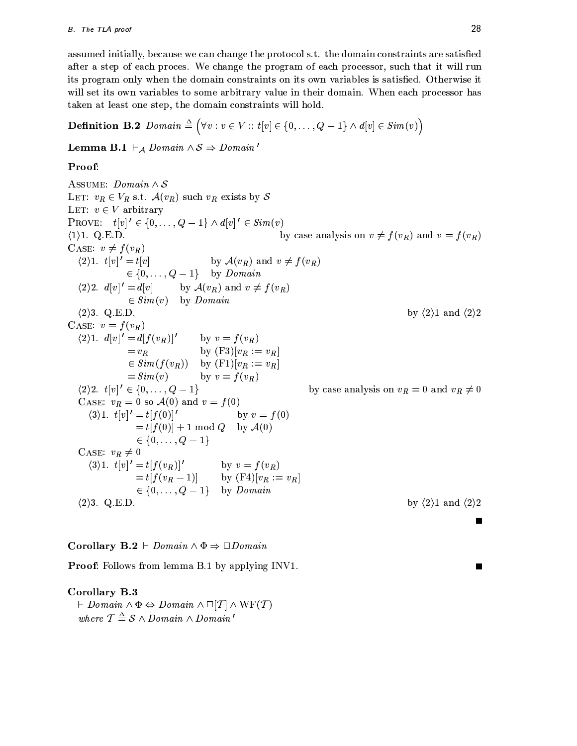assumed initially, because we can change the protocol s.t. the domain constraints are satisfied after a step of each proces. We change the program of each processor, such that it will run its program only when the domain constraints on its own variables is satisfied. Otherwise it will set its own variables to some arbitrary value in their domain. When each processor has taken at least one step, the domain constraints will hold.

**Definition B.2** $Domain \triangleq \Big(\forall v : v \in V :: t[v] \in \{0, \ldots, Q-1\} \wedge d[v] \in Sim(v)\Big)$

**Lemma B.1** $\vdash_{\mathcal{A}} Domain \wedge \mathcal{S} \Rightarrow Domain'$

**Proof**:

ASSUME: $Domain \wedge \mathcal{S}$
LET: $v_R \in V_R$ s.t. $\mathcal{A}(v_R)$ such $v_R$ exists by $\mathcal{S}$
LET: $v \in V$ arbitrary
PROVE: $t[v]' \in \{0, \ldots, Q-1\} \wedge d[v]' \in Sim(v)$
$\langle 1\rangle 1$. Q.E.D. — by case analysis on $v \neq f(v_R)$ and $v = f(v_R)$
CASE: $v \neq f(v_R)$
- $\langle 2\rangle 1$. $t[v]' = t[v]$ — by $\mathcal{A}(v_R)$ and $v \neq f(v_R)$
  $\in \{0, \ldots, Q-1\}$ — by $Domain$
- $\langle 2\rangle 2$. $d[v]' = d[v]$ — by $\mathcal{A}(v_R)$ and $v \neq f(v_R)$
  $\in Sim(v)$ — by $Domain$
- $\langle 2\rangle 3$. Q.E.D. — by $\langle 2\rangle 1$ and $\langle 2\rangle 2$

CASE: $v = f(v_R)$
- $\langle 2\rangle 1$. $d[v]' = d[f(v_R)]'$ — by $v = f(v_R)$
  $= v_R$ — by (F3)$[v_R := v_R]$
  $\in Sim(f(v_R))$ — by (F1)$[v_R := v_R]$
  $= Sim(v)$ — by $v = f(v_R)$
- $\langle 2\rangle 2$. $t[v]' \in \{0, \ldots, Q-1\}$ — by case analysis on $v_R = 0$ and $v_R \neq 0$
  - CASE: $v_R = 0$ so $\mathcal{A}(0)$ and $v = f(0)$
    - $\langle 3\rangle 1$. $t[v]' = t[f(0)]'$ — by $v = f(0)$
      $= t[f(0)] + 1 \bmod Q$ — by $\mathcal{A}(0)$
      $\in \{0, \ldots, Q-1\}$
  - CASE: $v_R \neq 0$
    - $\langle 3\rangle 1$. $t[v]' = t[f(v_R)]'$ — by $v = f(v_R)$
      $= t[f(v_R - 1)]$ — by (F4)$[v_R := v_R]$
      $\in \{0, \ldots, Q-1\}$ — by $Domain$
- $\langle 2\rangle 3$. Q.E.D. — by $\langle 2\rangle 1$ and $\langle 2\rangle 2$

■

**Corollary B.2** $\vdash Domain \wedge \Phi \Rightarrow \Box Domain$

**Proof**: Follows from lemma B.1 by applying INV1. ■

**Corollary B.3**
$\vdash Domain \wedge \Phi \Leftrightarrow Domain \wedge \Box[\mathcal{T}] \wedge \mathrm{WF}(\mathcal{T})$
*where* $\mathcal{T} \triangleq \mathcal{S} \wedge Domain \wedge Domain'$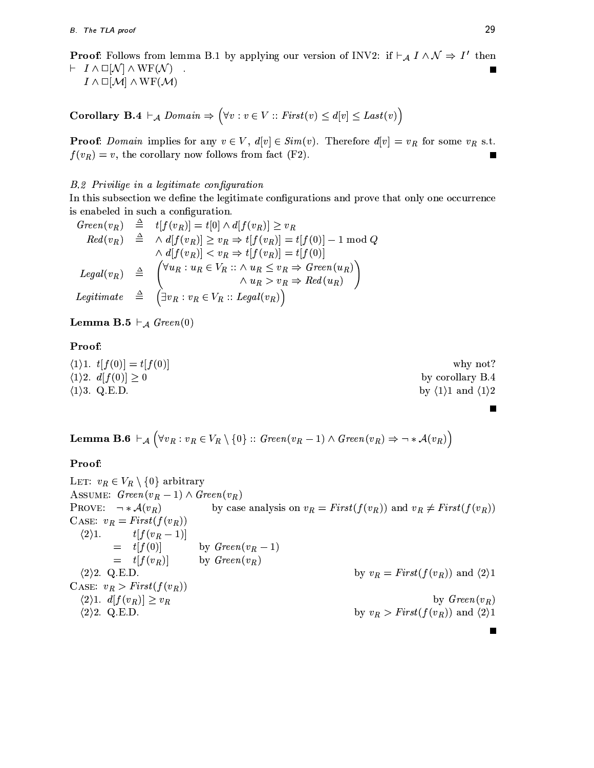**Proof**: Follows from lemma B.1 by applying our version of INV2: if $\vdash_{\mathcal{A}} I \wedge \mathcal{N} \Rightarrow I'$ then $\vdash \dfrac{I \wedge \Box[\mathcal{N}] \wedge \mathrm{WF}(\mathcal{N})}{I \wedge \Box[\mathcal{M}] \wedge \mathrm{WF}(\mathcal{M})}$ . ∎

**Corollary B.4** $\vdash_{\mathcal{A}} \mathit{Domain} \Rightarrow \Big(\forall v : v \in V :: \mathit{First}(v) \leq d[v] \leq \mathit{Last}(v)\Big)$

**Proof**: *Domain* implies for any $v \in V$, $d[v] \in \mathit{Sim}(v)$. Therefore $d[v] = v_R$ for some $v_R$ s.t. $f(v_R) = v$, the corollary now follows from fact (F2). ∎

*B.2 Privilige in a legitimate configuration*

In this subsection we define the legitimate configurations and prove that only one occurrence is enabeled in such a configuration.

$$
\begin{array}{rcl}
\mathit{Green}(v_R) & \triangleq & t[f(v_R)] = t[0] \wedge d[f(v_R)] \geq v_R \\
\mathit{Red}(v_R) & \triangleq & \wedge\ d[f(v_R)] \geq v_R \Rightarrow t[f(v_R)] = t[f(0)] - 1 \bmod Q \\
 & & \wedge\ d[f(v_R)] < v_R \Rightarrow t[f(v_R)] = t[f(0)] \\
\mathit{Legal}(v_R) & \triangleq & \left(\begin{array}{l}\forall u_R : u_R \in V_R :: \wedge\ u_R \leq v_R \Rightarrow \mathit{Green}(u_R) \\ \qquad\qquad\qquad\quad\ \wedge\ u_R > v_R \Rightarrow \mathit{Red}(u_R)\end{array}\right) \\
\mathit{Legitimate} & \triangleq & \Big(\exists v_R : v_R \in V_R :: \mathit{Legal}(v_R)\Big)
\end{array}
$$

**Lemma B.5** $\vdash_{\mathcal{A}} \mathit{Green}(0)$

**Proof**:

$\langle 1 \rangle 1.$ $t[f(0)] = t[f(0)]$ — why not?
$\langle 1 \rangle 2.$ $d[f(0)] \geq 0$ — by corollary B.4
$\langle 1 \rangle 3.$ Q.E.D. — by $\langle 1 \rangle 1$ and $\langle 1 \rangle 2$

∎

**Lemma B.6** $\vdash_{\mathcal{A}} \Big(\forall v_R : v_R \in V_R \setminus \{0\} :: \mathit{Green}(v_R - 1) \wedge \mathit{Green}(v_R) \Rightarrow \neg * \mathcal{A}(v_R)\Big)$

**Proof**:

LET: $v_R \in V_R \setminus \{0\}$ arbitrary
ASSUME: $\mathit{Green}(v_R - 1) \wedge \mathit{Green}(v_R)$
PROVE: $\neg * \mathcal{A}(v_R)$ — by case analysis on $v_R = \mathit{First}(f(v_R))$ and $v_R \neq \mathit{First}(f(v_R))$
CASE: $v_R = \mathit{First}(f(v_R))$

- $\langle 2 \rangle 1.$ $t[f(v_R - 1)]$
  - $= t[f(0)]$ — by $\mathit{Green}(v_R - 1)$
  - $= t[f(v_R)]$ — by $\mathit{Green}(v_R)$
- $\langle 2 \rangle 2.$ Q.E.D. — by $v_R = \mathit{First}(f(v_R))$ and $\langle 2 \rangle 1$

CASE: $v_R > \mathit{First}(f(v_R))$

- $\langle 2 \rangle 1.$ $d[f(v_R)] \geq v_R$ — by $\mathit{Green}(v_R)$
- $\langle 2 \rangle 2.$ Q.E.D. — by $v_R > \mathit{First}(f(v_R))$ and $\langle 2 \rangle 1$

∎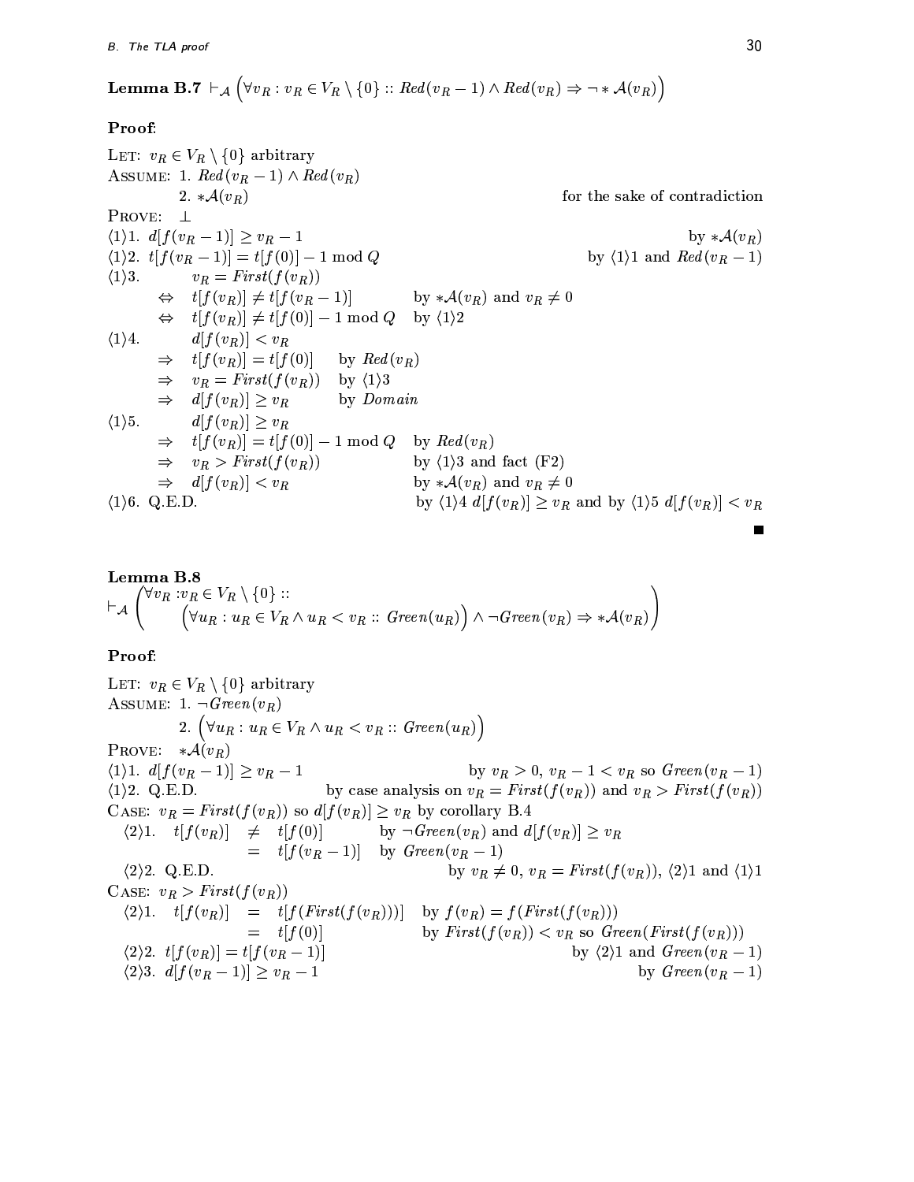**Lemma B.7** $\vdash_{\mathcal{A}} \left(\forall v_R : v_R \in V_R \setminus \{0\} :: Red(v_R - 1) \wedge Red(v_R) \Rightarrow \neg * \mathcal{A}(v_R)\right)$

**Proof**:

LET: $v_R \in V_R \setminus \{0\}$ arbitrary

ASSUME: 1. $Red(v_R - 1) \wedge Red(v_R)$

2. $*\mathcal{A}(v_R)$ — for the sake of contradiction

PROVE: $\perp$

$\langle 1 \rangle 1.$ $d[f(v_R - 1)] \geq v_R - 1$ — by $*\mathcal{A}(v_R)$

$\langle 1 \rangle 2.$ $t[f(v_R - 1)] = t[f(0)] - 1 \bmod Q$ — by $\langle 1 \rangle 1$ and $Red(v_R - 1)$

$\langle 1 \rangle 3.$ $v_R = First(f(v_R))$

$\Leftrightarrow$ $t[f(v_R)] \neq t[f(v_R - 1)]$ — by $*\mathcal{A}(v_R)$ and $v_R \neq 0$

$\Leftrightarrow$ $t[f(v_R)] \neq t[f(0)] - 1 \bmod Q$ — by $\langle 1 \rangle 2$

$\langle 1 \rangle 4.$ $d[f(v_R)] < v_R$

$\Rightarrow$ $t[f(v_R)] = t[f(0)]$ — by $Red(v_R)$

$\Rightarrow$ $v_R = First(f(v_R))$ — by $\langle 1 \rangle 3$

$\Rightarrow$ $d[f(v_R)] \geq v_R$ — by $Domain$

$\langle 1 \rangle 5.$ $d[f(v_R)] \geq v_R$

$\Rightarrow$ $t[f(v_R)] = t[f(0)] - 1 \bmod Q$ — by $Red(v_R)$

$\Rightarrow$ $v_R > First(f(v_R))$ — by $\langle 1 \rangle 3$ and fact (F2)

$\Rightarrow$ $d[f(v_R)] < v_R$ — by $*\mathcal{A}(v_R)$ and $v_R \neq 0$

$\langle 1 \rangle 6.$ Q.E.D. — by $\langle 1 \rangle 4$ $d[f(v_R)] \geq v_R$ and by $\langle 1 \rangle 5$ $d[f(v_R)] < v_R$

■

**Lemma B.8**

$$\vdash_{\mathcal{A}} \left(\begin{array}{l}\forall v_R : v_R \in V_R \setminus \{0\} :: \\ \quad \left(\forall u_R : u_R \in V_R \wedge u_R < v_R :: \; Green(u_R)\right) \wedge \neg Green(v_R) \Rightarrow *\mathcal{A}(v_R)\end{array}\right)$$

**Proof**:

LET: $v_R \in V_R \setminus \{0\}$ arbitrary

ASSUME: 1. $\neg Green(v_R)$

2. $\left(\forall u_R : u_R \in V_R \wedge u_R < v_R :: \; Green(u_R)\right)$

PROVE: $*\mathcal{A}(v_R)$

$\langle 1 \rangle 1.$ $d[f(v_R - 1)] \geq v_R - 1$ — by $v_R > 0$, $v_R - 1 < v_R$ so $Green(v_R - 1)$

$\langle 1 \rangle 2.$ Q.E.D. — by case analysis on $v_R = First(f(v_R))$ and $v_R > First(f(v_R))$

CASE: $v_R = First(f(v_R))$ so $d[f(v_R)] \geq v_R$ by corollary B.4

$\langle 2 \rangle 1.$ $t[f(v_R)] \neq t[f(0)]$ — by $\neg Green(v_R)$ and $d[f(v_R)] \geq v_R$

$= t[f(v_R - 1)]$ — by $Green(v_R - 1)$

$\langle 2 \rangle 2.$ Q.E.D. — by $v_R \neq 0$, $v_R = First(f(v_R))$, $\langle 2 \rangle 1$ and $\langle 1 \rangle 1$

CASE: $v_R > First(f(v_R))$

$\langle 2 \rangle 1.$ $t[f(v_R)] = t[f(First(f(v_R)))]$ — by $f(v_R) = f(First(f(v_R)))$

$= t[f(0)]$ — by $First(f(v_R)) < v_R$ so $Green(First(f(v_R)))$

$\langle 2 \rangle 2.$ $t[f(v_R)] = t[f(v_R - 1)]$ — by $\langle 2 \rangle 1$ and $Green(v_R - 1)$

$\langle 2 \rangle 3.$ $d[f(v_R - 1)] \geq v_R - 1$ — by $Green(v_R - 1)$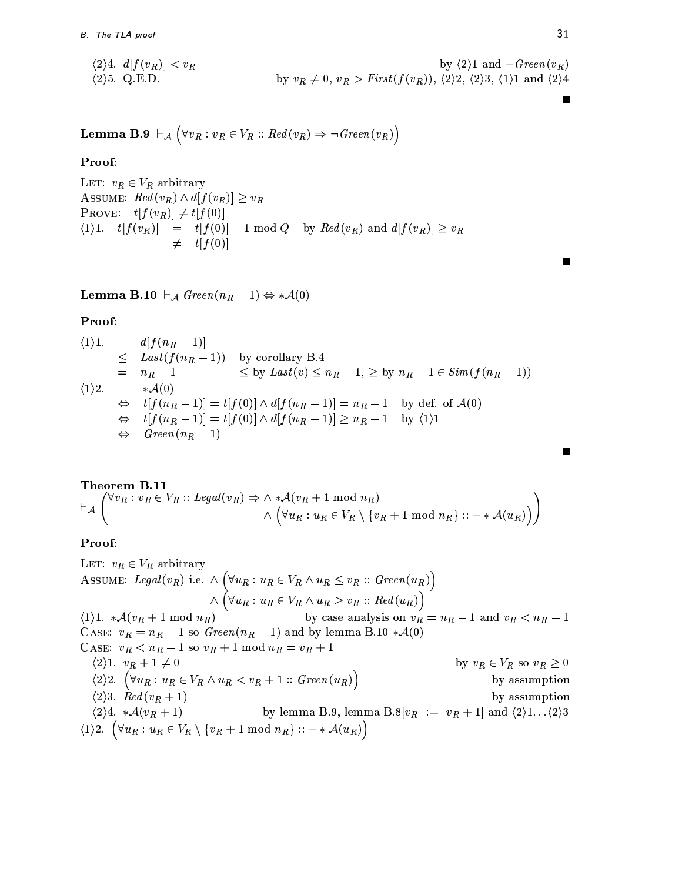⟨2⟩4. $d[f(v_R)] < v_R$ by ⟨2⟩1 and $\neg Green(v_R)$

⟨2⟩5. Q.E.D. by $v_R \neq 0$, $v_R > First(f(v_R))$, ⟨2⟩2, ⟨2⟩3, ⟨1⟩1 and ⟨2⟩4

∎

**Lemma B.9** $\vdash_{\mathcal{A}} \left(\forall v_R : v_R \in V_R :: Red(v_R) \Rightarrow \neg Green(v_R)\right)$

**Proof**:

LET: $v_R \in V_R$ arbitrary

ASSUME: $Red(v_R) \wedge d[f(v_R)] \geq v_R$

PROVE: $t[f(v_R)] \neq t[f(0)]$

⟨1⟩1. $t[f(v_R)] \;=\; t[f(0)] - 1 \bmod Q$ by $Red(v_R)$ and $d[f(v_R)] \geq v_R$

$\qquad\qquad\quad \neq \; t[f(0)]$

∎

**Lemma B.10** $\vdash_{\mathcal{A}} Green(n_R - 1) \Leftrightarrow *\mathcal{A}(0)$

**Proof**:

⟨1⟩1. $d[f(n_R - 1)]$

$\leq \; Last(f(n_R - 1))$ by corollary B.4

$= \; n_R - 1$ $\leq$ by $Last(v) \leq n_R - 1$, $\geq$ by $n_R - 1 \in Sim(f(n_R - 1))$

⟨1⟩2. $*\mathcal{A}(0)$

$\Leftrightarrow \; t[f(n_R - 1)] = t[f(0)] \wedge d[f(n_R - 1)] = n_R - 1$ by def. of $\mathcal{A}(0)$

$\Leftrightarrow \; t[f(n_R - 1)] = t[f(0)] \wedge d[f(n_R - 1)] \geq n_R - 1$ by ⟨1⟩1

$\Leftrightarrow \; Green(n_R - 1)$

∎

**Theorem B.11**

$$\vdash_{\mathcal{A}} \left( \begin{array}{l} \forall v_R : v_R \in V_R :: Legal(v_R) \Rightarrow \wedge\, *\mathcal{A}(v_R + 1 \bmod n_R) \\ \qquad\qquad\qquad\qquad\qquad\qquad\quad \wedge \left(\forall u_R : u_R \in V_R \setminus \{v_R + 1 \bmod n_R\} :: \neg * \mathcal{A}(u_R)\right) \end{array} \right)$$

**Proof**:

LET: $v_R \in V_R$ arbitrary

ASSUME: $Legal(v_R)$ i.e. $\wedge \left(\forall u_R : u_R \in V_R \wedge u_R \leq v_R :: Green(u_R)\right)$

$\qquad\qquad\qquad\qquad\quad \wedge \left(\forall u_R : u_R \in V_R \wedge u_R > v_R :: Red(u_R)\right)$

⟨1⟩1. $*\mathcal{A}(v_R + 1 \bmod n_R)$ by case analysis on $v_R = n_R - 1$ and $v_R < n_R - 1$

CASE: $v_R = n_R - 1$ so $Green(n_R - 1)$ and by lemma B.10 $*\mathcal{A}(0)$

CASE: $v_R < n_R - 1$ so $v_R + 1 \bmod n_R = v_R + 1$

⟨2⟩1. $v_R + 1 \neq 0$ by $v_R \in V_R$ so $v_R \geq 0$

⟨2⟩2. $\left(\forall u_R : u_R \in V_R \wedge u_R < v_R + 1 :: Green(u_R)\right)$ by assumption

⟨2⟩3. $Red(v_R + 1)$ by assumption

⟨2⟩4. $*\mathcal{A}(v_R + 1)$ by lemma B.9, lemma B.8$[v_R \;:=\; v_R + 1]$ and ⟨2⟩1...⟨2⟩3

⟨1⟩2. $\left(\forall u_R : u_R \in V_R \setminus \{v_R + 1 \bmod n_R\} :: \neg * \mathcal{A}(u_R)\right)$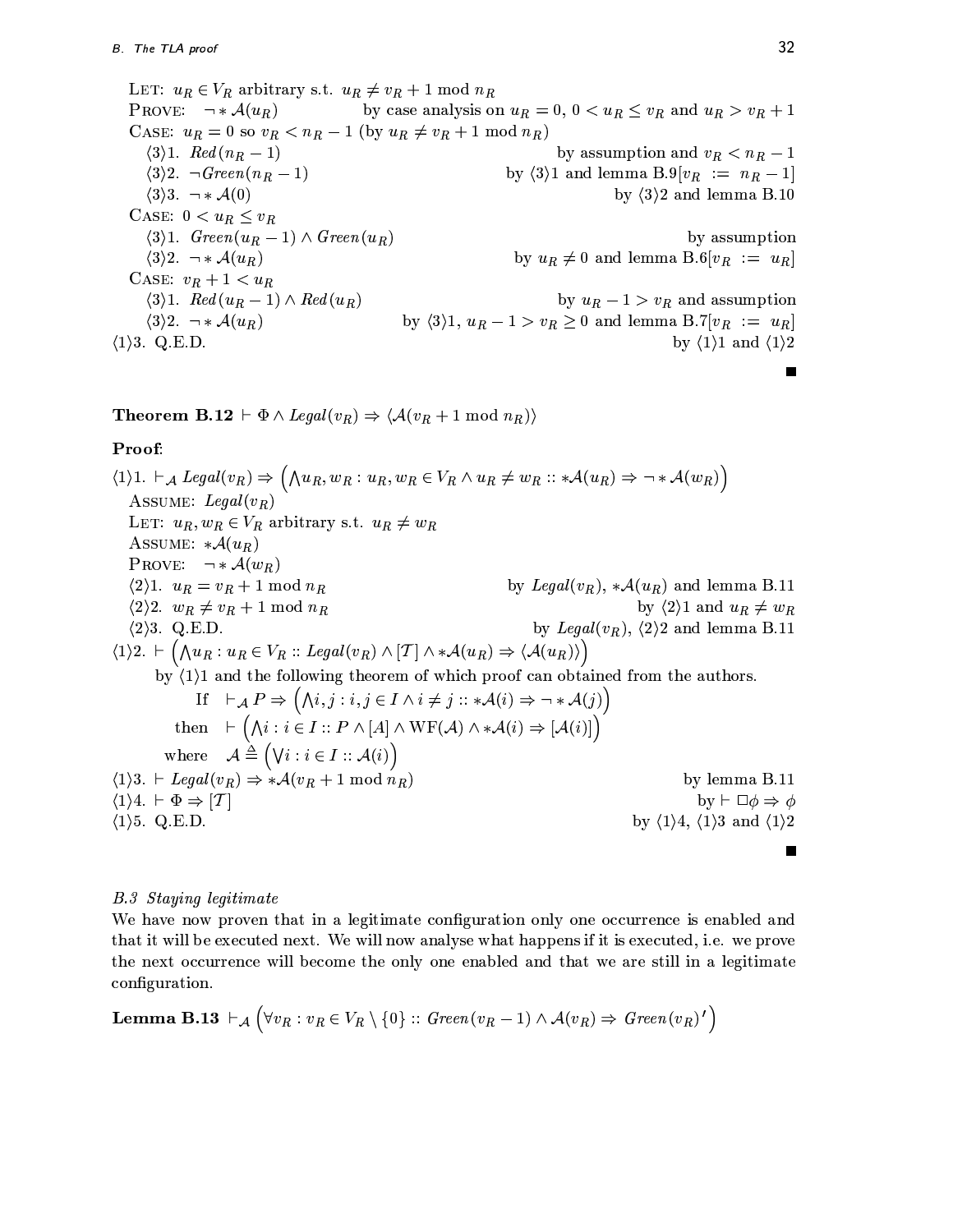LET: $u_R \in V_R$ arbitrary s.t. $u_R \neq v_R + 1 \bmod n_R$

PROVE: $\neg * \mathcal{A}(u_R)$ by case analysis on $u_R = 0$, $0 < u_R \leq v_R$ and $u_R > v_R + 1$

CASE: $u_R = 0$ so $v_R < n_R - 1$ (by $u_R \neq v_R + 1 \bmod n_R$)

$\langle 3 \rangle 1.$ $Red(n_R - 1)$ by assumption and $v_R < n_R - 1$

$\langle 3 \rangle 2.$ $\neg Green(n_R - 1)$ by $\langle 3 \rangle 1$ and lemma B.9$[v_R := n_R - 1]$

$\langle 3 \rangle 3.$ $\neg * \mathcal{A}(0)$ by $\langle 3 \rangle 2$ and lemma B.10

CASE: $0 < u_R \leq v_R$

$\langle 3 \rangle 1.$ $Green(u_R - 1) \wedge Green(u_R)$ by assumption

$\langle 3 \rangle 2.$ $\neg * \mathcal{A}(u_R)$ by $u_R \neq 0$ and lemma B.6$[v_R := u_R]$

CASE: $v_R + 1 < u_R$

$\langle 3 \rangle 1.$ $Red(u_R - 1) \wedge Red(u_R)$ by $u_R - 1 > v_R$ and assumption

$\langle 3 \rangle 2.$ $\neg * \mathcal{A}(u_R)$ by $\langle 3 \rangle 1$, $u_R - 1 > v_R \geq 0$ and lemma B.7$[v_R := u_R]$

$\langle 1 \rangle 3.$ Q.E.D. by $\langle 1 \rangle 1$ and $\langle 1 \rangle 2$

■

**Theorem B.12** $\vdash \Phi \wedge Legal(v_R) \Rightarrow \langle \mathcal{A}(v_R + 1 \bmod n_R) \rangle$

**Proof:**

$\langle 1 \rangle 1.$ $\vdash_{\mathcal{A}} Legal(v_R) \Rightarrow \left( \bigwedge u_R, w_R : u_R, w_R \in V_R \wedge u_R \neq w_R :: *\mathcal{A}(u_R) \Rightarrow \neg * \mathcal{A}(w_R) \right)$

ASSUME: $Legal(v_R)$

LET: $u_R, w_R \in V_R$ arbitrary s.t. $u_R \neq w_R$

ASSUME: $*\mathcal{A}(u_R)$

PROVE: $\neg * \mathcal{A}(w_R)$

$\langle 2 \rangle 1.$ $u_R = v_R + 1 \bmod n_R$ by $Legal(v_R)$, $*\mathcal{A}(u_R)$ and lemma B.11

$\langle 2 \rangle 2.$ $w_R \neq v_R + 1 \bmod n_R$ by $\langle 2 \rangle 1$ and $u_R \neq w_R$

$\langle 2 \rangle 3.$ Q.E.D. by $Legal(v_R)$, $\langle 2 \rangle 2$ and lemma B.11

$\langle 1 \rangle 2.$ $\vdash \left( \bigwedge u_R : u_R \in V_R :: Legal(v_R) \wedge [\mathcal{T}] \wedge *\mathcal{A}(u_R) \Rightarrow \langle \mathcal{A}(u_R) \rangle \right)$

by $\langle 1 \rangle 1$ and the following theorem of which proof can obtained from the authors.

$$\text{If} \quad \vdash_{\mathcal{A}} P \Rightarrow \left( \bigwedge i, j : i, j \in I \wedge i \neq j :: *\mathcal{A}(i) \Rightarrow \neg * \mathcal{A}(j) \right)$$

$$\text{then} \quad \vdash \left( \bigwedge i : i \in I :: P \wedge [A] \wedge \mathrm{WF}(\mathcal{A}) \wedge *\mathcal{A}(i) \Rightarrow [\mathcal{A}(i)] \right)$$

$$\text{where} \quad \mathcal{A} \triangleq \left( \bigvee i : i \in I :: \mathcal{A}(i) \right)$$

$\langle 1 \rangle 3.$ $\vdash Legal(v_R) \Rightarrow *\mathcal{A}(v_R + 1 \bmod n_R)$ by lemma B.11

$\langle 1 \rangle 4.$ $\vdash \Phi \Rightarrow [\mathcal{T}]$ by $\vdash \Box \phi \Rightarrow \phi$

$\langle 1 \rangle 5.$ Q.E.D. by $\langle 1 \rangle 4$, $\langle 1 \rangle 3$ and $\langle 1 \rangle 2$

■

### *B.3 Staying legitimate*

We have now proven that in a legitimate configuration only one occurrence is enabled and that it will be executed next. We will now analyse what happens if it is executed, i.e. we prove the next occurrence will become the only one enabled and that we are still in a legitimate configuration.

**Lemma B.13** $\vdash_{\mathcal{A}} \left( \forall v_R : v_R \in V_R \setminus \{0\} :: Green(v_R - 1) \wedge \mathcal{A}(v_R) \Rightarrow Green(v_R)' \right)$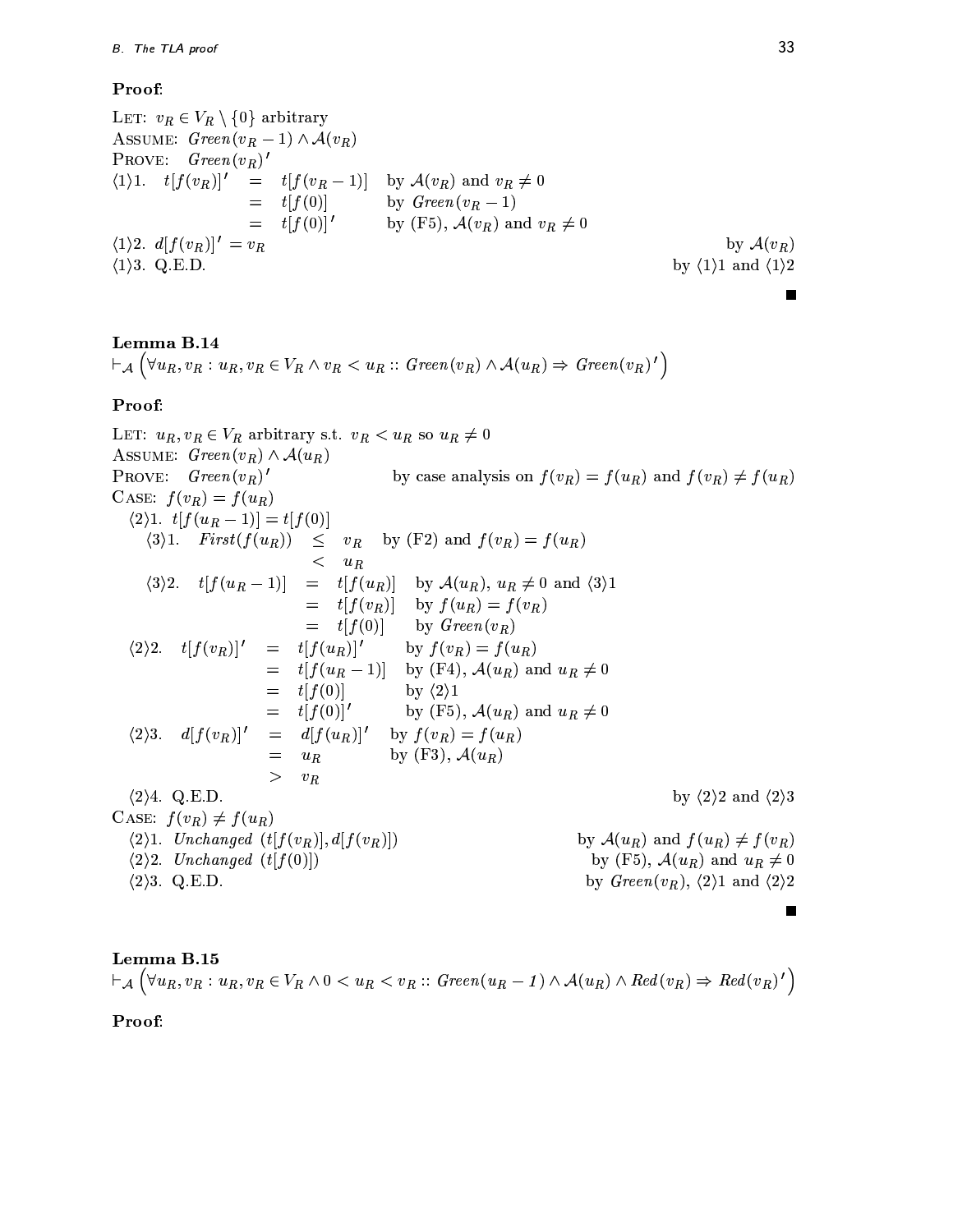**Proof**:

LET: $v_R \in V_R \setminus \{0\}$ arbitrary
ASSUME: $Green(v_R - 1) \wedge \mathcal{A}(v_R)$
PROVE: $Green(v_R)'$

$\langle 1 \rangle 1.$ $t[f(v_R)]' = t[f(v_R - 1)]$ by $\mathcal{A}(v_R)$ and $v_R \neq 0$
$\quad = t[f(0)]$ by $Green(v_R - 1)$
$\quad = t[f(0)]'$ by (F5), $\mathcal{A}(v_R)$ and $v_R \neq 0$

$\langle 1 \rangle 2.$ $d[f(v_R)]' = v_R$ by $\mathcal{A}(v_R)$

$\langle 1 \rangle 3.$ Q.E.D. by $\langle 1 \rangle 1$ and $\langle 1 \rangle 2$

∎

**Lemma B.14**

$$\vdash_{\mathcal{A}} \left( \forall u_R, v_R : u_R, v_R \in V_R \wedge v_R < u_R :: Green(v_R) \wedge \mathcal{A}(u_R) \Rightarrow Green(v_R)' \right)$$

**Proof**:

LET: $u_R, v_R \in V_R$ arbitrary s.t. $v_R < u_R$ so $u_R \neq 0$
ASSUME: $Green(v_R) \wedge \mathcal{A}(u_R)$
PROVE: $Green(v_R)'$ by case analysis on $f(v_R) = f(u_R)$ and $f(v_R) \neq f(u_R)$

CASE: $f(v_R) = f(u_R)$

- $\langle 2 \rangle 1.$ $t[f(u_R - 1)] = t[f(0)]$
  - $\langle 3 \rangle 1.$ $First(f(u_R)) \leq v_R$ by (F2) and $f(v_R) = f(u_R)$
    $\quad < u_R$
  - $\langle 3 \rangle 2.$ $t[f(u_R - 1)] = t[f(u_R)]$ by $\mathcal{A}(u_R)$, $u_R \neq 0$ and $\langle 3 \rangle 1$
    $\quad = t[f(v_R)]$ by $f(u_R) = f(v_R)$
    $\quad = t[f(0)]$ by $Green(v_R)$
- $\langle 2 \rangle 2.$ $t[f(v_R)]' = t[f(u_R)]'$ by $f(v_R) = f(u_R)$
  $\quad = t[f(u_R - 1)]$ by (F4), $\mathcal{A}(u_R)$ and $u_R \neq 0$
  $\quad = t[f(0)]$ by $\langle 2 \rangle 1$
  $\quad = t[f(0)]'$ by (F5), $\mathcal{A}(u_R)$ and $u_R \neq 0$
- $\langle 2 \rangle 3.$ $d[f(v_R)]' = d[f(u_R)]'$ by $f(v_R) = f(u_R)$
  $\quad = u_R$ by (F3), $\mathcal{A}(u_R)$
  $\quad > v_R$
- $\langle 2 \rangle 4.$ Q.E.D. by $\langle 2 \rangle 2$ and $\langle 2 \rangle 3$

CASE: $f(v_R) \neq f(u_R)$

- $\langle 2 \rangle 1.$ $Unchanged\ (t[f(v_R)], d[f(v_R)])$ by $\mathcal{A}(u_R)$ and $f(u_R) \neq f(v_R)$
- $\langle 2 \rangle 2.$ $Unchanged\ (t[f(0)])$ by (F5), $\mathcal{A}(u_R)$ and $u_R \neq 0$
- $\langle 2 \rangle 3.$ Q.E.D. by $Green(v_R)$, $\langle 2 \rangle 1$ and $\langle 2 \rangle 2$

∎

**Lemma B.15**

$$\vdash_{\mathcal{A}} \left( \forall u_R, v_R : u_R, v_R \in V_R \wedge 0 < u_R < v_R :: Green(u_R - 1) \wedge \mathcal{A}(u_R) \wedge Red(v_R) \Rightarrow Red(v_R)' \right)$$

**Proof**: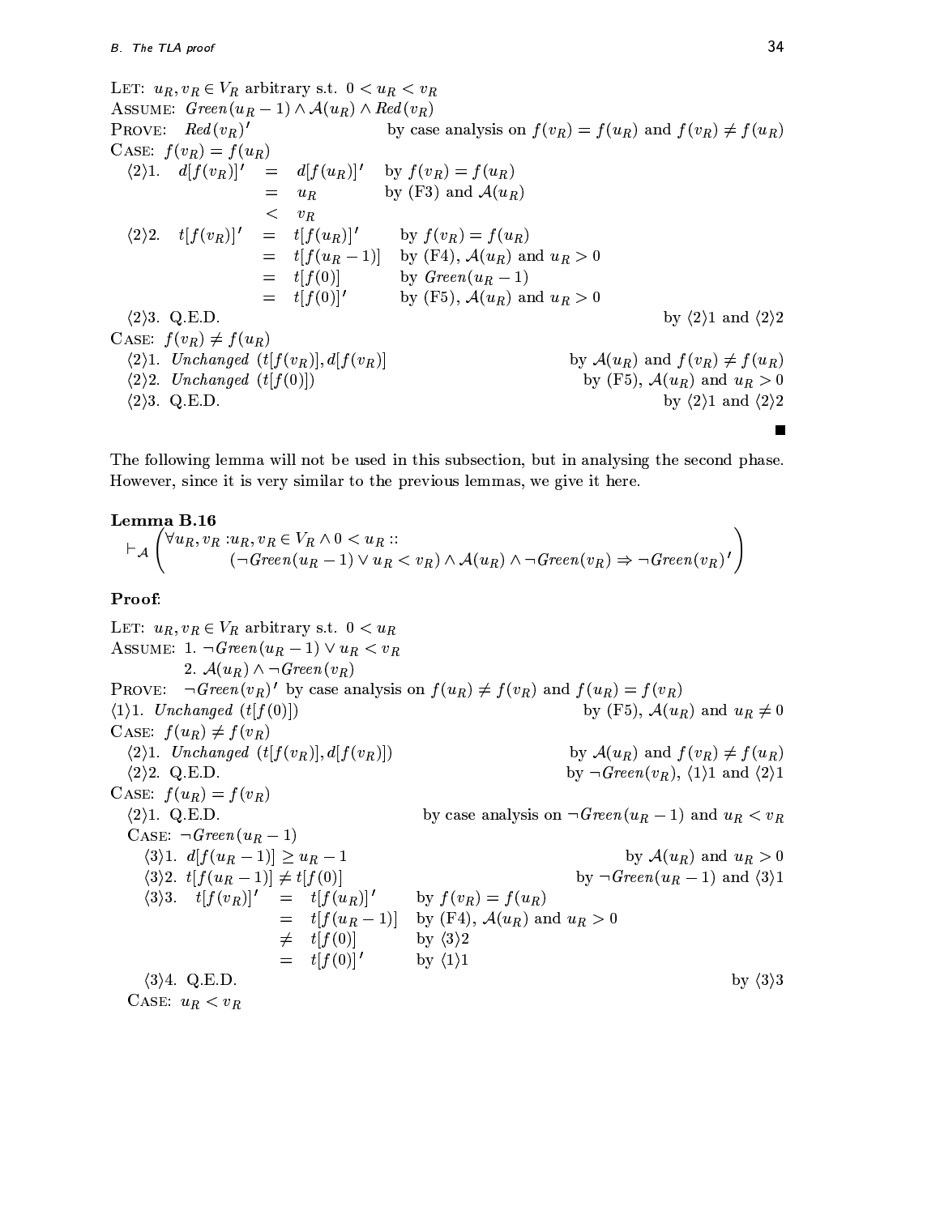LET: $u_R, v_R \in V_R$ arbitrary s.t. $0 < u_R < v_R$
ASSUME: $Green(u_R - 1) \wedge \mathcal{A}(u_R) \wedge Red(v_R)$
PROVE: $Red(v_R)'$ by case analysis on $f(v_R) = f(u_R)$ and $f(v_R) \neq f(u_R)$
CASE: $f(v_R) = f(u_R)$

$\langle 2\rangle 1.$
$$\begin{aligned} d[f(v_R)]' &= d[f(u_R)]' && \text{by } f(v_R) = f(u_R) \\ &= u_R && \text{by (F3) and } \mathcal{A}(u_R) \\ &< v_R && \end{aligned}$$

$\langle 2\rangle 2.$
$$\begin{aligned} t[f(v_R)]' &= t[f(u_R)]' && \text{by } f(v_R) = f(u_R) \\ &= t[f(u_R - 1)] && \text{by (F4), } \mathcal{A}(u_R) \text{ and } u_R > 0 \\ &= t[f(0)] && \text{by } Green(u_R - 1) \\ &= t[f(0)]' && \text{by (F5), } \mathcal{A}(u_R) \text{ and } u_R > 0 \end{aligned}$$

$\langle 2\rangle 3.$ Q.E.D. by $\langle 2\rangle 1$ and $\langle 2\rangle 2$

CASE: $f(v_R) \neq f(u_R)$

$\langle 2\rangle 1.$ *Unchanged* $(t[f(v_R)], d[f(v_R)]$ by $\mathcal{A}(u_R)$ and $f(v_R) \neq f(u_R)$
$\langle 2\rangle 2.$ *Unchanged* $(t[f(0)])$ by (F5), $\mathcal{A}(u_R)$ and $u_R > 0$
$\langle 2\rangle 3.$ Q.E.D. by $\langle 2\rangle 1$ and $\langle 2\rangle 2$

∎

The following lemma will not be used in this subsection, but in analysing the second phase. However, since it is very similar to the previous lemmas, we give it here.

**Lemma B.16**

$$\vdash_{\mathcal{A}} \left( \begin{array}{l} \forall u_R, v_R : u_R, v_R \in V_R \wedge 0 < u_R :: \\ \qquad (\neg Green(u_R - 1) \vee u_R < v_R) \wedge \mathcal{A}(u_R) \wedge \neg Green(v_R) \Rightarrow \neg Green(v_R)' \end{array} \right)$$

**Proof**:

LET: $u_R, v_R \in V_R$ arbitrary s.t. $0 < u_R$
ASSUME: 1. $\neg Green(u_R - 1) \vee u_R < v_R$
2. $\mathcal{A}(u_R) \wedge \neg Green(v_R)$
PROVE: $\neg Green(v_R)'$ by case analysis on $f(u_R) \neq f(v_R)$ and $f(u_R) = f(v_R)$

$\langle 1\rangle 1.$ *Unchanged* $(t[f(0)])$ by (F5), $\mathcal{A}(u_R)$ and $u_R \neq 0$

CASE: $f(u_R) \neq f(v_R)$

$\langle 2\rangle 1.$ *Unchanged* $(t[f(v_R)], d[f(v_R)])$ by $\mathcal{A}(u_R)$ and $f(v_R) \neq f(u_R)$
$\langle 2\rangle 2.$ Q.E.D. by $\neg Green(v_R)$, $\langle 1\rangle 1$ and $\langle 2\rangle 1$

CASE: $f(u_R) = f(v_R)$

$\langle 2\rangle 1.$ Q.E.D. by case analysis on $\neg Green(u_R - 1)$ and $u_R < v_R$

CASE: $\neg Green(u_R - 1)$

$\langle 3\rangle 1.$ $d[f(u_R - 1)] \geq u_R - 1$ by $\mathcal{A}(u_R)$ and $u_R > 0$
$\langle 3\rangle 2.$ $t[f(u_R - 1)] \neq t[f(0)]$ by $\neg Green(u_R - 1)$ and $\langle 3\rangle 1$
$\langle 3\rangle 3.$
$$\begin{aligned} t[f(v_R)]' &= t[f(u_R)]' && \text{by } f(v_R) = f(u_R) \\ &= t[f(u_R - 1)] && \text{by (F4), } \mathcal{A}(u_R) \text{ and } u_R > 0 \\ &\neq t[f(0)] && \text{by } \langle 3\rangle 2 \\ &= t[f(0)]' && \text{by } \langle 1\rangle 1 \end{aligned}$$

$\langle 3\rangle 4.$ Q.E.D. by $\langle 3\rangle 3$

CASE: $u_R < v_R$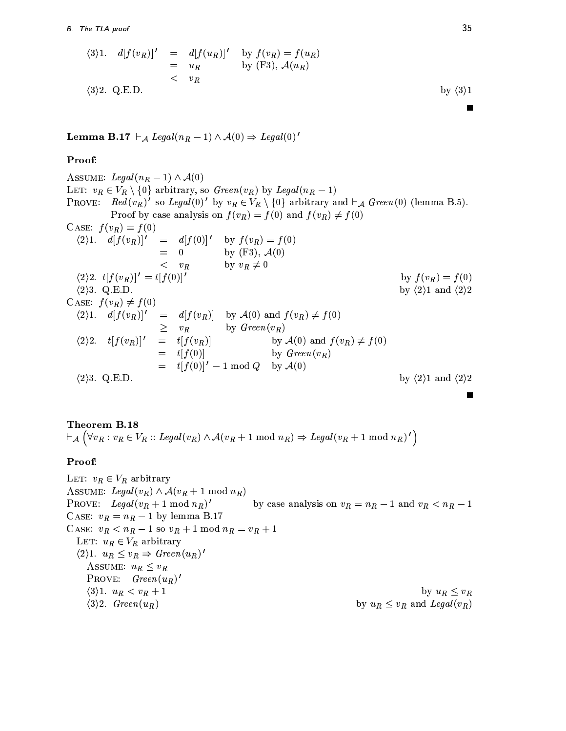⟨3⟩1. $d[f(v_R)]' = d[f(u_R)]'$ by $f(v_R) = f(u_R)$
$\quad = u_R$ by (F3), $\mathcal{A}(u_R)$
$\quad < v_R$

⟨3⟩2. Q.E.D. by ⟨3⟩1

■

**Lemma B.17** $\vdash_{\mathcal{A}} \mathit{Legal}(n_R - 1) \wedge \mathcal{A}(0) \Rightarrow \mathit{Legal}(0)'$

**Proof**:

ASSUME: $\mathit{Legal}(n_R - 1) \wedge \mathcal{A}(0)$

LET: $v_R \in V_R \setminus \{0\}$ arbitrary, so $\mathit{Green}(v_R)$ by $\mathit{Legal}(n_R - 1)$

PROVE: $\mathit{Red}(v_R)'$ so $\mathit{Legal}(0)'$ by $v_R \in V_R \setminus \{0\}$ arbitrary and $\vdash_{\mathcal{A}} \mathit{Green}(0)$ (lemma B.5).
Proof by case analysis on $f(v_R) = f(0)$ and $f(v_R) \neq f(0)$

CASE: $f(v_R) = f(0)$

⟨2⟩1. $d[f(v_R)]' = d[f(0)]'$ by $f(v_R) = f(0)$
$\quad = 0$ by (F3), $\mathcal{A}(0)$
$\quad < v_R$ by $v_R \neq 0$

⟨2⟩2. $t[f(v_R)]' = t[f(0)]'$ by $f(v_R) = f(0)$

⟨2⟩3. Q.E.D. by ⟨2⟩1 and ⟨2⟩2

CASE: $f(v_R) \neq f(0)$

⟨2⟩1. $d[f(v_R)]' = d[f(v_R)]$ by $\mathcal{A}(0)$ and $f(v_R) \neq f(0)$
$\quad \geq v_R$ by $\mathit{Green}(v_R)$

⟨2⟩2. $t[f(v_R)]' = t[f(v_R)]$ by $\mathcal{A}(0)$ and $f(v_R) \neq f(0)$
$\quad = t[f(0)]$ by $\mathit{Green}(v_R)$
$\quad = t[f(0)]' - 1 \bmod Q$ by $\mathcal{A}(0)$

⟨2⟩3. Q.E.D. by ⟨2⟩1 and ⟨2⟩2

■

**Theorem B.18**
$\vdash_{\mathcal{A}} \left(\forall v_R : v_R \in V_R :: \mathit{Legal}(v_R) \wedge \mathcal{A}(v_R + 1 \bmod n_R) \Rightarrow \mathit{Legal}(v_R + 1 \bmod n_R)'\right)$

**Proof**:

LET: $v_R \in V_R$ arbitrary

ASSUME: $\mathit{Legal}(v_R) \wedge \mathcal{A}(v_R + 1 \bmod n_R)$

PROVE: $\mathit{Legal}(v_R + 1 \bmod n_R)'$ by case analysis on $v_R = n_R - 1$ and $v_R < n_R - 1$

CASE: $v_R = n_R - 1$ by lemma B.17

CASE: $v_R < n_R - 1$ so $v_R + 1 \bmod n_R = v_R + 1$

LET: $u_R \in V_R$ arbitrary

⟨2⟩1. $u_R \leq v_R \Rightarrow \mathit{Green}(u_R)'$

ASSUME: $u_R \leq v_R$

PROVE: $\mathit{Green}(u_R)'$

⟨3⟩1. $u_R < v_R + 1$ by $u_R \leq v_R$

⟨3⟩2. $\mathit{Green}(u_R)$ by $u_R \leq v_R$ and $\mathit{Legal}(v_R)$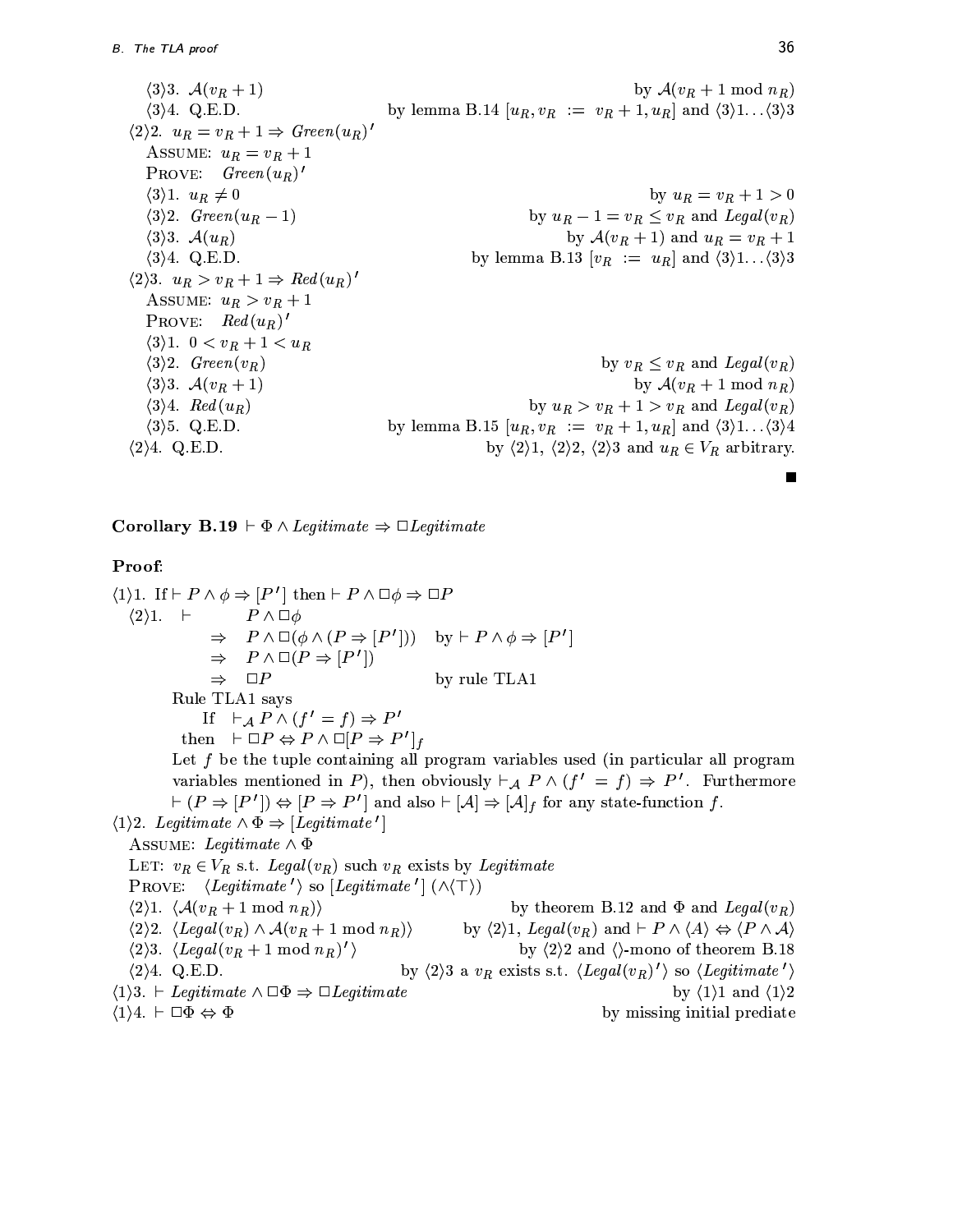⟨3⟩3. $\mathcal{A}(v_R + 1)$ — by $\mathcal{A}(v_R + 1 \bmod n_R)$

⟨3⟩4. Q.E.D. — by lemma B.14 $[u_R, v_R := v_R + 1, u_R]$ and ⟨3⟩1...⟨3⟩3

⟨2⟩2. $u_R = v_R + 1 \Rightarrow Green(u_R)'$

ASSUME: $u_R = v_R + 1$

PROVE: $Green(u_R)'$

⟨3⟩1. $u_R \neq 0$ — by $u_R = v_R + 1 > 0$

⟨3⟩2. $Green(u_R - 1)$ — by $u_R - 1 = v_R \leq v_R$ and $Legal(v_R)$

⟨3⟩3. $\mathcal{A}(u_R)$ — by $\mathcal{A}(v_R + 1)$ and $u_R = v_R + 1$

⟨3⟩4. Q.E.D. — by lemma B.13 $[v_R := u_R]$ and ⟨3⟩1...⟨3⟩3

⟨2⟩3. $u_R > v_R + 1 \Rightarrow Red(u_R)'$

ASSUME: $u_R > v_R + 1$

PROVE: $Red(u_R)'$

⟨3⟩1. $0 < v_R + 1 < u_R$

⟨3⟩2. $Green(v_R)$ — by $v_R \leq v_R$ and $Legal(v_R)$

⟨3⟩3. $\mathcal{A}(v_R + 1)$ — by $\mathcal{A}(v_R + 1 \bmod n_R)$

⟨3⟩4. $Red(u_R)$ — by $u_R > v_R + 1 > v_R$ and $Legal(v_R)$

⟨3⟩5. Q.E.D. — by lemma B.15 $[u_R, v_R := v_R + 1, u_R]$ and ⟨3⟩1...⟨3⟩4

⟨2⟩4. Q.E.D. — by ⟨2⟩1, ⟨2⟩2, ⟨2⟩3 and $u_R \in V_R$ arbitrary.

∎

**Corollary B.19** $\vdash \Phi \wedge Legitimate \Rightarrow \Box Legitimate$

**Proof**:

⟨1⟩1. If $\vdash P \wedge \phi \Rightarrow [P']$ then $\vdash P \wedge \Box\phi \Rightarrow \Box P$

⟨2⟩1.
$$
\begin{aligned}
\vdash \quad & P \wedge \Box\phi \\
\Rightarrow \quad & P \wedge \Box(\phi \wedge (P \Rightarrow [P'])) \quad \text{by } \vdash P \wedge \phi \Rightarrow [P'] \\
\Rightarrow \quad & P \wedge \Box(P \Rightarrow [P']) \\
\Rightarrow \quad & \Box P \quad \text{by rule TLA1}
\end{aligned}
$$

Rule TLA1 says

If $\vdash_{\mathcal{A}} P \wedge (f' = f) \Rightarrow P'$

then $\vdash \Box P \Leftrightarrow P \wedge \Box[P \Rightarrow P']_f$

Let $f$ be the tuple containing all program variables used (in particular all program variables mentioned in $P$), then obviously $\vdash_{\mathcal{A}} P \wedge (f' = f) \Rightarrow P'$. Furthermore $\vdash (P \Rightarrow [P']) \Leftrightarrow [P \Rightarrow P']$ and also $\vdash [\mathcal{A}] \Rightarrow [\mathcal{A}]_f$ for any state-function $f$.

⟨1⟩2. $Legitimate \wedge \Phi \Rightarrow [Legitimate']$

ASSUME: $Legitimate \wedge \Phi$

LET: $v_R \in V_R$ s.t. $Legal(v_R)$ such $v_R$ exists by $Legitimate$

PROVE: $\langle Legitimate' \rangle$ so $[Legitimate']$ $(\wedge\langle\top\rangle)$

⟨2⟩1. $\langle \mathcal{A}(v_R + 1 \bmod n_R) \rangle$ — by theorem B.12 and $\Phi$ and $Legal(v_R)$

⟨2⟩2. $\langle Legal(v_R) \wedge \mathcal{A}(v_R + 1 \bmod n_R) \rangle$ — by ⟨2⟩1, $Legal(v_R)$ and $\vdash P \wedge \langle A \rangle \Leftrightarrow \langle P \wedge \mathcal{A} \rangle$

⟨2⟩3. $\langle Legal(v_R + 1 \bmod n_R)' \rangle$ — by ⟨2⟩2 and $\langle\rangle$-mono of theorem B.18

⟨2⟩4. Q.E.D. — by ⟨2⟩3 a $v_R$ exists s.t. $\langle Legal(v_R)' \rangle$ so $\langle Legitimate' \rangle$

⟨1⟩3. $\vdash Legitimate \wedge \Box\Phi \Rightarrow \Box Legitimate$ — by ⟨1⟩1 and ⟨1⟩2

⟨1⟩4. $\vdash \Box\Phi \Leftrightarrow \Phi$ — by missing initial prediate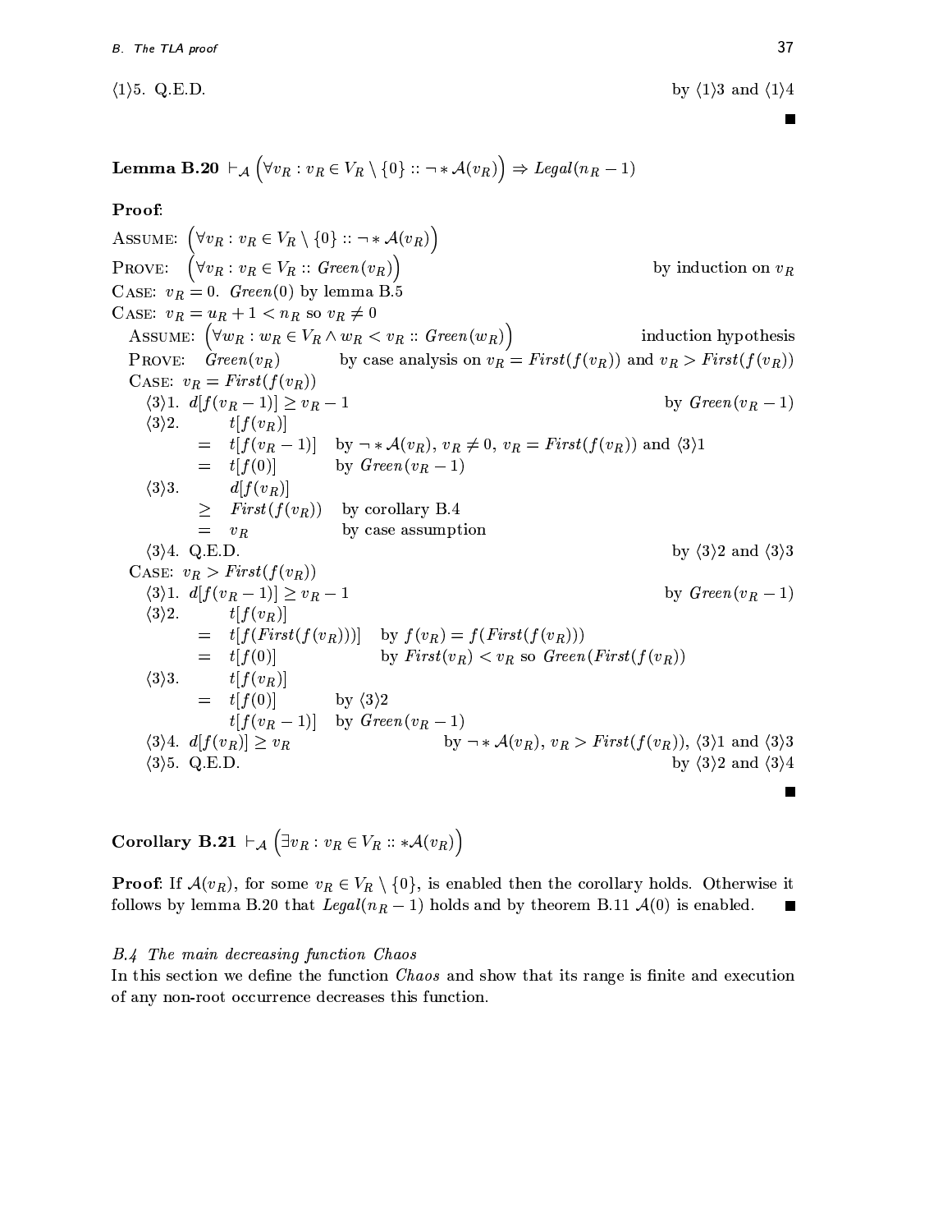$\langle 1 \rangle 5$. Q.E.D. by $\langle 1 \rangle 3$ and $\langle 1 \rangle 4$

■

**Lemma B.20** $\vdash_{\mathcal{A}} \left(\forall v_R : v_R \in V_R \setminus \{0\} :: \neg * \mathcal{A}(v_R)\right) \Rightarrow Legal(n_R - 1)$

**Proof**:

ASSUME: $\left(\forall v_R : v_R \in V_R \setminus \{0\} :: \neg * \mathcal{A}(v_R)\right)$

PROVE: $\left(\forall v_R : v_R \in V_R :: Green(v_R)\right)$ by induction on $v_R$

CASE: $v_R = 0$. $Green(0)$ by lemma B.5

CASE: $v_R = u_R + 1 < n_R$ so $v_R \neq 0$

  ASSUME: $\left(\forall w_R : w_R \in V_R \wedge w_R < v_R :: Green(w_R)\right)$ induction hypothesis

  PROVE: $Green(v_R)$ by case analysis on $v_R = First(f(v_R))$ and $v_R > First(f(v_R))$

  CASE: $v_R = First(f(v_R))$

    $\langle 3 \rangle 1$. $d[f(v_R - 1)] \geq v_R - 1$ by $Green(v_R - 1)$

    $\langle 3 \rangle 2$. $t[f(v_R)]$

      $= t[f(v_R - 1)]$ by $\neg * \mathcal{A}(v_R)$, $v_R \neq 0$, $v_R = First(f(v_R))$ and $\langle 3 \rangle 1$

      $= t[f(0)]$ by $Green(v_R - 1)$

    $\langle 3 \rangle 3$. $d[f(v_R)]$

      $\geq First(f(v_R))$ by corollary B.4

      $= v_R$ by case assumption

    $\langle 3 \rangle 4$. Q.E.D. by $\langle 3 \rangle 2$ and $\langle 3 \rangle 3$

  CASE: $v_R > First(f(v_R))$

    $\langle 3 \rangle 1$. $d[f(v_R - 1)] \geq v_R - 1$ by $Green(v_R - 1)$

    $\langle 3 \rangle 2$. $t[f(v_R)]$

      $= t[f(First(f(v_R)))]$ by $f(v_R) = f(First(f(v_R)))$

      $= t[f(0)]$ by $First(v_R) < v_R$ so $Green(First(f(v_R)))$

    $\langle 3 \rangle 3$. $t[f(v_R)]$

      $= t[f(0)]$ by $\langle 3 \rangle 2$

      $t[f(v_R - 1)]$ by $Green(v_R - 1)$

    $\langle 3 \rangle 4$. $d[f(v_R)] \geq v_R$ by $\neg * \mathcal{A}(v_R)$, $v_R > First(f(v_R))$, $\langle 3 \rangle 1$ and $\langle 3 \rangle 3$

    $\langle 3 \rangle 5$. Q.E.D. by $\langle 3 \rangle 2$ and $\langle 3 \rangle 4$

■

**Corollary B.21** $\vdash_{\mathcal{A}} \left(\exists v_R : v_R \in V_R :: * \mathcal{A}(v_R)\right)$

**Proof**: If $\mathcal{A}(v_R)$, for some $v_R \in V_R \setminus \{0\}$, is enabled then the corollary holds. Otherwise it follows by lemma B.20 that $Legal(n_R - 1)$ holds and by theorem B.11 $\mathcal{A}(0)$ is enabled. ■

### *B.4 The main decreasing function Chaos*

In this section we define the function *Chaos* and show that its range is finite and execution of any non-root occurrence decreases this function.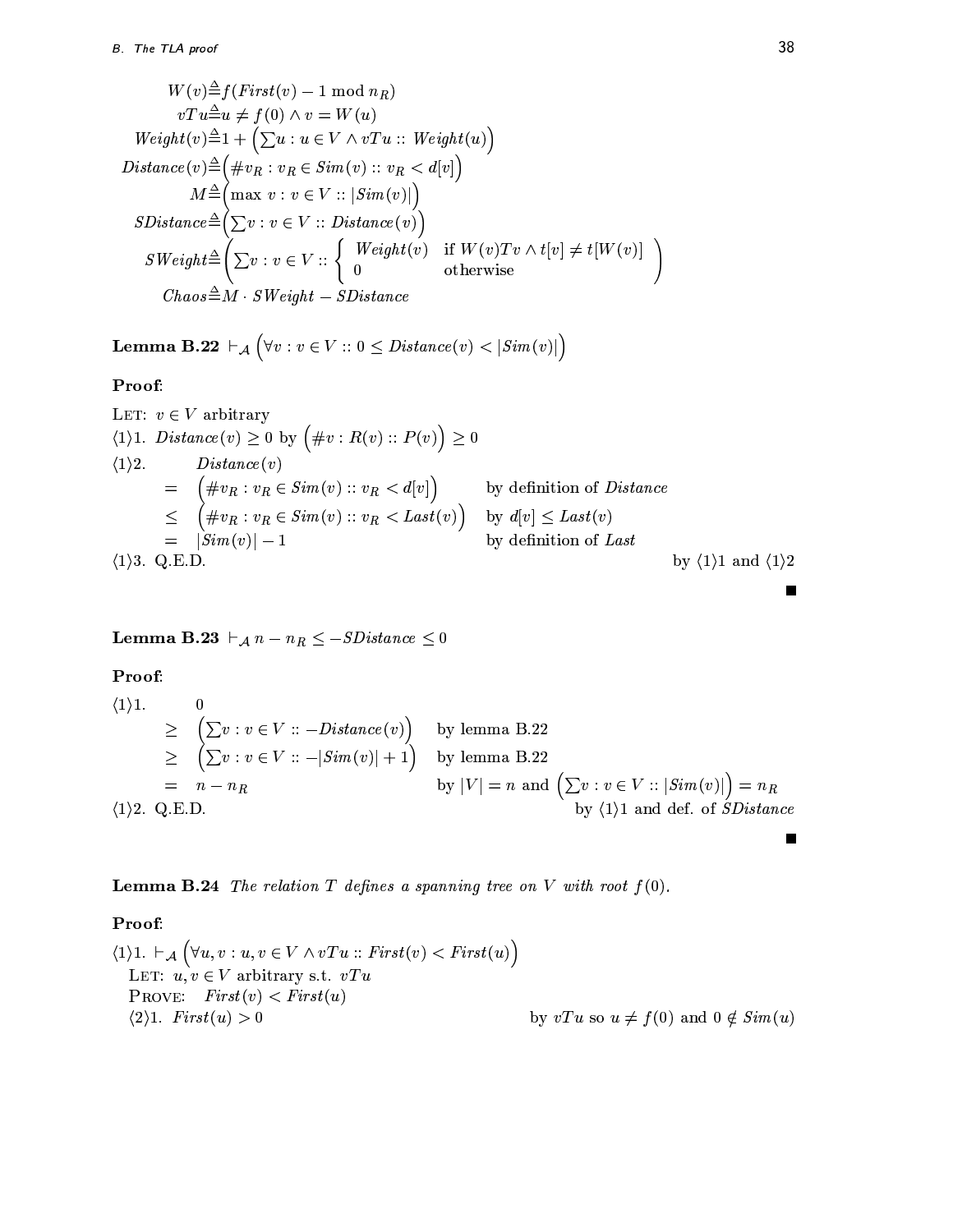$$W(v) \triangleq f(First(v) - 1 \bmod n_R)$$
$$vTu \triangleq u \neq f(0) \wedge v = W(u)$$
$$Weight(v) \triangleq 1 + \left(\sum u : u \in V \wedge vTu :: Weight(u)\right)$$
$$Distance(v) \triangleq \left(\# v_R : v_R \in Sim(v) :: v_R < d[v]\right)$$
$$M \triangleq \left(\max\ v : v \in V :: |Sim(v)|\right)$$
$$SDistance \triangleq \left(\sum v : v \in V :: Distance(v)\right)$$
$$SWeight \triangleq \left(\sum v : v \in V :: \begin{cases} Weight(v) & \text{if } W(v)Tv \wedge t[v] \neq t[W(v)] \\ 0 & \text{otherwise} \end{cases}\right)$$
$$Chaos \triangleq M \cdot SWeight - SDistance$$

**Lemma B.22** $\vdash_{\mathcal{A}} \left(\forall v : v \in V :: 0 \leq Distance(v) < |Sim(v)|\right)$

**Proof**:

LET: $v \in V$ arbitrary

$\langle 1 \rangle 1.$ $Distance(v) \geq 0$ by $\left(\# v : R(v) :: P(v)\right) \geq 0$

$\langle 1 \rangle 2.$

$$
\begin{aligned}
& Distance(v) & \\
= \ & \left(\# v_R : v_R \in Sim(v) :: v_R < d[v]\right) & \text{by definition of } Distance \\
\leq \ & \left(\# v_R : v_R \in Sim(v) :: v_R < Last(v)\right) & \text{by } d[v] \leq Last(v) \\
= \ & |Sim(v)| - 1 & \text{by definition of } Last
\end{aligned}
$$

$\langle 1 \rangle 3.$ Q.E.D. by $\langle 1 \rangle 1$ and $\langle 1 \rangle 2$

∎

**Lemma B.23** $\vdash_{\mathcal{A}} n - n_R \leq -SDistance \leq 0$

**Proof**:

$\langle 1 \rangle 1.$

$$
\begin{aligned}
& 0 & \\
\geq \ & \left(\sum v : v \in V :: -Distance(v)\right) & \text{by lemma B.22} \\
\geq \ & \left(\sum v : v \in V :: -|Sim(v)| + 1\right) & \text{by lemma B.22} \\
= \ & n - n_R & \text{by } |V| = n \text{ and } \left(\sum v : v \in V :: |Sim(v)|\right) = n_R
\end{aligned}
$$

$\langle 1 \rangle 2.$ Q.E.D. by $\langle 1 \rangle 1$ and def. of $SDistance$

∎

**Lemma B.24** *The relation $T$ defines a spanning tree on $V$ with root $f(0)$.*

**Proof**:

$\langle 1 \rangle 1.$ $\vdash_{\mathcal{A}} \left(\forall u, v : u, v \in V \wedge vTu :: First(v) < First(u)\right)$

LET: $u, v \in V$ arbitrary s.t. $vTu$

PROVE: $First(v) < First(u)$

$\langle 2 \rangle 1.$ $First(u) > 0$ by $vTu$ so $u \neq f(0)$ and $0 \notin Sim(u)$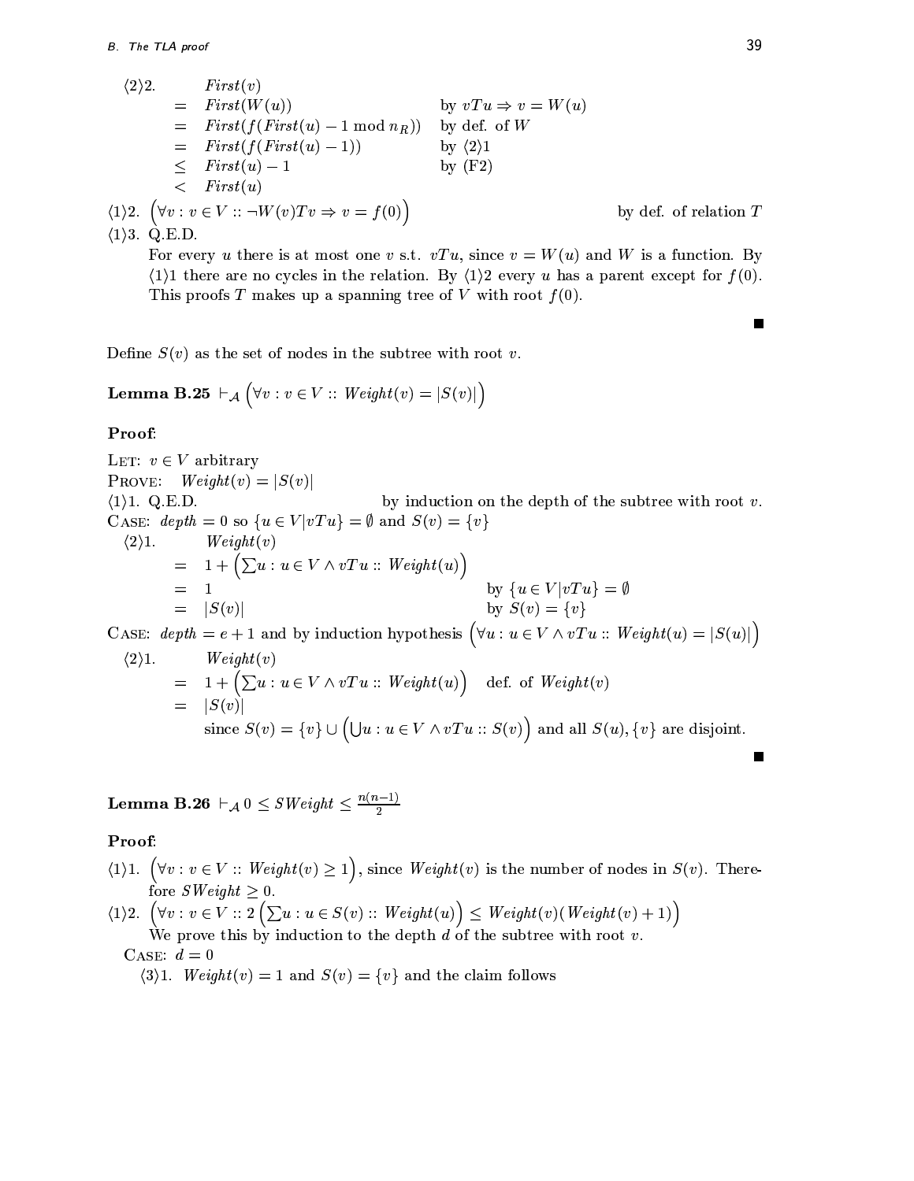⟨2⟩2.

$$
\begin{array}{lll}
 & \mathit{First}(v) & \\
= & \mathit{First}(W(u)) & \text{by } vTu \Rightarrow v = W(u) \\
= & \mathit{First}(f(\mathit{First}(u) - 1 \bmod n_R)) & \text{by def. of } W \\
= & \mathit{First}(f(\mathit{First}(u) - 1)) & \text{by } \langle 2 \rangle 1 \\
\leq & \mathit{First}(u) - 1 & \text{by (F2)} \\
< & \mathit{First}(u) &
\end{array}
$$

⟨1⟩2. $\Big(\forall v : v \in V :: \neg W(v) T v \Rightarrow v = f(0)\Big)$ — by def. of relation $T$

⟨1⟩3. Q.E.D.

For every $u$ there is at most one $v$ s.t. $vTu$, since $v = W(u)$ and $W$ is a function. By ⟨1⟩1 there are no cycles in the relation. By ⟨1⟩2 every $u$ has a parent except for $f(0)$. This proofs $T$ makes up a spanning tree of $V$ with root $f(0)$.

■

Define $S(v)$ as the set of nodes in the subtree with root $v$.

**Lemma B.25** $\vdash_{\mathcal{A}} \Big(\forall v : v \in V :: \mathit{Weight}(v) = |S(v)|\Big)$

**Proof**:

LET: $v \in V$ arbitrary

PROVE: $\mathit{Weight}(v) = |S(v)|$

⟨1⟩1. Q.E.D. — by induction on the depth of the subtree with root $v$.

CASE: $\mathit{depth} = 0$ so $\{u \in V | vTu\} = \emptyset$ and $S(v) = \{v\}$

⟨2⟩1.

$$
\begin{array}{lll}
 & \mathit{Weight}(v) & \\
= & 1 + \Big(\sum u : u \in V \wedge vTu :: \mathit{Weight}(u)\Big) & \\
= & 1 & \text{by } \{u \in V | vTu\} = \emptyset \\
= & |S(v)| & \text{by } S(v) = \{v\}
\end{array}
$$

CASE: $\mathit{depth} = e + 1$ and by induction hypothesis $\Big(\forall u : u \in V \wedge vTu :: \mathit{Weight}(u) = |S(u)|\Big)$

⟨2⟩1.

$$
\begin{array}{lll}
 & \mathit{Weight}(v) & \\
= & 1 + \Big(\sum u : u \in V \wedge vTu :: \mathit{Weight}(u)\Big) & \text{def. of } \mathit{Weight}(v) \\
= & |S(v)| &
\end{array}
$$

since $S(v) = \{v\} \cup \Big(\bigcup u : u \in V \wedge vTu :: S(v)\Big)$ and all $S(u), \{v\}$ are disjoint.

■

**Lemma B.26** $\vdash_{\mathcal{A}} 0 \leq \mathit{SWeight} \leq \frac{n(n-1)}{2}$

**Proof**:

⟨1⟩1. $\Big(\forall v : v \in V :: \mathit{Weight}(v) \geq 1\Big)$, since $\mathit{Weight}(v)$ is the number of nodes in $S(v)$. Therefore $\mathit{SWeight} \geq 0$.

⟨1⟩2. $\Big(\forall v : v \in V :: 2\Big(\sum u : u \in S(v) :: \mathit{Weight}(u)\Big) \leq \mathit{Weight}(v)(\mathit{Weight}(v) + 1)\Big)$

We prove this by induction to the depth $d$ of the subtree with root $v$.

CASE: $d = 0$

⟨3⟩1. $\mathit{Weight}(v) = 1$ and $S(v) = \{v\}$ and the claim follows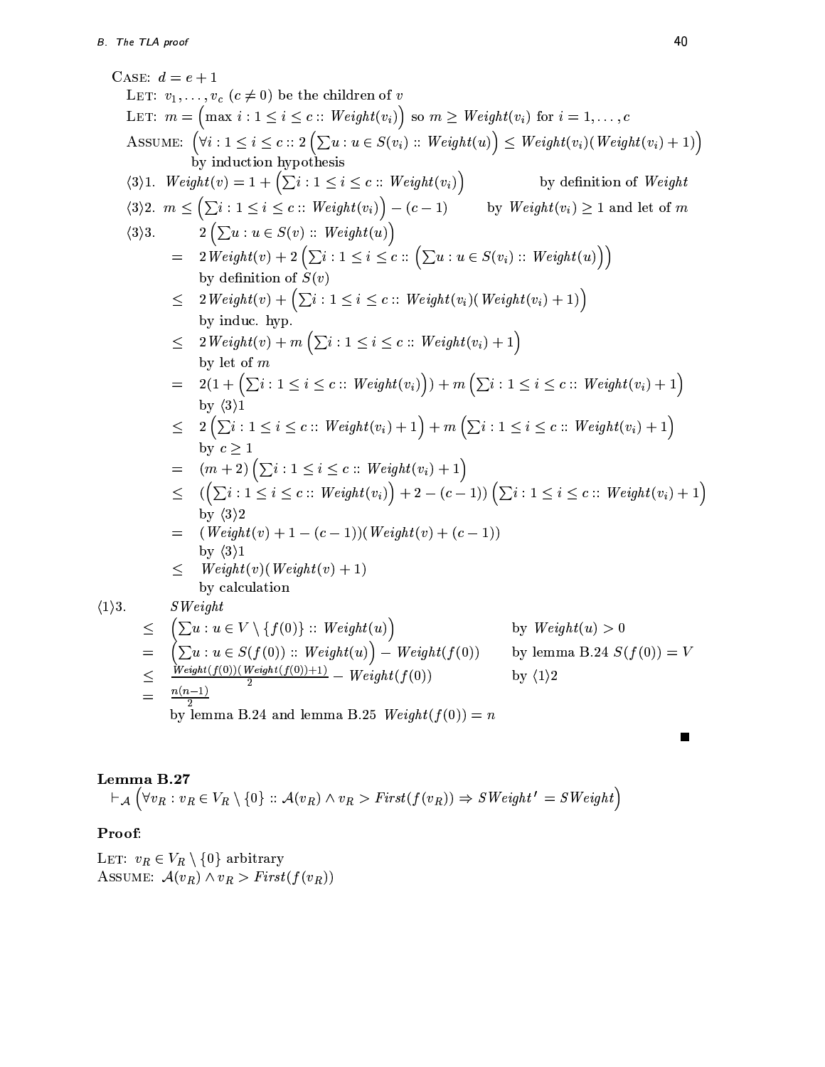CASE: $d = e + 1$

LET: $v_1, \ldots, v_c$ $(c \neq 0)$ be the children of $v$

LET: $m = \left(\max\ i : 1 \leq i \leq c :: \mathit{Weight}(v_i)\right)$ so $m \geq \mathit{Weight}(v_i)$ for $i = 1, \ldots, c$

ASSUME: $\left(\forall i : 1 \leq i \leq c :: 2\left(\sum u : u \in S(v_i) :: \mathit{Weight}(u)\right) \leq \mathit{Weight}(v_i)(\mathit{Weight}(v_i) + 1)\right)$ by induction hypothesis

$\langle 3 \rangle 1.$ $\mathit{Weight}(v) = 1 + \left(\sum i : 1 \leq i \leq c :: \mathit{Weight}(v_i)\right)$ by definition of $\mathit{Weight}$

$\langle 3 \rangle 2.$ $m \leq \left(\sum i : 1 \leq i \leq c :: \mathit{Weight}(v_i)\right) - (c - 1)$ by $\mathit{Weight}(v_i) \geq 1$ and let of $m$

$\langle 3 \rangle 3.$

$$
\begin{aligned}
& 2\left(\sum u : u \in S(v) :: \mathit{Weight}(u)\right) \\
= \;& 2\,\mathit{Weight}(v) + 2\left(\sum i : 1 \leq i \leq c :: \left(\sum u : u \in S(v_i) :: \mathit{Weight}(u)\right)\right) \\
& \text{by definition of } S(v) \\
\leq \;& 2\,\mathit{Weight}(v) + \left(\sum i : 1 \leq i \leq c :: \mathit{Weight}(v_i)(\mathit{Weight}(v_i) + 1)\right) \\
& \text{by induc. hyp.} \\
\leq \;& 2\,\mathit{Weight}(v) + m\left(\sum i : 1 \leq i \leq c :: \mathit{Weight}(v_i) + 1\right) \\
& \text{by let of } m \\
= \;& 2(1 + \left(\sum i : 1 \leq i \leq c :: \mathit{Weight}(v_i)\right)) + m\left(\sum i : 1 \leq i \leq c :: \mathit{Weight}(v_i) + 1\right) \\
& \text{by } \langle 3 \rangle 1 \\
\leq \;& 2\left(\sum i : 1 \leq i \leq c :: \mathit{Weight}(v_i) + 1\right) + m\left(\sum i : 1 \leq i \leq c :: \mathit{Weight}(v_i) + 1\right) \\
& \text{by } c \geq 1 \\
= \;& (m + 2)\left(\sum i : 1 \leq i \leq c :: \mathit{Weight}(v_i) + 1\right) \\
\leq \;& (\left(\sum i : 1 \leq i \leq c :: \mathit{Weight}(v_i)\right) + 2 - (c - 1))\left(\sum i : 1 \leq i \leq c :: \mathit{Weight}(v_i) + 1\right) \\
& \text{by } \langle 3 \rangle 2 \\
= \;& (\mathit{Weight}(v) + 1 - (c - 1))(\mathit{Weight}(v) + (c - 1)) \\
& \text{by } \langle 3 \rangle 1 \\
\leq \;& \mathit{Weight}(v)(\mathit{Weight}(v) + 1) \\
& \text{by calculation}
\end{aligned}
$$

$\langle 1 \rangle 3.$

$$
\begin{aligned}
& \mathit{SWeight} \\
\leq \;& \left(\sum u : u \in V \setminus \{f(0)\} :: \mathit{Weight}(u)\right) && \text{by } \mathit{Weight}(u) > 0 \\
= \;& \left(\sum u : u \in S(f(0)) :: \mathit{Weight}(u)\right) - \mathit{Weight}(f(0)) && \text{by lemma B.24 } S(f(0)) = V \\
\leq \;& \frac{\mathit{Weight}(f(0))(\mathit{Weight}(f(0))+1)}{2} - \mathit{Weight}(f(0)) && \text{by } \langle 1 \rangle 2 \\
= \;& \frac{n(n-1)}{2}
\end{aligned}
$$

by lemma B.24 and lemma B.25 $\mathit{Weight}(f(0)) = n$

■

**Lemma B.27**

$\vdash_{\mathcal{A}} \left(\forall v_R : v_R \in V_R \setminus \{0\} :: \mathcal{A}(v_R) \wedge v_R > \mathit{First}(f(v_R)) \Rightarrow \mathit{SWeight}' = \mathit{SWeight}\right)$

**Proof**:

LET: $v_R \in V_R \setminus \{0\}$ arbitrary

ASSUME: $\mathcal{A}(v_R) \wedge v_R > \mathit{First}(f(v_R))$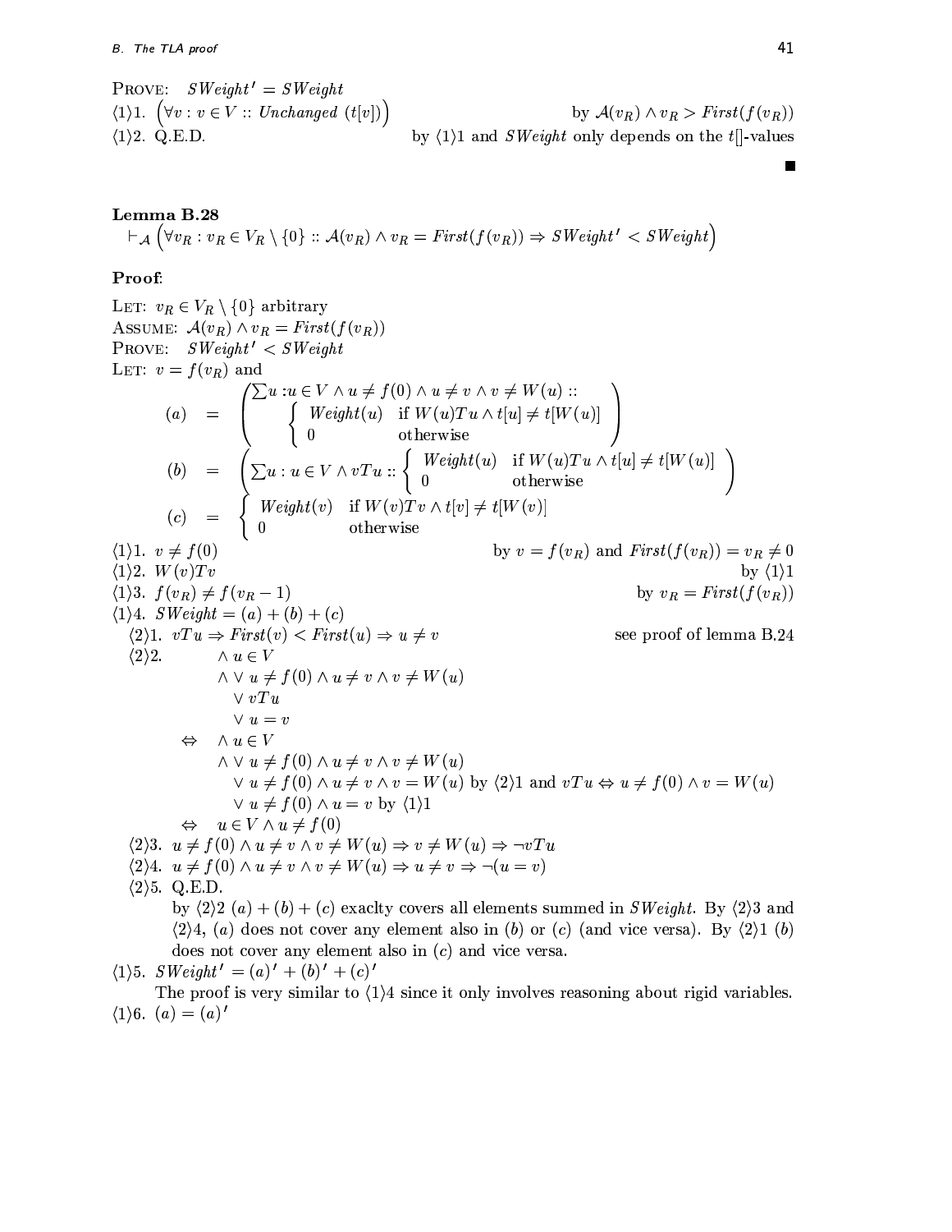PROVE: $SWeight' = SWeight$

$\langle 1 \rangle 1.$ $\left(\forall v : v \in V :: \textit{Unchanged}\ (t[v])\right)$ by $\mathcal{A}(v_R) \wedge v_R > First(f(v_R))$

$\langle 1 \rangle 2.$ Q.E.D. by $\langle 1 \rangle 1$ and $SWeight$ only depends on the $t[]$-values

∎

**Lemma B.28**

$$\vdash_{\mathcal{A}} \left(\forall v_R : v_R \in V_R \setminus \{0\} :: \mathcal{A}(v_R) \wedge v_R = First(f(v_R)) \Rightarrow SWeight' < SWeight\right)$$

**Proof:**

LET: $v_R \in V_R \setminus \{0\}$ arbitrary

ASSUME: $\mathcal{A}(v_R) \wedge v_R = First(f(v_R))$

PROVE: $SWeight' < SWeight$

LET: $v = f(v_R)$ and

$$(a) = \left(\sum u : u \in V \wedge u \neq f(0) \wedge u \neq v \wedge v \neq W(u) :: \begin{cases} Weight(u) & \text{if } W(u)Tu \wedge t[u] \neq t[W(u)] \\ 0 & \text{otherwise} \end{cases}\right)$$

$$(b) = \left(\sum u : u \in V \wedge vTu :: \begin{cases} Weight(u) & \text{if } W(u)Tu \wedge t[u] \neq t[W(u)] \\ 0 & \text{otherwise} \end{cases}\right)$$

$$(c) = \begin{cases} Weight(v) & \text{if } W(v)Tv \wedge t[v] \neq t[W(v)] \\ 0 & \text{otherwise} \end{cases}$$

$\langle 1 \rangle 1.$ $v \neq f(0)$ by $v = f(v_R)$ and $First(f(v_R)) = v_R \neq 0$

$\langle 1 \rangle 2.$ $W(v)Tv$ by $\langle 1 \rangle 1$

$\langle 1 \rangle 3.$ $f(v_R) \neq f(v_R - 1)$ by $v_R = First(f(v_R))$

$\langle 1 \rangle 4.$ $SWeight = (a) + (b) + (c)$

$\langle 2 \rangle 1.$ $vTu \Rightarrow First(v) < First(u) \Rightarrow u \neq v$ see proof of lemma B.24

$\langle 2 \rangle 2.$

$$\begin{aligned}
& \wedge u \in V \\
& \wedge \vee u \neq f(0) \wedge u \neq v \wedge v \neq W(u) \\
& \quad \vee vTu \\
& \quad \vee u = v \\
\Leftrightarrow\ & \wedge u \in V \\
& \wedge \vee u \neq f(0) \wedge u \neq v \wedge v \neq W(u) \\
& \quad \vee u \neq f(0) \wedge u \neq v \wedge v = W(u) \text{ by } \langle 2 \rangle 1 \text{ and } vTu \Leftrightarrow u \neq f(0) \wedge v = W(u) \\
& \quad \vee u \neq f(0) \wedge u = v \text{ by } \langle 1 \rangle 1 \\
\Leftrightarrow\ & u \in V \wedge u \neq f(0)
\end{aligned}$$

$\langle 2 \rangle 3.$ $u \neq f(0) \wedge u \neq v \wedge v \neq W(u) \Rightarrow v \neq W(u) \Rightarrow \neg vTu$

$\langle 2 \rangle 4.$ $u \neq f(0) \wedge u \neq v \wedge v \neq W(u) \Rightarrow u \neq v \Rightarrow \neg(u = v)$

$\langle 2 \rangle 5.$ Q.E.D.

by $\langle 2 \rangle 2$ $(a) + (b) + (c)$ exaclty covers all elements summed in $SWeight$. By $\langle 2 \rangle 3$ and $\langle 2 \rangle 4$, $(a)$ does not cover any element also in $(b)$ or $(c)$ (and vice versa). By $\langle 2 \rangle 1$ $(b)$ does not cover any element also in $(c)$ and vice versa.

$\langle 1 \rangle 5.$ $SWeight' = (a)' + (b)' + (c)'$

The proof is very similar to $\langle 1 \rangle 4$ since it only involves reasoning about rigid variables.

$\langle 1 \rangle 6.$ $(a) = (a)'$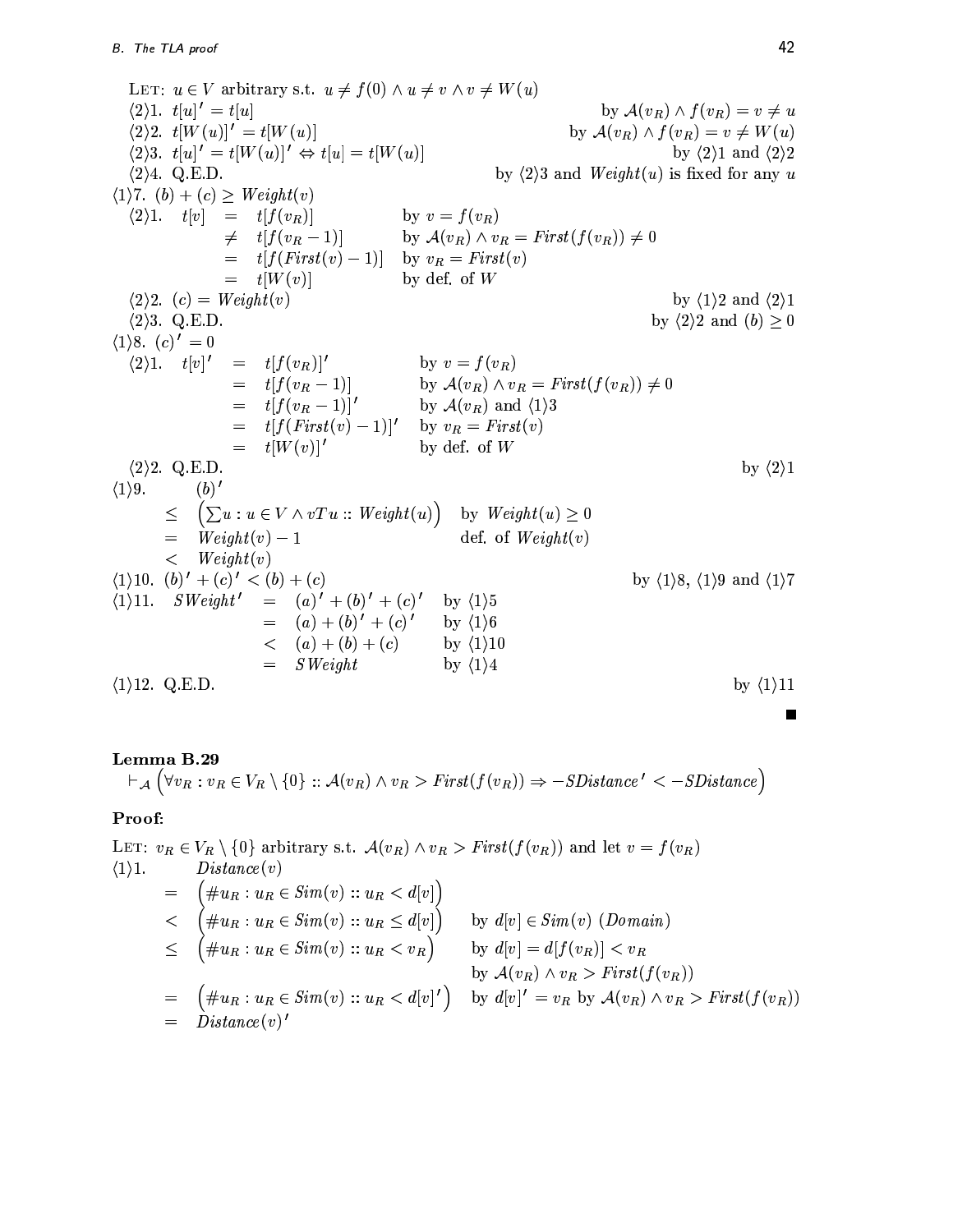LET: $u \in V$ arbitrary s.t. $u \neq f(0) \wedge u \neq v \wedge v \neq W(u)$

$\langle 2 \rangle 1.$ $t[u]' = t[u]$ — by $\mathcal{A}(v_R) \wedge f(v_R) = v \neq u$

$\langle 2 \rangle 2.$ $t[W(u)]' = t[W(u)]$ — by $\mathcal{A}(v_R) \wedge f(v_R) = v \neq W(u)$

$\langle 2 \rangle 3.$ $t[u]' = t[W(u)]' \Leftrightarrow t[u] = t[W(u)]$ — by $\langle 2 \rangle 1$ and $\langle 2 \rangle 2$

$\langle 2 \rangle 4.$ Q.E.D. — by $\langle 2 \rangle 3$ and $Weight(u)$ is fixed for any $u$

$\langle 1 \rangle 7.$ $(b) + (c) \geq Weight(v)$

$\langle 2 \rangle 1.$

$$\begin{array}{llll} t[v] & = & t[f(v_R)] & \text{by } v = f(v_R) \\ & \neq & t[f(v_R - 1)] & \text{by } \mathcal{A}(v_R) \wedge v_R = First(f(v_R)) \neq 0 \\ & = & t[f(First(v) - 1)] & \text{by } v_R = First(v) \\ & = & t[W(v)] & \text{by def. of } W \end{array}$$

$\langle 2 \rangle 2.$ $(c) = Weight(v)$ — by $\langle 1 \rangle 2$ and $\langle 2 \rangle 1$

$\langle 2 \rangle 3.$ Q.E.D. — by $\langle 2 \rangle 2$ and $(b) \geq 0$

$\langle 1 \rangle 8.$ $(c)' = 0$

$\langle 2 \rangle 1.$

$$\begin{array}{llll} t[v]' & = & t[f(v_R)]' & \text{by } v = f(v_R) \\ & = & t[f(v_R - 1)] & \text{by } \mathcal{A}(v_R) \wedge v_R = First(f(v_R)) \neq 0 \\ & = & t[f(v_R - 1)]' & \text{by } \mathcal{A}(v_R) \text{ and } \langle 1 \rangle 3 \\ & = & t[f(First(v) - 1)]' & \text{by } v_R = First(v) \\ & = & t[W(v)]' & \text{by def. of } W \end{array}$$

$\langle 2 \rangle 2.$ Q.E.D. — by $\langle 2 \rangle 1$

$\langle 1 \rangle 9.$

$$\begin{array}{lll} & (b)' & \\ \leq & \left(\sum u : u \in V \wedge vTu :: Weight(u)\right) & \text{by } Weight(u) \geq 0 \\ = & Weight(v) - 1 & \text{def. of } Weight(v) \\ < & Weight(v) & \end{array}$$

$\langle 1 \rangle 10.$ $(b)' + (c)' < (b) + (c)$ — by $\langle 1 \rangle 8$, $\langle 1 \rangle 9$ and $\langle 1 \rangle 7$

$\langle 1 \rangle 11.$

$$\begin{array}{llll} SWeight' & = & (a)' + (b)' + (c)' & \text{by } \langle 1 \rangle 5 \\ & = & (a) + (b)' + (c)' & \text{by } \langle 1 \rangle 6 \\ & < & (a) + (b) + (c) & \text{by } \langle 1 \rangle 10 \\ & = & SWeight & \text{by } \langle 1 \rangle 4 \end{array}$$

$\langle 1 \rangle 12.$ Q.E.D. — by $\langle 1 \rangle 11$

■

**Lemma B.29**

$$\vdash_{\mathcal{A}} \left(\forall v_R : v_R \in V_R \setminus \{0\} :: \mathcal{A}(v_R) \wedge v_R > First(f(v_R)) \Rightarrow -SDistance' < -SDistance\right)$$

**Proof:**

LET: $v_R \in V_R \setminus \{0\}$ arbitrary s.t. $\mathcal{A}(v_R) \wedge v_R > First(f(v_R))$ and let $v = f(v_R)$

$\langle 1 \rangle 1.$

$$\begin{array}{lll} & Distance(v) & \\ = & \left(\#u_R : u_R \in Sim(v) :: u_R < d[v]\right) & \\ < & \left(\#u_R : u_R \in Sim(v) :: u_R \leq d[v]\right) & \text{by } d[v] \in Sim(v) \ (Domain) \\ \leq & \left(\#u_R : u_R \in Sim(v) :: u_R < v_R\right) & \text{by } d[v] = d[f(v_R)] < v_R \\ & & \text{by } \mathcal{A}(v_R) \wedge v_R > First(f(v_R)) \\ = & \left(\#u_R : u_R \in Sim(v) :: u_R < d[v]'\right) & \text{by } d[v]' = v_R \text{ by } \mathcal{A}(v_R) \wedge v_R > First(f(v_R)) \\ = & Distance(v)' & \end{array}$$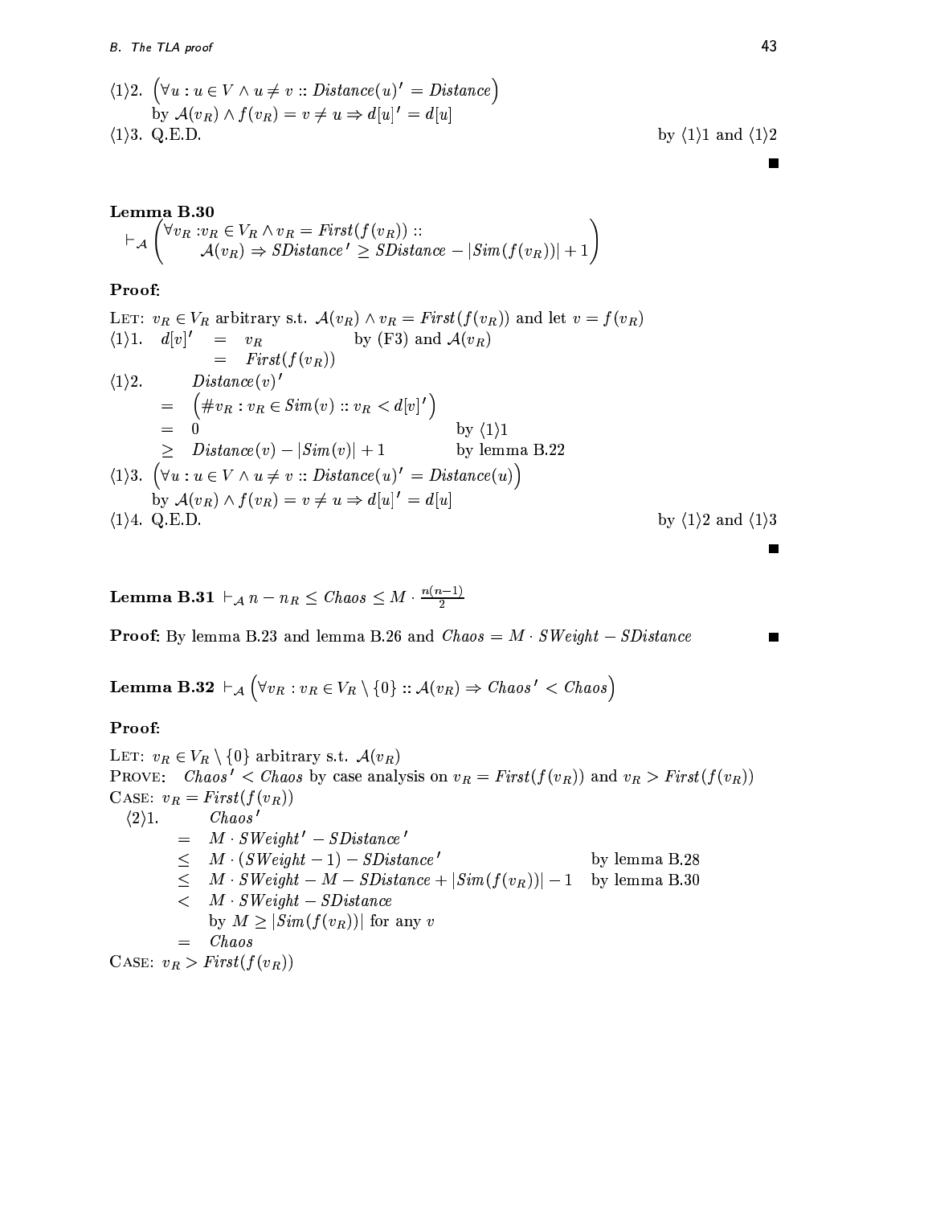$\langle 1 \rangle 2.$ $\left(\forall u : u \in V \wedge u \neq v :: \mathit{Distance}(u)' = \mathit{Distance}\right)$
by $\mathcal{A}(v_R) \wedge f(v_R) = v \neq u \Rightarrow d[u]' = d[u]$

$\langle 1 \rangle 3.$ Q.E.D. by $\langle 1 \rangle 1$ and $\langle 1 \rangle 2$

■

**Lemma B.30**

$$\vdash_{\mathcal{A}} \left( \begin{array}{l} \forall v_R : v_R \in V_R \wedge v_R = \mathit{First}(f(v_R)) :: \\ \qquad \mathcal{A}(v_R) \Rightarrow \mathit{SDistance}' \geq \mathit{SDistance} - |\mathit{Sim}(f(v_R))| + 1 \end{array} \right)$$

**Proof:**

LET: $v_R \in V_R$ arbitrary s.t. $\mathcal{A}(v_R) \wedge v_R = \mathit{First}(f(v_R))$ and let $v = f(v_R)$

$\langle 1 \rangle 1.$

$$\begin{array}{llll} d[v]' & = & v_R & \text{by (F3) and } \mathcal{A}(v_R) \\ & = & \mathit{First}(f(v_R)) & \end{array}$$

$\langle 1 \rangle 2.$

$$\begin{array}{lll} & \mathit{Distance}(v)' & \\ = & \left(\# v_R : v_R \in \mathit{Sim}(v) :: v_R < d[v]'\right) & \\ = & 0 & \text{by } \langle 1 \rangle 1 \\ \geq & \mathit{Distance}(v) - |\mathit{Sim}(v)| + 1 & \text{by lemma B.22} \end{array}$$

$\langle 1 \rangle 3.$ $\left(\forall u : u \in V \wedge u \neq v :: \mathit{Distance}(u)' = \mathit{Distance}(u)\right)$
by $\mathcal{A}(v_R) \wedge f(v_R) = v \neq u \Rightarrow d[u]' = d[u]$

$\langle 1 \rangle 4.$ Q.E.D. by $\langle 1 \rangle 2$ and $\langle 1 \rangle 3$

■

**Lemma B.31** $\vdash_{\mathcal{A}} n - n_R \leq \mathit{Chaos} \leq M \cdot \frac{n(n-1)}{2}$

**Proof:** By lemma B.23 and lemma B.26 and $\mathit{Chaos} = M \cdot \mathit{SWeight} - \mathit{SDistance}$ ■

**Lemma B.32** $\vdash_{\mathcal{A}} \left(\forall v_R : v_R \in V_R \setminus \{0\} :: \mathcal{A}(v_R) \Rightarrow \mathit{Chaos}' < \mathit{Chaos}\right)$

**Proof:**

LET: $v_R \in V_R \setminus \{0\}$ arbitrary s.t. $\mathcal{A}(v_R)$

PROVE: $\mathit{Chaos}' < \mathit{Chaos}$ by case analysis on $v_R = \mathit{First}(f(v_R))$ and $v_R > \mathit{First}(f(v_R))$

CASE: $v_R = \mathit{First}(f(v_R))$

$\langle 2 \rangle 1.$

$$\begin{array}{lll} & \mathit{Chaos}' & \\ = & M \cdot \mathit{SWeight}' - \mathit{SDistance}' & \\ \leq & M \cdot (\mathit{SWeight} - 1) - \mathit{SDistance}' & \text{by lemma B.28} \\ \leq & M \cdot \mathit{SWeight} - M - \mathit{SDistance} + |\mathit{Sim}(f(v_R))| - 1 & \text{by lemma B.30} \\ < & M \cdot \mathit{SWeight} - \mathit{SDistance} & \\ & \text{by } M \geq |\mathit{Sim}(f(v_R))| \text{ for any } v & \\ = & \mathit{Chaos} & \end{array}$$

CASE: $v_R > \mathit{First}(f(v_R))$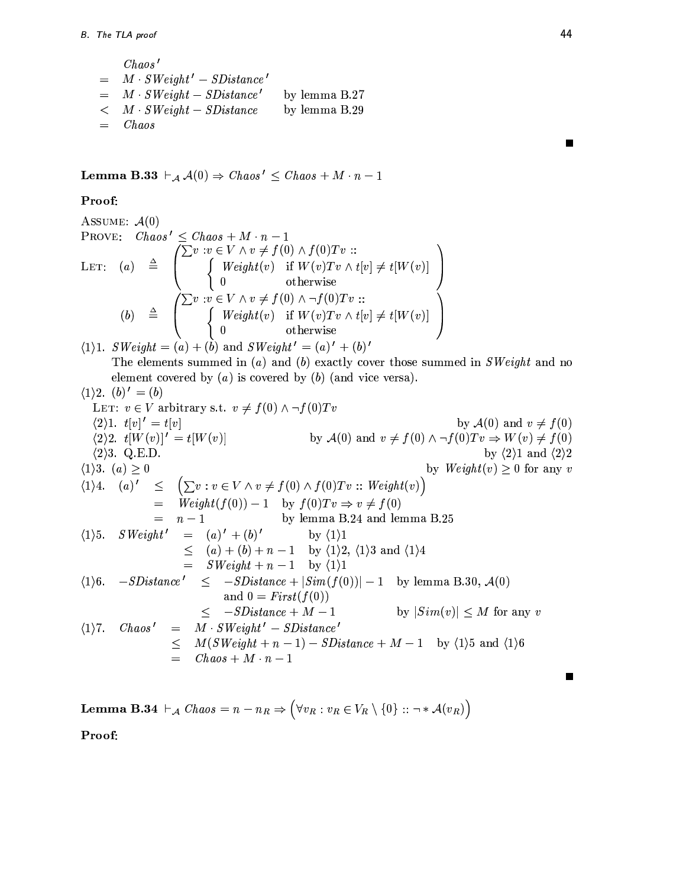$$
\begin{array}{ll}
& Chaos' \\
= & M \cdot SWeight' - SDistance' \\
= & M \cdot SWeight - SDistance' \quad \text{by lemma B.27} \\
< & M \cdot SWeight - SDistance \quad \text{by lemma B.29} \\
= & Chaos
\end{array}
$$

■

**Lemma B.33** $\vdash_{\mathcal{A}} \mathcal{A}(0) \Rightarrow Chaos' \leq Chaos + M \cdot n - 1$

**Proof:**

ASSUME: $\mathcal{A}(0)$

PROVE: $Chaos' \leq Chaos + M \cdot n - 1$

LET: $(a) \triangleq \left( \sum v : v \in V \wedge v \neq f(0) \wedge f(0)Tv :: \begin{cases} Weight(v) & \text{if } W(v)Tv \wedge t[v] \neq t[W(v)] \\ 0 & \text{otherwise} \end{cases} \right)$

$(b) \triangleq \left( \sum v : v \in V \wedge v \neq f(0) \wedge \neg f(0)Tv :: \begin{cases} Weight(v) & \text{if } W(v)Tv \wedge t[v] \neq t[W(v)] \\ 0 & \text{otherwise} \end{cases} \right)$

$\langle 1 \rangle 1.$ $SWeight = (a) + (b)$ and $SWeight' = (a)' + (b)'$

The elements summed in $(a)$ and $(b)$ exactly cover those summed in $SWeight$ and no element covered by $(a)$ is covered by $(b)$ (and vice versa).

$\langle 1 \rangle 2.$ $(b)' = (b)$

LET: $v \in V$ arbitrary s.t. $v \neq f(0) \wedge \neg f(0)Tv$

$\langle 2 \rangle 1.$ $t[v]' = t[v]$ — by $\mathcal{A}(0)$ and $v \neq f(0)$

$\langle 2 \rangle 2.$ $t[W(v)]' = t[W(v)]$ — by $\mathcal{A}(0)$ and $v \neq f(0) \wedge \neg f(0)Tv \Rightarrow W(v) \neq f(0)$

$\langle 2 \rangle 3.$ Q.E.D. — by $\langle 2 \rangle 1$ and $\langle 2 \rangle 2$

$\langle 1 \rangle 3.$ $(a) \geq 0$ — by $Weight(v) \geq 0$ for any $v$

$\langle 1 \rangle 4.$

$$
\begin{array}{lll}
(a)' & \leq & \left( \sum v : v \in V \wedge v \neq f(0) \wedge f(0)Tv :: Weight(v) \right) \\
& = & Weight(f(0)) - 1 \quad \text{by } f(0)Tv \Rightarrow v \neq f(0) \\
& = & n - 1 \quad \text{by lemma B.24 and lemma B.25}
\end{array}
$$

$\langle 1 \rangle 5.$

$$
\begin{array}{lll}
SWeight' & = & (a)' + (b)' \quad \text{by } \langle 1 \rangle 1 \\
& \leq & (a) + (b) + n - 1 \quad \text{by } \langle 1 \rangle 2,\ \langle 1 \rangle 3 \text{ and } \langle 1 \rangle 4 \\
& = & SWeight + n - 1 \quad \text{by } \langle 1 \rangle 1
\end{array}
$$

$\langle 1 \rangle 6.$

$$
\begin{array}{lll}
-SDistance' & \leq & -SDistance + |Sim(f(0))| - 1 \quad \text{by lemma B.30, } \mathcal{A}(0) \text{ and } 0 = First(f(0)) \\
& \leq & -SDistance + M - 1 \quad \text{by } |Sim(v)| \leq M \text{ for any } v
\end{array}
$$

$\langle 1 \rangle 7.$

$$
\begin{array}{lll}
Chaos' & = & M \cdot SWeight' - SDistance' \\
& \leq & M(SWeight + n - 1) - SDistance + M - 1 \quad \text{by } \langle 1 \rangle 5 \text{ and } \langle 1 \rangle 6 \\
& = & Chaos + M \cdot n - 1
\end{array}
$$

■

**Lemma B.34** $\vdash_{\mathcal{A}} Chaos = n - n_R \Rightarrow \left( \forall v_R : v_R \in V_R \setminus \{0\} :: \neg * \mathcal{A}(v_R) \right)$

**Proof:**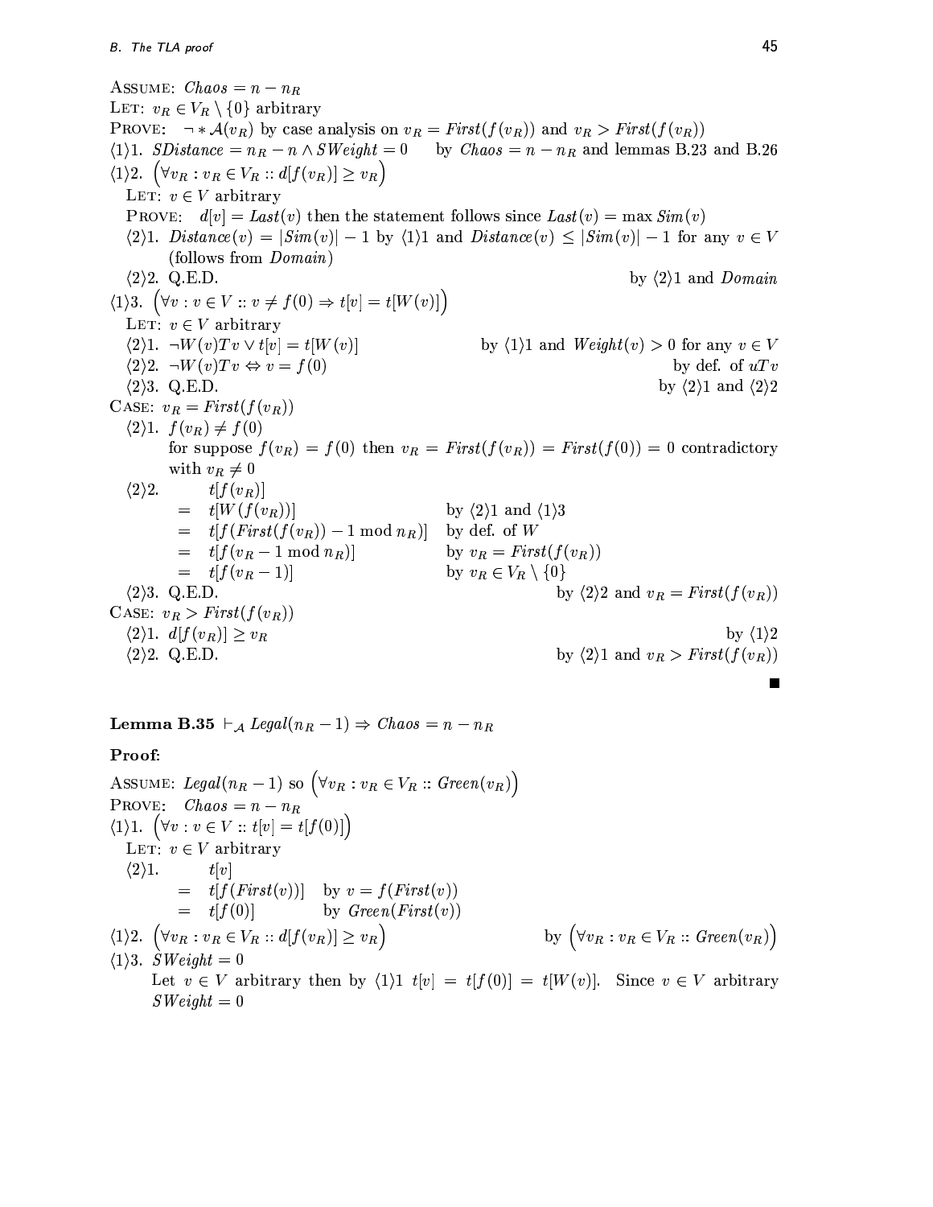ASSUME: $Chaos = n - n_R$

LET: $v_R \in V_R \setminus \{0\}$ arbitrary

PROVE: $\neg * \mathcal{A}(v_R)$ by case analysis on $v_R = First(f(v_R))$ and $v_R > First(f(v_R))$

$\langle 1 \rangle 1.$ $SDistance = n_R - n \wedge SWeight = 0$ by $Chaos = n - n_R$ and lemmas B.23 and B.26

$\langle 1 \rangle 2.$ $\left( \forall v_R : v_R \in V_R :: d[f(v_R)] \geq v_R \right)$

LET: $v \in V$ arbitrary

PROVE: $d[v] = Last(v)$ then the statement follows since $Last(v) = \max Sim(v)$

$\langle 2 \rangle 1.$ $Distance(v) = |Sim(v)| - 1$ by $\langle 1 \rangle 1$ and $Distance(v) \leq |Sim(v)| - 1$ for any $v \in V$ (follows from *Domain*)

$\langle 2 \rangle 2.$ Q.E.D. by $\langle 2 \rangle 1$ and *Domain*

$\langle 1 \rangle 3.$ $\left( \forall v : v \in V :: v \neq f(0) \Rightarrow t[v] = t[W(v)] \right)$

LET: $v \in V$ arbitrary

$\langle 2 \rangle 1.$ $\neg W(v) T v \vee t[v] = t[W(v)]$ by $\langle 1 \rangle 1$ and $Weight(v) > 0$ for any $v \in V$

$\langle 2 \rangle 2.$ $\neg W(v) T v \Leftrightarrow v = f(0)$ by def. of $uTv$

$\langle 2 \rangle 3.$ Q.E.D. by $\langle 2 \rangle 1$ and $\langle 2 \rangle 2$

CASE: $v_R = First(f(v_R))$

$\langle 2 \rangle 1.$ $f(v_R) \neq f(0)$

for suppose $f(v_R) = f(0)$ then $v_R = First(f(v_R)) = First(f(0)) = 0$ contradictory with $v_R \neq 0$

$\langle 2 \rangle 2.$

$$
\begin{aligned}
& t[f(v_R)] \\
= \; & t[W(f(v_R))] && \text{by } \langle 2 \rangle 1 \text{ and } \langle 1 \rangle 3 \\
= \; & t[f(First(f(v_R)) - 1 \bmod n_R)] && \text{by def. of } W \\
= \; & t[f(v_R - 1 \bmod n_R)] && \text{by } v_R = First(f(v_R)) \\
= \; & t[f(v_R - 1)] && \text{by } v_R \in V_R \setminus \{0\}
\end{aligned}
$$

$\langle 2 \rangle 3.$ Q.E.D. by $\langle 2 \rangle 2$ and $v_R = First(f(v_R))$

CASE: $v_R > First(f(v_R))$

$\langle 2 \rangle 1.$ $d[f(v_R)] \geq v_R$ by $\langle 1 \rangle 2$

$\langle 2 \rangle 2.$ Q.E.D. by $\langle 2 \rangle 1$ and $v_R > First(f(v_R))$

■

**Lemma B.35** $\vdash_{\mathcal{A}} Legal(n_R - 1) \Rightarrow Chaos = n - n_R$

**Proof:**

ASSUME: $Legal(n_R - 1)$ so $\left( \forall v_R : v_R \in V_R :: Green(v_R) \right)$

PROVE: $Chaos = n - n_R$

$\langle 1 \rangle 1.$ $\left( \forall v : v \in V :: t[v] = t[f(0)] \right)$

LET: $v \in V$ arbitrary

$\langle 2 \rangle 1.$

$$
\begin{aligned}
& t[v] \\
= \; & t[f(First(v))] && \text{by } v = f(First(v)) \\
= \; & t[f(0)] && \text{by } Green(First(v))
\end{aligned}
$$

$\langle 1 \rangle 2.$ $\left( \forall v_R : v_R \in V_R :: d[f(v_R)] \geq v_R \right)$ by $\left( \forall v_R : v_R \in V_R :: Green(v_R) \right)$

$\langle 1 \rangle 3.$ $SWeight = 0$

Let $v \in V$ arbitrary then by $\langle 1 \rangle 1$ $t[v] = t[f(0)] = t[W(v)]$. Since $v \in V$ arbitrary $SWeight = 0$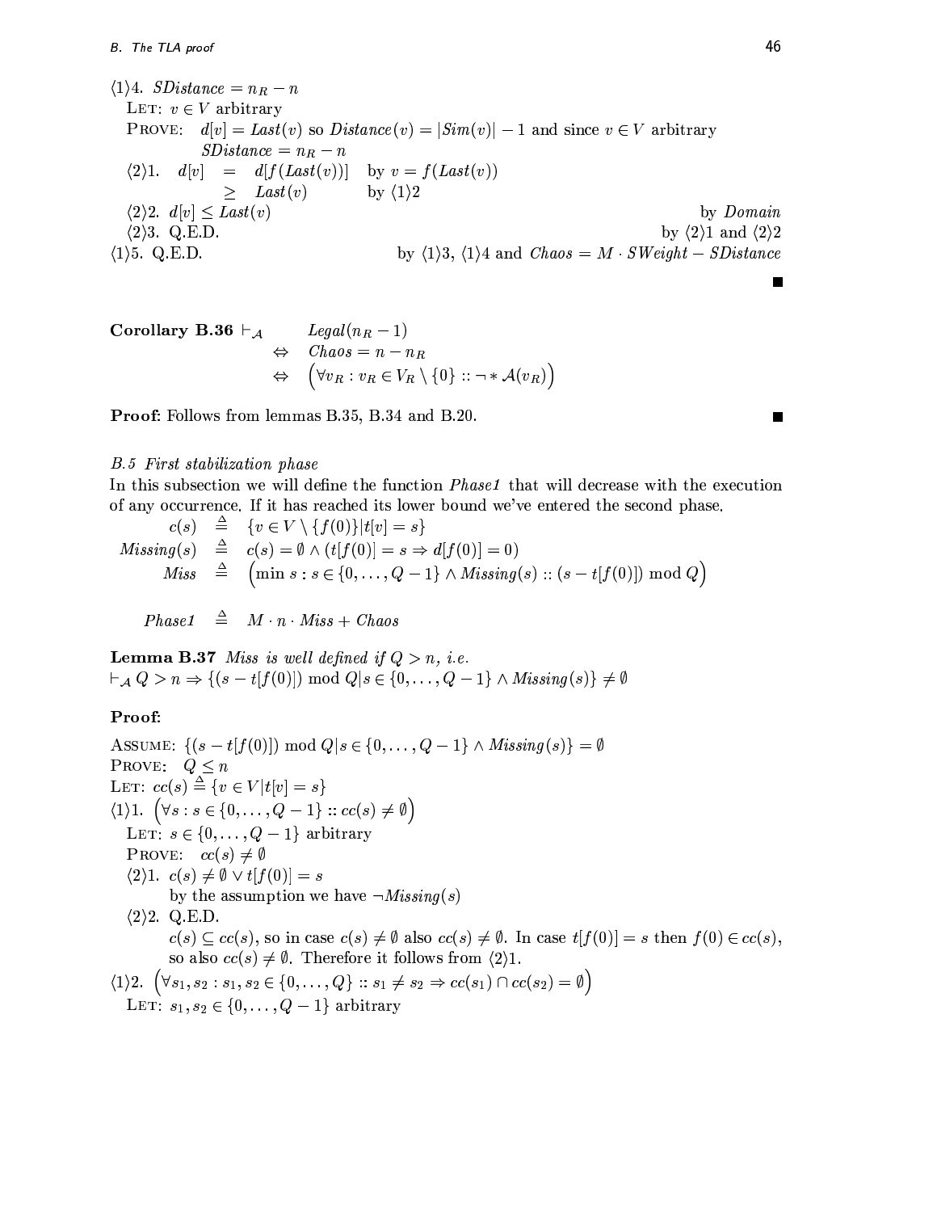⟨1⟩4. $SDistance = n_R - n$

LET: $v \in V$ arbitrary

PROVE: $d[v] = Last(v)$ so $Distance(v) = |Sim(v)| - 1$ and since $v \in V$ arbitrary $SDistance = n_R - n$

⟨2⟩1. $d[v] = d[f(Last(v))]$ by $v = f(Last(v))$
$\geq Last(v)$ by ⟨1⟩2

⟨2⟩2. $d[v] \leq Last(v)$ by *Domain*

⟨2⟩3. Q.E.D. by ⟨2⟩1 and ⟨2⟩2

⟨1⟩5. Q.E.D. by ⟨1⟩3, ⟨1⟩4 and $Chaos = M \cdot SWeight - SDistance$

■

**Corollary B.36** $\vdash_{\mathcal{A}}$

$$Legal(n_R - 1)$$
$$\Leftrightarrow \quad Chaos = n - n_R$$
$$\Leftrightarrow \quad \big(\forall v_R : v_R \in V_R \setminus \{0\} :: \neg * \mathcal{A}(v_R)\big)$$

**Proof:** Follows from lemmas B.35, B.34 and B.20. ■

### *B.5 First stabilization phase*

In this subsection we will define the function *Phase1* that will decrease with the execution of any occurrence. If it has reached its lower bound we've entered the second phase.

$$c(s) \triangleq \{v \in V \setminus \{f(0)\} | t[v] = s\}$$
$$Missing(s) \triangleq c(s) = \emptyset \wedge (t[f(0)] = s \Rightarrow d[f(0)] = 0)$$
$$Miss \triangleq \big(\min s : s \in \{0, \ldots, Q-1\} \wedge Missing(s) :: (s - t[f(0)]) \bmod Q\big)$$

$$Phase1 \triangleq M \cdot n \cdot Miss + Chaos$$

**Lemma B.37** *Miss is well defined if $Q > n$, i.e.*
$\vdash_{\mathcal{A}} Q > n \Rightarrow \{(s - t[f(0)]) \bmod Q | s \in \{0, \ldots, Q-1\} \wedge Missing(s)\} \neq \emptyset$

**Proof:**

ASSUME: $\{(s - t[f(0)]) \bmod Q | s \in \{0, \ldots, Q-1\} \wedge Missing(s)\} = \emptyset$

PROVE: $Q \leq n$

LET: $cc(s) \triangleq \{v \in V | t[v] = s\}$

⟨1⟩1. $\big(\forall s : s \in \{0, \ldots, Q-1\} :: cc(s) \neq \emptyset\big)$

LET: $s \in \{0, \ldots, Q-1\}$ arbitrary

PROVE: $cc(s) \neq \emptyset$

⟨2⟩1. $c(s) \neq \emptyset \vee t[f(0)] = s$
by the assumption we have $\neg Missing(s)$

⟨2⟩2. Q.E.D.
$c(s) \subseteq cc(s)$, so in case $c(s) \neq \emptyset$ also $cc(s) \neq \emptyset$. In case $t[f(0)] = s$ then $f(0) \in cc(s)$, so also $cc(s) \neq \emptyset$. Therefore it follows from ⟨2⟩1.

⟨1⟩2. $\big(\forall s_1, s_2 : s_1, s_2 \in \{0, \ldots, Q\} :: s_1 \neq s_2 \Rightarrow cc(s_1) \cap cc(s_2) = \emptyset\big)$

LET: $s_1, s_2 \in \{0, \ldots, Q-1\}$ arbitrary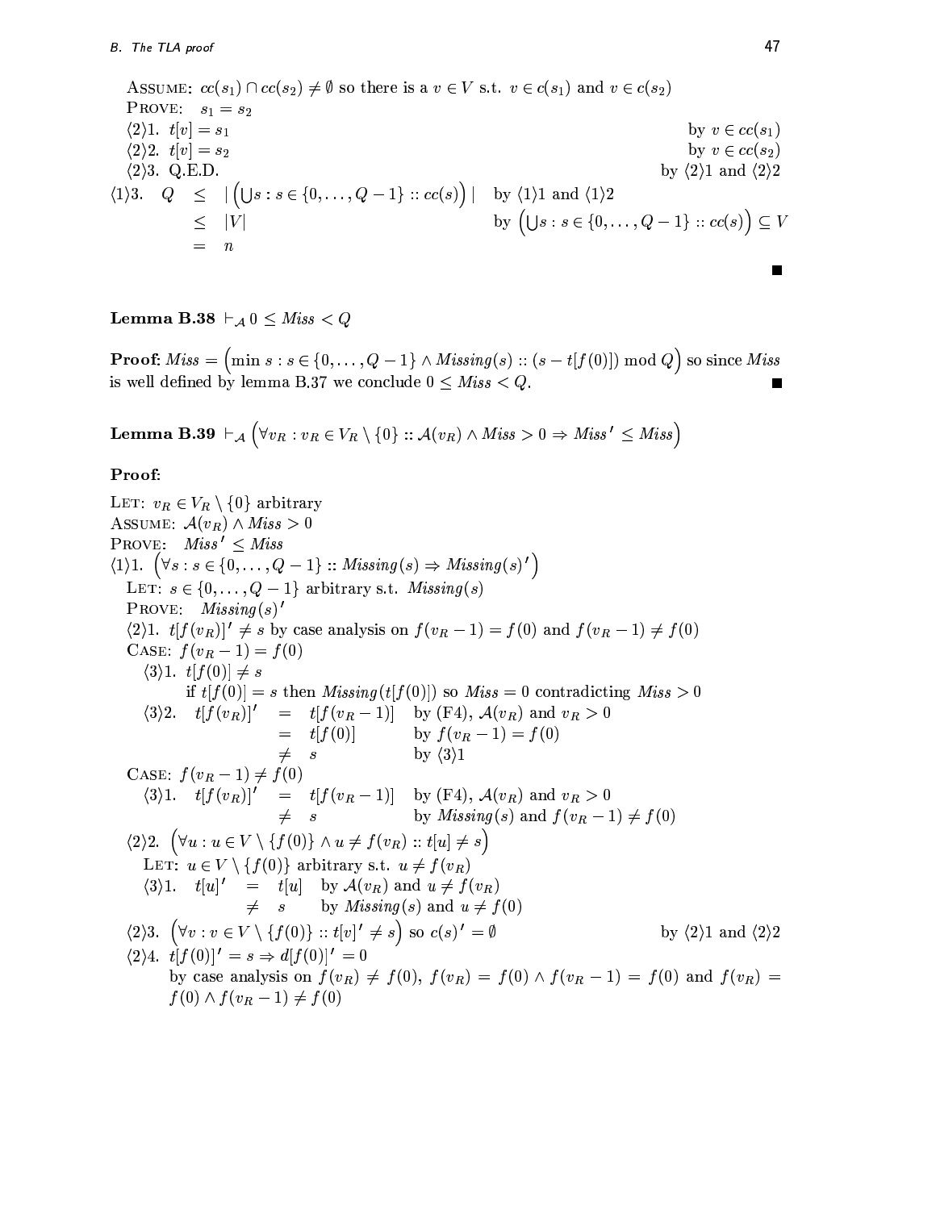ASSUME: $cc(s_1) \cap cc(s_2) \neq \emptyset$ so there is a $v \in V$ s.t. $v \in c(s_1)$ and $v \in c(s_2)$
PROVE: $s_1 = s_2$
$\langle 2 \rangle 1.$ $t[v] = s_1$ — by $v \in cc(s_1)$
$\langle 2 \rangle 2.$ $t[v] = s_2$ — by $v \in cc(s_2)$
$\langle 2 \rangle 3.$ Q.E.D. — by $\langle 2 \rangle 1$ and $\langle 2 \rangle 2$

$\langle 1 \rangle 3.$

$$
\begin{array}{rcll}
Q & \leq & \left| \left( \bigcup s : s \in \{0, \ldots, Q-1\} :: cc(s) \right) \right| & \text{by } \langle 1 \rangle 1 \text{ and } \langle 1 \rangle 2 \\
 & \leq & |V| & \text{by } \left( \bigcup s : s \in \{0, \ldots, Q-1\} :: cc(s) \right) \subseteq V \\
 & = & n &
\end{array}
$$

■

**Lemma B.38** $\vdash_{\mathcal{A}} 0 \leq \mathit{Miss} < Q$

**Proof:** $\mathit{Miss} = \left( \min s : s \in \{0, \ldots, Q-1\} \wedge \mathit{Missing}(s) :: (s - t[f(0)]) \bmod Q \right)$ so since $\mathit{Miss}$ is well defined by lemma B.37 we conclude $0 \leq \mathit{Miss} < Q$. ■

**Lemma B.39** $\vdash_{\mathcal{A}} \left( \forall v_R : v_R \in V_R \setminus \{0\} :: \mathcal{A}(v_R) \wedge \mathit{Miss} > 0 \Rightarrow \mathit{Miss}' \leq \mathit{Miss} \right)$

**Proof:**

LET: $v_R \in V_R \setminus \{0\}$ arbitrary
ASSUME: $\mathcal{A}(v_R) \wedge \mathit{Miss} > 0$
PROVE: $\mathit{Miss}' \leq \mathit{Miss}$
$\langle 1 \rangle 1.$ $\left( \forall s : s \in \{0, \ldots, Q-1\} :: \mathit{Missing}(s) \Rightarrow \mathit{Missing}(s)' \right)$
LET: $s \in \{0, \ldots, Q-1\}$ arbitrary s.t. $\mathit{Missing}(s)$
PROVE: $\mathit{Missing}(s)'$
$\langle 2 \rangle 1.$ $t[f(v_R)]' \neq s$ by case analysis on $f(v_R - 1) = f(0)$ and $f(v_R - 1) \neq f(0)$
CASE: $f(v_R - 1) = f(0)$
$\langle 3 \rangle 1.$ $t[f(0)] \neq s$
if $t[f(0)] = s$ then $\mathit{Missing}(t[f(0)])$ so $\mathit{Miss} = 0$ contradicting $\mathit{Miss} > 0$
$\langle 3 \rangle 2.$

$$
\begin{array}{rcll}
t[f(v_R)]' & = & t[f(v_R - 1)] & \text{by (F4), } \mathcal{A}(v_R) \text{ and } v_R > 0 \\
 & = & t[f(0)] & \text{by } f(v_R - 1) = f(0) \\
 & \neq & s & \text{by } \langle 3 \rangle 1
\end{array}
$$

CASE: $f(v_R - 1) \neq f(0)$
$\langle 3 \rangle 1.$

$$
\begin{array}{rcll}
t[f(v_R)]' & = & t[f(v_R - 1)] & \text{by (F4), } \mathcal{A}(v_R) \text{ and } v_R > 0 \\
 & \neq & s & \text{by } \mathit{Missing}(s) \text{ and } f(v_R - 1) \neq f(0)
\end{array}
$$

$\langle 2 \rangle 2.$ $\left( \forall u : u \in V \setminus \{f(0)\} \wedge u \neq f(v_R) :: t[u] \neq s \right)$
LET: $u \in V \setminus \{f(0)\}$ arbitrary s.t. $u \neq f(v_R)$
$\langle 3 \rangle 1.$

$$
\begin{array}{rcll}
t[u]' & = & t[u] & \text{by } \mathcal{A}(v_R) \text{ and } u \neq f(v_R) \\
 & \neq & s & \text{by } \mathit{Missing}(s) \text{ and } u \neq f(0)
\end{array}
$$

$\langle 2 \rangle 3.$ $\left( \forall v : v \in V \setminus \{f(0)\} :: t[v]' \neq s \right)$ so $c(s)' = \emptyset$ — by $\langle 2 \rangle 1$ and $\langle 2 \rangle 2$
$\langle 2 \rangle 4.$ $t[f(0)]' = s \Rightarrow d[f(0)]' = 0$
by case analysis on $f(v_R) \neq f(0)$, $f(v_R) = f(0) \wedge f(v_R - 1) = f(0)$ and $f(v_R) = f(0) \wedge f(v_R - 1) \neq f(0)$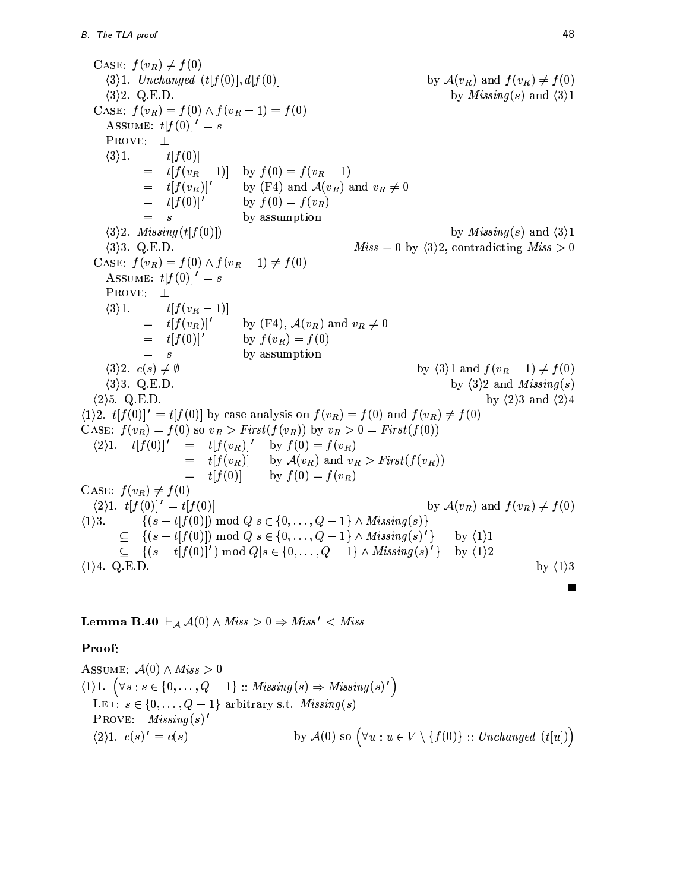CASE: $f(v_R) \neq f(0)$

$\langle 3 \rangle 1.$ *Unchanged* $(t[f(0)], d[f(0)]$ — by $\mathcal{A}(v_R)$ and $f(v_R) \neq f(0)$

$\langle 3 \rangle 2.$ Q.E.D. — by *Missing*$(s)$ and $\langle 3 \rangle 1$

CASE: $f(v_R) = f(0) \wedge f(v_R - 1) = f(0)$

ASSUME: $t[f(0)]' = s$

PROVE: $\perp$

$\langle 3 \rangle 1.$

$$
\begin{array}{lll}
 & t[f(0)] & \\
= & t[f(v_R - 1)] & \text{by } f(0) = f(v_R - 1) \\
= & t[f(v_R)]' & \text{by (F4) and } \mathcal{A}(v_R) \text{ and } v_R \neq 0 \\
= & t[f(0)]' & \text{by } f(0) = f(v_R) \\
= & s & \text{by assumption}
\end{array}
$$

$\langle 3 \rangle 2.$ *Missing*$(t[f(0)])$ — by *Missing*$(s)$ and $\langle 3 \rangle 1$

$\langle 3 \rangle 3.$ Q.E.D. — $Miss = 0$ by $\langle 3 \rangle 2$, contradicting $Miss > 0$

CASE: $f(v_R) = f(0) \wedge f(v_R - 1) \neq f(0)$

ASSUME: $t[f(0)]' = s$

PROVE: $\perp$

$\langle 3 \rangle 1.$

$$
\begin{array}{lll}
 & t[f(v_R - 1)] & \\
= & t[f(v_R)]' & \text{by (F4), } \mathcal{A}(v_R) \text{ and } v_R \neq 0 \\
= & t[f(0)]' & \text{by } f(v_R) = f(0) \\
= & s & \text{by assumption}
\end{array}
$$

$\langle 3 \rangle 2.$ $c(s) \neq \emptyset$ — by $\langle 3 \rangle 1$ and $f(v_R - 1) \neq f(0)$

$\langle 3 \rangle 3.$ Q.E.D. — by $\langle 3 \rangle 2$ and *Missing*$(s)$

$\langle 2 \rangle 5.$ Q.E.D. — by $\langle 2 \rangle 3$ and $\langle 2 \rangle 4$

$\langle 1 \rangle 2.$ $t[f(0)]' = t[f(0)]$ by case analysis on $f(v_R) = f(0)$ and $f(v_R) \neq f(0)$

CASE: $f(v_R) = f(0)$ so $v_R > First(f(v_R))$ by $v_R > 0 = First(f(0))$

$\langle 2 \rangle 1.$

$$
\begin{array}{llll}
t[f(0)]' & = & t[f(v_R)]' & \text{by } f(0) = f(v_R) \\
 & = & t[f(v_R)] & \text{by } \mathcal{A}(v_R) \text{ and } v_R > First(f(v_R)) \\
 & = & t[f(0)] & \text{by } f(0) = f(v_R)
\end{array}
$$

CASE: $f(v_R) \neq f(0)$

$\langle 2 \rangle 1.$ $t[f(0)]' = t[f(0)]$ — by $\mathcal{A}(v_R)$ and $f(v_R) \neq f(0)$

$\langle 1 \rangle 3.$

$$
\begin{array}{lll}
 & \{(s - t[f(0)]) \bmod Q | s \in \{0, \ldots, Q-1\} \wedge Missing(s)\} & \\
\subseteq & \{(s - t[f(0)]) \bmod Q | s \in \{0, \ldots, Q-1\} \wedge Missing(s)'\} & \text{by } \langle 1 \rangle 1 \\
\subseteq & \{(s - t[f(0)]') \bmod Q | s \in \{0, \ldots, Q-1\} \wedge Missing(s)'\} & \text{by } \langle 1 \rangle 2
\end{array}
$$

$\langle 1 \rangle 4.$ Q.E.D. — by $\langle 1 \rangle 3$

■

**Lemma B.40** $\vdash_{\mathcal{A}} \mathcal{A}(0) \wedge Miss > 0 \Rightarrow Miss' < Miss$

**Proof:**

ASSUME: $\mathcal{A}(0) \wedge Miss > 0$

$\langle 1 \rangle 1.$ $\left(\forall s : s \in \{0, \ldots, Q-1\} :: Missing(s) \Rightarrow Missing(s)'\right)$

LET: $s \in \{0, \ldots, Q-1\}$ arbitrary s.t. *Missing*$(s)$

PROVE: *Missing*$(s)'$

$\langle 2 \rangle 1.$ $c(s)' = c(s)$ — by $\mathcal{A}(0)$ so $\left(\forall u : u \in V \setminus \{f(0)\} :: Unchanged\ (t[u])\right)$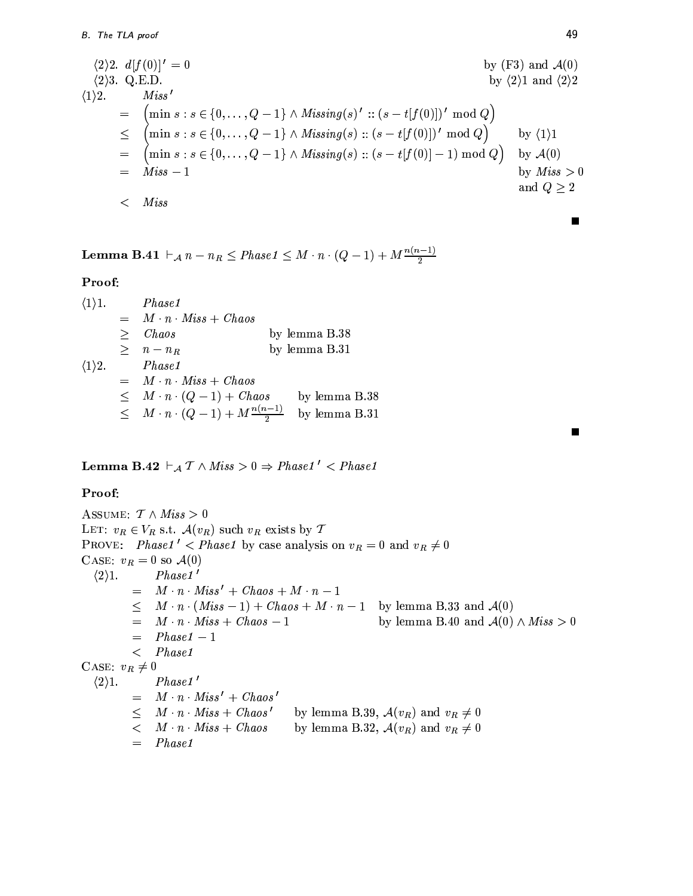⟨2⟩2. $d[f(0)]' = 0$ by (F3) and $\mathcal{A}(0)$

⟨2⟩3. Q.E.D. by ⟨2⟩1 and ⟨2⟩2

⟨1⟩2. $\mathit{Miss}'$

$$
\begin{aligned}
& = \left(\min s : s \in \{0, \ldots, Q-1\} \wedge \mathit{Missing}(s)' :: (s - t[f(0)])' \bmod Q\right) \\
& \leq \left(\min s : s \in \{0, \ldots, Q-1\} \wedge \mathit{Missing}(s) :: (s - t[f(0)])' \bmod Q\right) && \text{by } \langle 1 \rangle 1 \\
& = \left(\min s : s \in \{0, \ldots, Q-1\} \wedge \mathit{Missing}(s) :: (s - t[f(0)] - 1) \bmod Q\right) && \text{by } \mathcal{A}(0) \\
& = \mathit{Miss} - 1 && \text{by } \mathit{Miss} > 0 \text{ and } Q \geq 2 \\
& < \mathit{Miss}
\end{aligned}
$$

■

**Lemma B.41** $\vdash_{\mathcal{A}} n - n_R \leq \mathit{Phase1} \leq M \cdot n \cdot (Q-1) + M^{\frac{n(n-1)}{2}}$

**Proof:**

⟨1⟩1. $\mathit{Phase1}$

$$
\begin{aligned}
& = M \cdot n \cdot \mathit{Miss} + \mathit{Chaos} \\
& \geq \mathit{Chaos} && \text{by lemma B.38} \\
& \geq n - n_R && \text{by lemma B.31}
\end{aligned}
$$

⟨1⟩2. $\mathit{Phase1}$

$$
\begin{aligned}
& = M \cdot n \cdot \mathit{Miss} + \mathit{Chaos} \\
& \leq M \cdot n \cdot (Q-1) + \mathit{Chaos} && \text{by lemma B.38} \\
& \leq M \cdot n \cdot (Q-1) + M^{\frac{n(n-1)}{2}} && \text{by lemma B.31}
\end{aligned}
$$

■

**Lemma B.42** $\vdash_{\mathcal{A}} \mathcal{T} \wedge \mathit{Miss} > 0 \Rightarrow \mathit{Phase1}' < \mathit{Phase1}$

**Proof:**

ASSUME: $\mathcal{T} \wedge \mathit{Miss} > 0$

LET: $v_R \in V_R$ s.t. $\mathcal{A}(v_R)$ such $v_R$ exists by $\mathcal{T}$

PROVE: $\mathit{Phase1}' < \mathit{Phase1}$ by case analysis on $v_R = 0$ and $v_R \neq 0$

CASE: $v_R = 0$ so $\mathcal{A}(0)$

⟨2⟩1. $\mathit{Phase1}'$

$$
\begin{aligned}
& = M \cdot n \cdot \mathit{Miss}' + \mathit{Chaos} + M \cdot n - 1 \\
& \leq M \cdot n \cdot (\mathit{Miss} - 1) + \mathit{Chaos} + M \cdot n - 1 && \text{by lemma B.33 and } \mathcal{A}(0) \\
& = M \cdot n \cdot \mathit{Miss} + \mathit{Chaos} - 1 && \text{by lemma B.40 and } \mathcal{A}(0) \wedge \mathit{Miss} > 0 \\
& = \mathit{Phase1} - 1 \\
& < \mathit{Phase1}
\end{aligned}
$$

CASE: $v_R \neq 0$

⟨2⟩1. $\mathit{Phase1}'$

$$
\begin{aligned}
& = M \cdot n \cdot \mathit{Miss}' + \mathit{Chaos}' \\
& \leq M \cdot n \cdot \mathit{Miss} + \mathit{Chaos}' && \text{by lemma B.39, } \mathcal{A}(v_R) \text{ and } v_R \neq 0 \\
& < M \cdot n \cdot \mathit{Miss} + \mathit{Chaos} && \text{by lemma B.32, } \mathcal{A}(v_R) \text{ and } v_R \neq 0 \\
& = \mathit{Phase1}
\end{aligned}
$$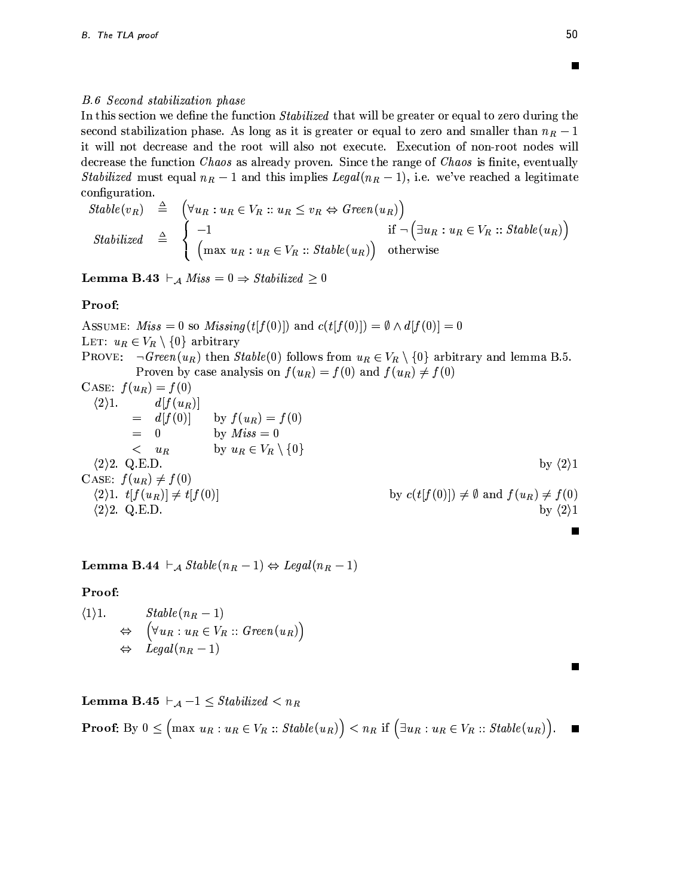■

### B.6 Second stabilization phase

In this section we define the function *Stabilized* that will be greater or equal to zero during the second stabilization phase. As long as it is greater or equal to zero and smaller than $n_R - 1$ it will not decrease and the root will also not execute. Execution of non-root nodes will decrease the function *Chaos* as already proven. Since the range of *Chaos* is finite, eventually *Stabilized* must equal $n_R - 1$ and this implies $Legal(n_R - 1)$, i.e. we've reached a legitimate configuration.

$$Stable(v_R) \triangleq \Big(\forall u_R : u_R \in V_R :: u_R \leq v_R \Leftrightarrow Green(u_R)\Big)$$

$$Stabilized \triangleq \begin{cases} -1 & \text{if } \neg\Big(\exists u_R : u_R \in V_R :: Stable(u_R)\Big) \\ \Big(\max u_R : u_R \in V_R :: Stable(u_R)\Big) & \text{otherwise} \end{cases}$$

**Lemma B.43** $\vdash_{\mathcal{A}} Miss = 0 \Rightarrow Stabilized \geq 0$

**Proof:**

ASSUME: $Miss = 0$ so $Missing(t[f(0)])$ and $c(t[f(0)]) = \emptyset \wedge d[f(0)] = 0$

LET: $u_R \in V_R \setminus \{0\}$ arbitrary

PROVE: $\neg Green(u_R)$ then $Stable(0)$ follows from $u_R \in V_R \setminus \{0\}$ arbitrary and lemma B.5.
Proven by case analysis on $f(u_R) = f(0)$ and $f(u_R) \neq f(0)$

CASE: $f(u_R) = f(0)$

$\langle 2\rangle 1.$

$$\begin{aligned} & d[f(u_R)] \\ = \;& d[f(0)] && \text{by } f(u_R) = f(0) \\ = \;& 0 && \text{by } Miss = 0 \\ < \;& u_R && \text{by } u_R \in V_R \setminus \{0\} \end{aligned}$$

$\langle 2\rangle 2.$ Q.E.D. — by $\langle 2\rangle 1$

CASE: $f(u_R) \neq f(0)$

$\langle 2\rangle 1.$ $t[f(u_R)] \neq t[f(0)]$ — by $c(t[f(0)]) \neq \emptyset$ and $f(u_R) \neq f(0)$

$\langle 2\rangle 2.$ Q.E.D. — by $\langle 2\rangle 1$

■

**Lemma B.44** $\vdash_{\mathcal{A}} Stable(n_R - 1) \Leftrightarrow Legal(n_R - 1)$

**Proof:**

$\langle 1\rangle 1.$

$$\begin{aligned} & Stable(n_R - 1) \\ \Leftrightarrow \;& \Big(\forall u_R : u_R \in V_R :: Green(u_R)\Big) \\ \Leftrightarrow \;& Legal(n_R - 1) \end{aligned}$$

■

**Lemma B.45** $\vdash_{\mathcal{A}} -1 \leq Stabilized < n_R$

**Proof:** By $0 \leq \Big(\max u_R : u_R \in V_R :: Stable(u_R)\Big) < n_R$ if $\Big(\exists u_R : u_R \in V_R :: Stable(u_R)\Big)$. ■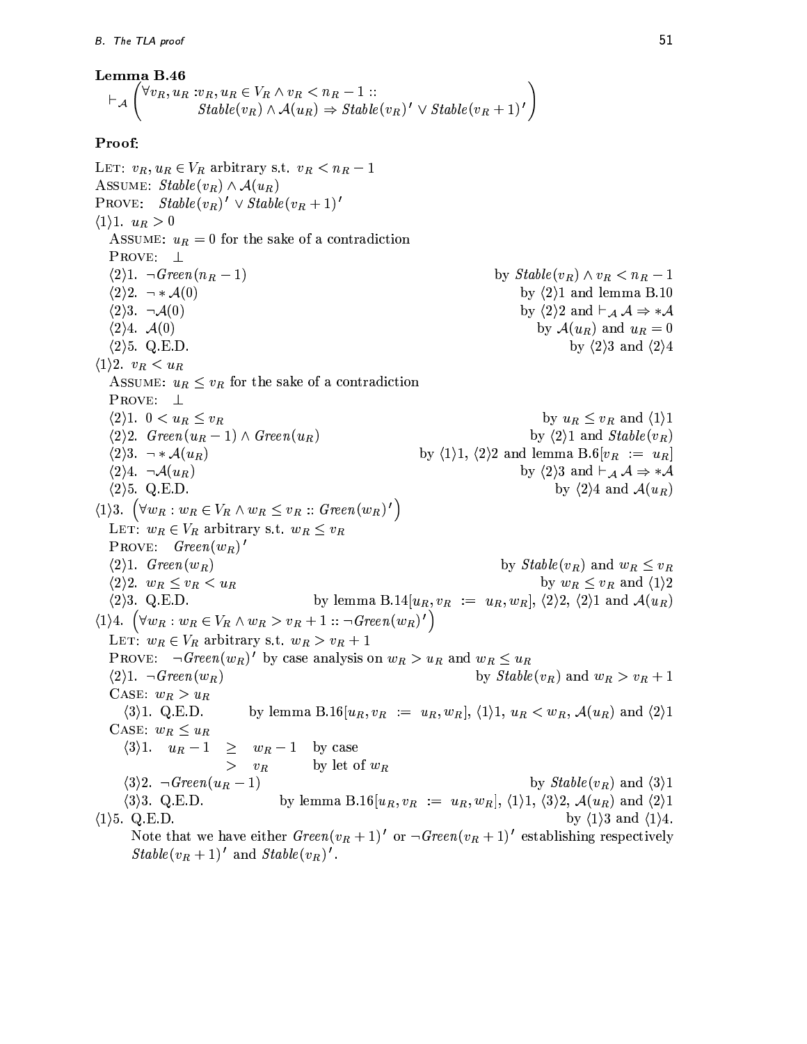**Lemma B.46**

$$\vdash_{\mathcal{A}} \left( \begin{array}{l} \forall v_R, u_R : v_R, u_R \in V_R \wedge v_R < n_R - 1 :: \\ \qquad \mathit{Stable}(v_R) \wedge \mathcal{A}(u_R) \Rightarrow \mathit{Stable}(v_R)' \vee \mathit{Stable}(v_R + 1)' \end{array} \right)$$

**Proof:**

LET: $v_R, u_R \in V_R$ arbitrary s.t. $v_R < n_R - 1$

ASSUME: $\mathit{Stable}(v_R) \wedge \mathcal{A}(u_R)$

PROVE: $\mathit{Stable}(v_R)' \vee \mathit{Stable}(v_R + 1)'$

$\langle 1 \rangle 1.$ $u_R > 0$

  ASSUME: $u_R = 0$ for the sake of a contradiction

  PROVE: $\bot$

  $\langle 2 \rangle 1.$ $\neg \mathit{Green}(n_R - 1)$ — by $\mathit{Stable}(v_R) \wedge v_R < n_R - 1$

  $\langle 2 \rangle 2.$ $\neg * \mathcal{A}(0)$ — by $\langle 2 \rangle 1$ and lemma B.10

  $\langle 2 \rangle 3.$ $\neg \mathcal{A}(0)$ — by $\langle 2 \rangle 2$ and $\vdash_{\mathcal{A}} \mathcal{A} \Rightarrow * \mathcal{A}$

  $\langle 2 \rangle 4.$ $\mathcal{A}(0)$ — by $\mathcal{A}(u_R)$ and $u_R = 0$

  $\langle 2 \rangle 5.$ Q.E.D. — by $\langle 2 \rangle 3$ and $\langle 2 \rangle 4$

$\langle 1 \rangle 2.$ $v_R < u_R$

  ASSUME: $u_R \leq v_R$ for the sake of a contradiction

  PROVE: $\bot$

  $\langle 2 \rangle 1.$ $0 < u_R \leq v_R$ — by $u_R \leq v_R$ and $\langle 1 \rangle 1$

  $\langle 2 \rangle 2.$ $\mathit{Green}(u_R - 1) \wedge \mathit{Green}(u_R)$ — by $\langle 2 \rangle 1$ and $\mathit{Stable}(v_R)$

  $\langle 2 \rangle 3.$ $\neg * \mathcal{A}(u_R)$ — by $\langle 1 \rangle 1$, $\langle 2 \rangle 2$ and lemma B.6$[v_R := u_R]$

  $\langle 2 \rangle 4.$ $\neg \mathcal{A}(u_R)$ — by $\langle 2 \rangle 3$ and $\vdash_{\mathcal{A}} \mathcal{A} \Rightarrow * \mathcal{A}$

  $\langle 2 \rangle 5.$ Q.E.D. — by $\langle 2 \rangle 4$ and $\mathcal{A}(u_R)$

$\langle 1 \rangle 3.$ $\left( \forall w_R : w_R \in V_R \wedge w_R \leq v_R :: \mathit{Green}(w_R)' \right)$

  LET: $w_R \in V_R$ arbitrary s.t. $w_R \leq v_R$

  PROVE: $\mathit{Green}(w_R)'$

  $\langle 2 \rangle 1.$ $\mathit{Green}(w_R)$ — by $\mathit{Stable}(v_R)$ and $w_R \leq v_R$

  $\langle 2 \rangle 2.$ $w_R \leq v_R < u_R$ — by $w_R \leq v_R$ and $\langle 1 \rangle 2$

  $\langle 2 \rangle 3.$ Q.E.D. — by lemma B.14$[u_R, v_R := u_R, w_R]$, $\langle 2 \rangle 2$, $\langle 2 \rangle 1$ and $\mathcal{A}(u_R)$

$\langle 1 \rangle 4.$ $\left( \forall w_R : w_R \in V_R \wedge w_R > v_R + 1 :: \neg \mathit{Green}(w_R)' \right)$

  LET: $w_R \in V_R$ arbitrary s.t. $w_R > v_R + 1$

  PROVE: $\neg \mathit{Green}(w_R)'$ by case analysis on $w_R > u_R$ and $w_R \leq u_R$

  $\langle 2 \rangle 1.$ $\neg \mathit{Green}(w_R)$ — by $\mathit{Stable}(v_R)$ and $w_R > v_R + 1$

  CASE: $w_R > u_R$

    $\langle 3 \rangle 1.$ Q.E.D. — by lemma B.16$[u_R, v_R := u_R, w_R]$, $\langle 1 \rangle 1$, $u_R < w_R$, $\mathcal{A}(u_R)$ and $\langle 2 \rangle 1$

  CASE: $w_R \leq u_R$

    $\langle 3 \rangle 1.$ 
$$\begin{array}{lll} u_R - 1 & \geq & w_R - 1 \quad \text{by case} \\ & > & v_R \qquad\quad \text{by let of } w_R \end{array}$$

    $\langle 3 \rangle 2.$ $\neg \mathit{Green}(u_R - 1)$ — by $\mathit{Stable}(v_R)$ and $\langle 3 \rangle 1$

    $\langle 3 \rangle 3.$ Q.E.D. — by lemma B.16$[u_R, v_R := u_R, w_R]$, $\langle 1 \rangle 1$, $\langle 3 \rangle 2$, $\mathcal{A}(u_R)$ and $\langle 2 \rangle 1$

$\langle 1 \rangle 5.$ Q.E.D. — by $\langle 1 \rangle 3$ and $\langle 1 \rangle 4$.

  Note that we have either $\mathit{Green}(v_R + 1)'$ or $\neg \mathit{Green}(v_R + 1)'$ establishing respectively $\mathit{Stable}(v_R + 1)'$ and $\mathit{Stable}(v_R)'$.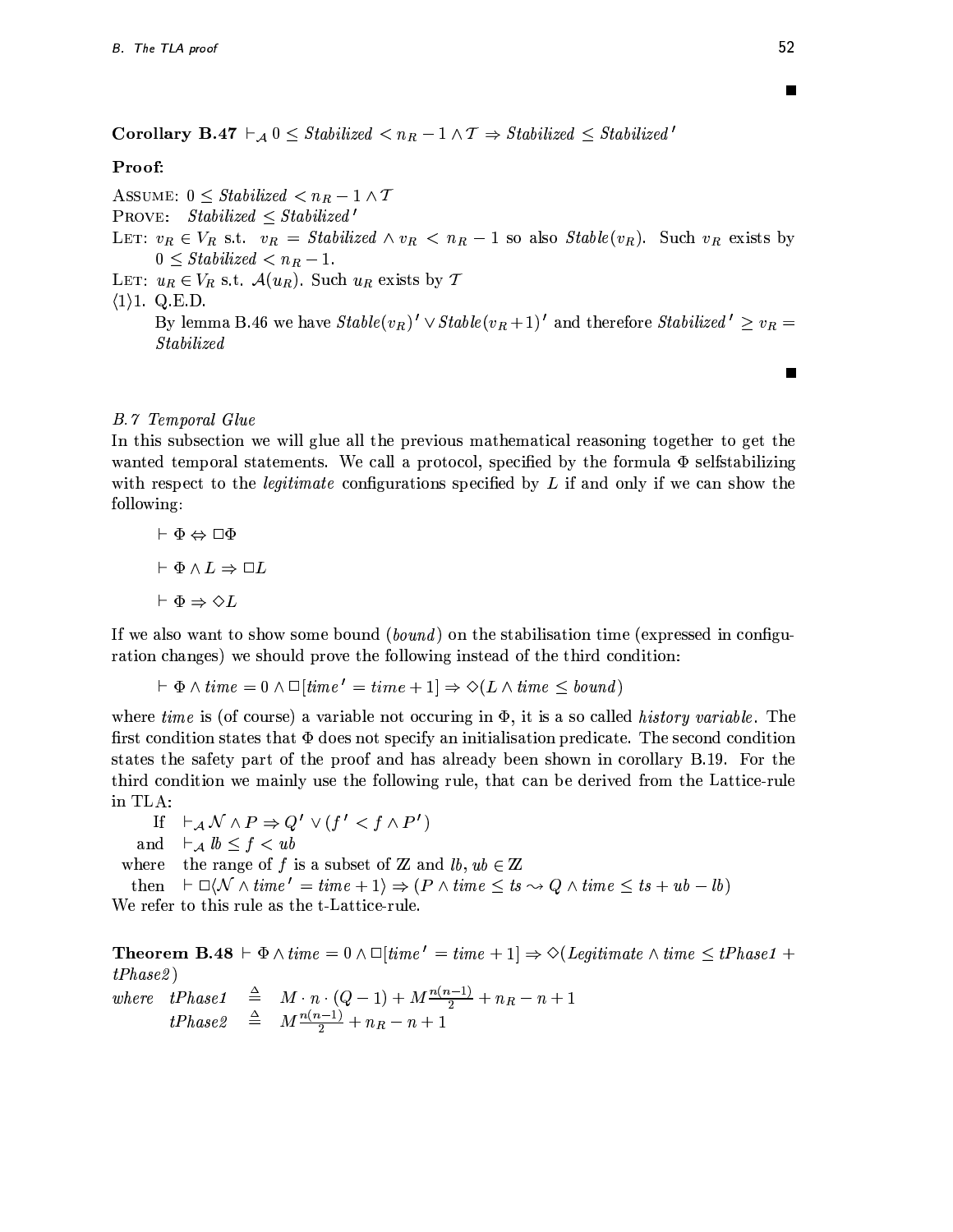■

**Corollary B.47** $\vdash_{\mathcal{A}} 0 \leq \mathit{Stabilized} < n_R - 1 \wedge \mathcal{T} \Rightarrow \mathit{Stabilized} \leq \mathit{Stabilized}'$

**Proof:**

ASSUME: $0 \leq \mathit{Stabilized} < n_R - 1 \wedge \mathcal{T}$

PROVE: $\mathit{Stabilized} \leq \mathit{Stabilized}'$

LET: $v_R \in V_R$ s.t. $v_R = \mathit{Stabilized} \wedge v_R < n_R - 1$ so also $\mathit{Stable}(v_R)$. Such $v_R$ exists by $0 \leq \mathit{Stabilized} < n_R - 1$.

LET: $u_R \in V_R$ s.t. $\mathcal{A}(u_R)$. Such $u_R$ exists by $\mathcal{T}$

$\langle 1 \rangle 1$. Q.E.D.

By lemma B.46 we have $\mathit{Stable}(v_R)' \vee \mathit{Stable}(v_R + 1)'$ and therefore $\mathit{Stabilized}' \geq v_R = \mathit{Stabilized}$

■

*B.7 Temporal Glue*

In this subsection we will glue all the previous mathematical reasoning together to get the wanted temporal statements. We call a protocol, specified by the formula $\Phi$ selfstabilizing with respect to the *legitimate* configurations specified by $L$ if and only if we can show the following:

$$\vdash \Phi \Leftrightarrow \Box\Phi$$

$$\vdash \Phi \wedge L \Rightarrow \Box L$$

$$\vdash \Phi \Rightarrow \Diamond L$$

If we also want to show some bound (*bound*) on the stabilisation time (expressed in configuration changes) we should prove the following instead of the third condition:

$$\vdash \Phi \wedge \mathit{time} = 0 \wedge \Box[\mathit{time}' = \mathit{time} + 1] \Rightarrow \Diamond(L \wedge \mathit{time} \leq \mathit{bound})$$

where *time* is (of course) a variable not occuring in $\Phi$, it is a so called *history variable*. The first condition states that $\Phi$ does not specify an initialisation predicate. The second condition states the safety part of the proof and has already been shown in corollary B.19. For the third condition we mainly use the following rule, that can be derived from the Lattice-rule in TLA:

If $\vdash_{\mathcal{A}} \mathcal{N} \wedge P \Rightarrow Q' \vee (f' < f \wedge P')$
and $\vdash_{\mathcal{A}} \mathit{lb} \leq f < \mathit{ub}$
where the range of $f$ is a subset of $\mathbb{Z}$ and $\mathit{lb}, \mathit{ub} \in \mathbb{Z}$
then $\vdash \Box\langle \mathcal{N} \wedge \mathit{time}' = \mathit{time} + 1 \rangle \Rightarrow (P \wedge \mathit{time} \leq \mathit{ts} \leadsto Q \wedge \mathit{time} \leq \mathit{ts} + \mathit{ub} - \mathit{lb})$

We refer to this rule as the t-Lattice-rule.

**Theorem B.48** $\vdash \Phi \wedge \mathit{time} = 0 \wedge \Box[\mathit{time}' = \mathit{time} + 1] \Rightarrow \Diamond(\mathit{Legitimate} \wedge \mathit{time} \leq \mathit{tPhase1} + \mathit{tPhase2})$

where

$$\mathit{tPhase1} \triangleq M \cdot n \cdot (Q - 1) + M\frac{n(n-1)}{2} + n_R - n + 1$$

$$\mathit{tPhase2} \triangleq M\frac{n(n-1)}{2} + n_R - n + 1$$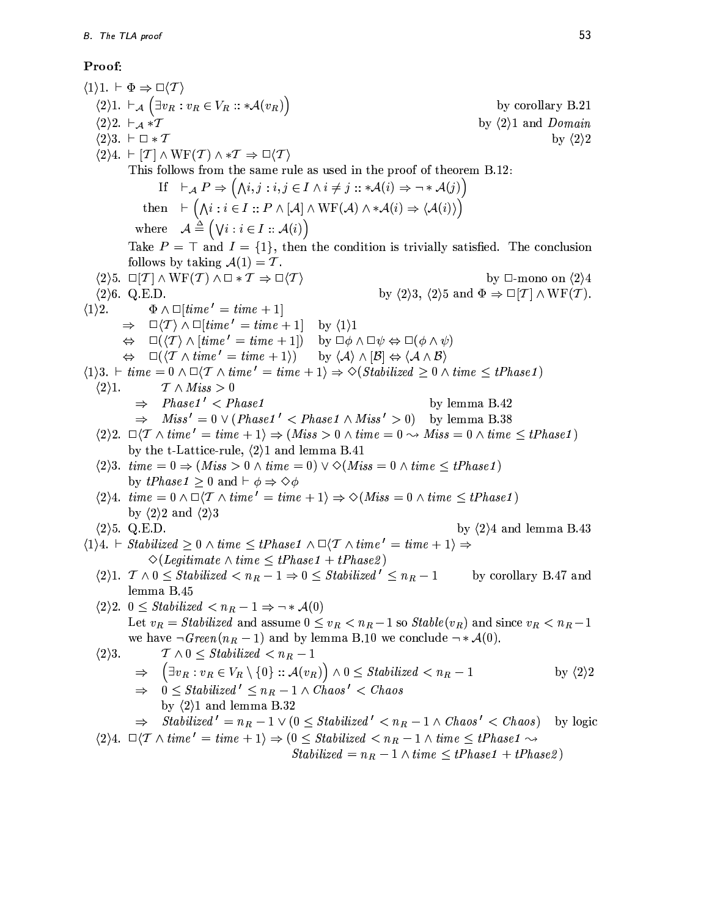**Proof:**

$\langle 1\rangle 1.\ \vdash \Phi \Rightarrow \Box\langle \mathcal{T}\rangle$

$\langle 2\rangle 1.\ \vdash_{\mathcal{A}} \left(\exists v_R : v_R \in V_R :: *\mathcal{A}(v_R)\right)$ by corollary B.21

$\langle 2\rangle 2.\ \vdash_{\mathcal{A}} *\mathcal{T}$ by $\langle 2\rangle 1$ and *Domain*

$\langle 2\rangle 3.\ \vdash \Box * \mathcal{T}$ by $\langle 2\rangle 2$

$\langle 2\rangle 4.\ \vdash [\mathcal{T}] \wedge \mathrm{WF}(\mathcal{T}) \wedge *\mathcal{T} \Rightarrow \Box\langle \mathcal{T}\rangle$

This follows from the same rule as used in the proof of theorem B.12:

$$\text{If} \quad \vdash_{\mathcal{A}} P \Rightarrow \left(\bigwedge i,j : i,j \in I \wedge i \neq j :: *\mathcal{A}(i) \Rightarrow \neg * \mathcal{A}(j)\right)$$

$$\text{then} \quad \vdash \left(\bigwedge i : i \in I :: P \wedge [\mathcal{A}] \wedge \mathrm{WF}(\mathcal{A}) \wedge *\mathcal{A}(i) \Rightarrow \langle \mathcal{A}(i)\rangle\right)$$

$$\text{where} \quad \mathcal{A} \triangleq \left(\bigvee i : i \in I :: \mathcal{A}(i)\right)$$

Take $P = \top$ and $I = \{1\}$, then the condition is trivially satisfied. The conclusion follows by taking $\mathcal{A}(1) = \mathcal{T}$.

$\langle 2\rangle 5.\ \Box[\mathcal{T}] \wedge \mathrm{WF}(\mathcal{T}) \wedge \Box * \mathcal{T} \Rightarrow \Box\langle \mathcal{T}\rangle$ by $\Box$-mono on $\langle 2\rangle 4$

$\langle 2\rangle 6.$ Q.E.D. by $\langle 2\rangle 3$, $\langle 2\rangle 5$ and $\Phi \Rightarrow \Box[\mathcal{T}] \wedge \mathrm{WF}(\mathcal{T})$.

$\langle 1\rangle 2.$

$$\begin{array}{lll} & \Phi \wedge \Box[time' = time + 1] & \\ \Rightarrow & \Box\langle \mathcal{T}\rangle \wedge \Box[time' = time + 1] & \text{by } \langle 1\rangle 1 \\ \Leftrightarrow & \Box(\langle \mathcal{T}\rangle \wedge [time' = time + 1]) & \text{by } \Box\phi \wedge \Box\psi \Leftrightarrow \Box(\phi \wedge \psi) \\ \Leftrightarrow & \Box(\langle \mathcal{T} \wedge time' = time + 1\rangle) & \text{by } \langle \mathcal{A}\rangle \wedge [\mathcal{B}] \Leftrightarrow \langle \mathcal{A} \wedge \mathcal{B}\rangle \end{array}$$

$\langle 1\rangle 3.\ \vdash time = 0 \wedge \Box\langle \mathcal{T} \wedge time' = time + 1\rangle \Rightarrow \Diamond(Stabilized \geq 0 \wedge time \leq tPhase1)$

$\langle 2\rangle 1.$

$$\begin{array}{lll} & \mathcal{T} \wedge Miss > 0 & \\ \Rightarrow & Phase1' < Phase1 & \text{by lemma B.42} \\ \Rightarrow & Miss' = 0 \vee (Phase1' < Phase1 \wedge Miss' > 0) & \text{by lemma B.38} \end{array}$$

$\langle 2\rangle 2.\ \Box\langle \mathcal{T} \wedge time' = time + 1\rangle \Rightarrow (Miss > 0 \wedge time = 0 \leadsto Miss = 0 \wedge time \leq tPhase1)$

by the t-Lattice-rule, $\langle 2\rangle 1$ and lemma B.41

$\langle 2\rangle 3.\ time = 0 \Rightarrow (Miss > 0 \wedge time = 0) \vee \Diamond(Miss = 0 \wedge time \leq tPhase1)$

by $tPhase1 \geq 0$ and $\vdash \phi \Rightarrow \Diamond\phi$

$\langle 2\rangle 4.\ time = 0 \wedge \Box\langle \mathcal{T} \wedge time' = time + 1\rangle \Rightarrow \Diamond(Miss = 0 \wedge time \leq tPhase1)$

by $\langle 2\rangle 2$ and $\langle 2\rangle 3$

$\langle 2\rangle 5.$ Q.E.D. by $\langle 2\rangle 4$ and lemma B.43

$\langle 1\rangle 4.\ \vdash Stabilized \geq 0 \wedge time \leq tPhase1 \wedge \Box\langle \mathcal{T} \wedge time' = time + 1\rangle \Rightarrow$
$\qquad \Diamond(Legitimate \wedge time \leq tPhase1 + tPhase2)$

$\langle 2\rangle 1.\ \mathcal{T} \wedge 0 \leq Stabilized < n_R - 1 \Rightarrow 0 \leq Stabilized' \leq n_R - 1$ by corollary B.47 and lemma B.45

$\langle 2\rangle 2.\ 0 \leq Stabilized < n_R - 1 \Rightarrow \neg * \mathcal{A}(0)$

Let $v_R = Stabilized$ and assume $0 \leq v_R < n_R - 1$ so $Stable(v_R)$ and since $v_R < n_R - 1$ we have $\neg Green(n_R - 1)$ and by lemma B.10 we conclude $\neg * \mathcal{A}(0)$.

$\langle 2\rangle 3.$

$$\begin{array}{lll} & \mathcal{T} \wedge 0 \leq Stabilized < n_R - 1 & \\ \Rightarrow & \left(\exists v_R : v_R \in V_R \setminus \{0\} :: \mathcal{A}(v_R)\right) \wedge 0 \leq Stabilized < n_R - 1 & \text{by } \langle 2\rangle 2 \\ \Rightarrow & 0 \leq Stabilized' \leq n_R - 1 \wedge Chaos' < Chaos & \\ & \text{by } \langle 2\rangle 1 \text{ and lemma B.32} & \\ \Rightarrow & Stabilized' = n_R - 1 \vee (0 \leq Stabilized' < n_R - 1 \wedge Chaos' < Chaos) & \text{by logic} \end{array}$$

$\langle 2\rangle 4.\ \Box\langle \mathcal{T} \wedge time' = time + 1\rangle \Rightarrow (0 \leq Stabilized < n_R - 1 \wedge time \leq tPhase1 \leadsto$
$\qquad Stabilized = n_R - 1 \wedge time \leq tPhase1 + tPhase2)$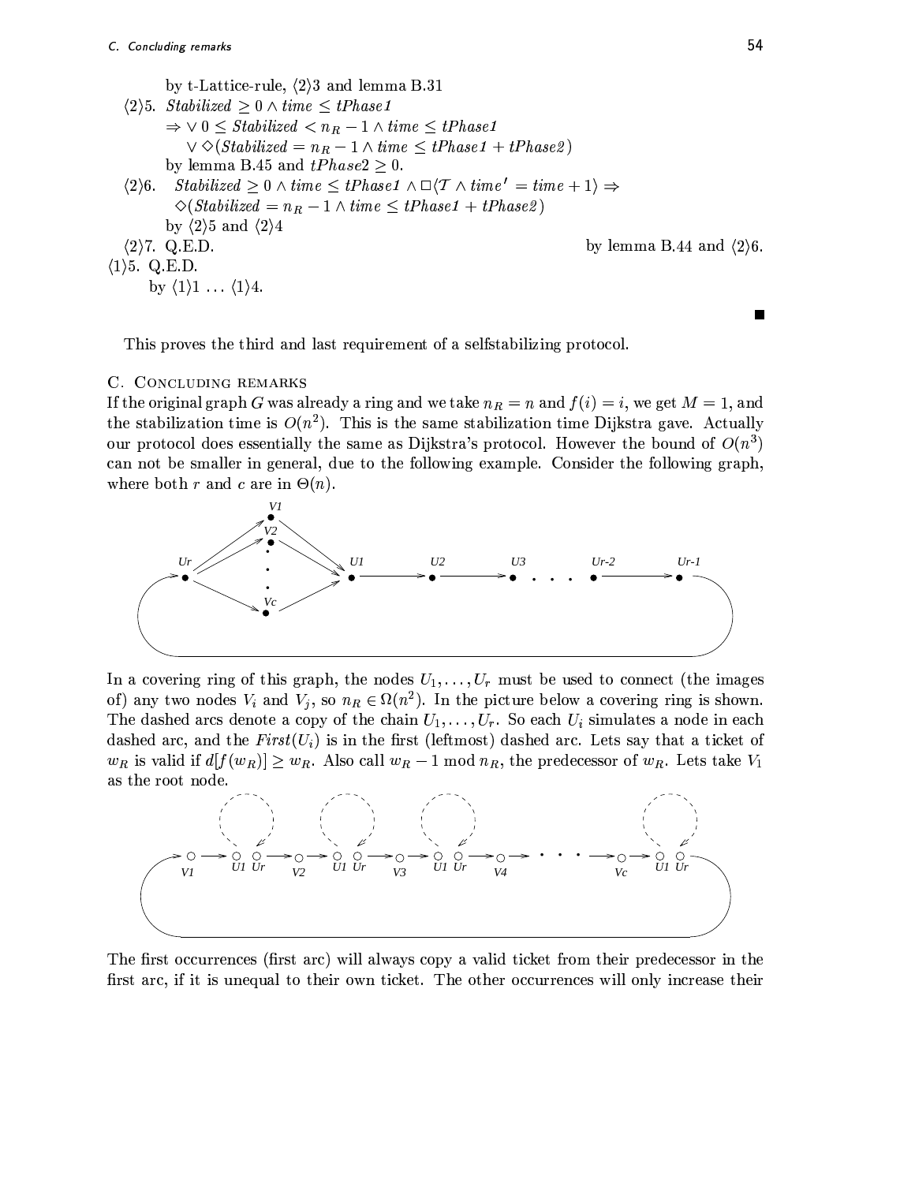by t-Lattice-rule, ⟨2⟩3 and lemma B.31

⟨2⟩5. $Stabilized \geq 0 \wedge time \leq tPhase1$
$\Rightarrow \vee\ 0 \leq Stabilized < n_R - 1 \wedge time \leq tPhase1$
$\vee\ \Diamond(Stabilized = n_R - 1 \wedge time \leq tPhase1 + tPhase2)$
by lemma B.45 and $tPhase2 \geq 0$.

⟨2⟩6. $Stabilized \geq 0 \wedge time \leq tPhase1 \wedge \Box\langle \mathcal{T} \wedge time' = time + 1\rangle \Rightarrow$
$\Diamond(Stabilized = n_R - 1 \wedge time \leq tPhase1 + tPhase2)$
by ⟨2⟩5 and ⟨2⟩4

⟨2⟩7. Q.E.D. by lemma B.44 and ⟨2⟩6.

⟨1⟩5. Q.E.D.
by ⟨1⟩1 ... ⟨1⟩4.

∎

This proves the third and last requirement of a selfstabilizing protocol.

## C. Concluding remarks

If the original graph $G$ was already a ring and we take $n_R = n$ and $f(i) = i$, we get $M = 1$, and the stabilization time is $O(n^2)$. This is the same stabilization time Dijkstra gave. Actually our protocol does essentially the same as Dijkstra's protocol. However the bound of $O(n^3)$ can not be smaller in general, due to the following example. Consider the following graph, where both $r$ and $c$ are in $\Theta(n)$.

In a covering ring of this graph, the nodes $U_1, \ldots, U_r$ must be used to connect (the images of) any two nodes $V_i$ and $V_j$, so $n_R \in \Omega(n^2)$. In the picture below a covering ring is shown. The dashed arcs denote a copy of the chain $U_1, \ldots, U_r$. So each $U_i$ simulates a node in each dashed arc, and the $First(U_i)$ is in the first (leftmost) dashed arc. Lets say that a ticket of $w_R$ is valid if $d[f(w_R)] \geq w_R$. Also call $w_R - 1 \bmod n_R$, the predecessor of $w_R$. Lets take $V_1$ as the root node.

The first occurrences (first arc) will always copy a valid ticket from their predecessor in the first arc, if it is unequal to their own ticket. The other occurrences will only increase their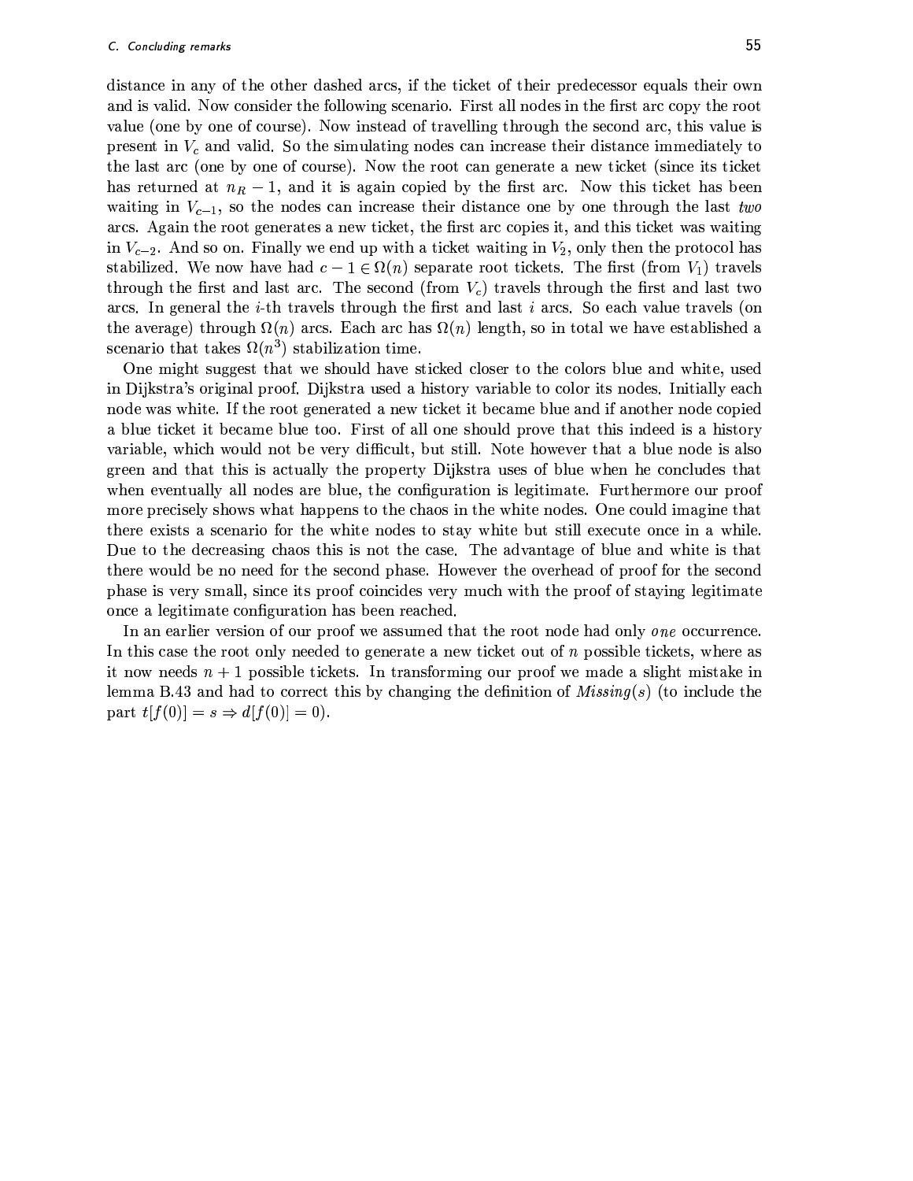distance in any of the other dashed arcs, if the ticket of their predecessor equals their own and is valid. Now consider the following scenario. First all nodes in the first arc copy the root value (one by one of course). Now instead of travelling through the second arc, this value is present in $V_c$ and valid. So the simulating nodes can increase their distance immediately to the last arc (one by one of course). Now the root can generate a new ticket (since its ticket has returned at $n_R - 1$, and it is again copied by the first arc. Now this ticket has been waiting in $V_{c-1}$, so the nodes can increase their distance one by one through the last *two* arcs. Again the root generates a new ticket, the first arc copies it, and this ticket was waiting in $V_{c-2}$. And so on. Finally we end up with a ticket waiting in $V_2$, only then the protocol has stabilized. We now have had $c - 1 \in \Omega(n)$ separate root tickets. The first (from $V_1$) travels through the first and last arc. The second (from $V_c$) travels through the first and last two arcs. In general the $i$-th travels through the first and last $i$ arcs. So each value travels (on the average) through $\Omega(n)$ arcs. Each arc has $\Omega(n)$ length, so in total we have established a scenario that takes $\Omega(n^3)$ stabilization time.

One might suggest that we should have sticked closer to the colors blue and white, used in Dijkstra's original proof. Dijkstra used a history variable to color its nodes. Initially each node was white. If the root generated a new ticket it became blue and if another node copied a blue ticket it became blue too. First of all one should prove that this indeed is a history variable, which would not be very difficult, but still. Note however that a blue node is also green and that this is actually the property Dijkstra uses of blue when he concludes that when eventually all nodes are blue, the configuration is legitimate. Furthermore our proof more precisely shows what happens to the chaos in the white nodes. One could imagine that there exists a scenario for the white nodes to stay white but still execute once in a while. Due to the decreasing chaos this is not the case. The advantage of blue and white is that there would be no need for the second phase. However the overhead of proof for the second phase is very small, since its proof coincides very much with the proof of staying legitimate once a legitimate configuration has been reached.

In an earlier version of our proof we assumed that the root node had only *one* occurrence. In this case the root only needed to generate a new ticket out of $n$ possible tickets, where as it now needs $n + 1$ possible tickets. In transforming our proof we made a slight mistake in lemma B.43 and had to correct this by changing the definition of *Missing*$(s)$ (to include the part $t[f(0)] = s \Rightarrow d[f(0)] = 0$).